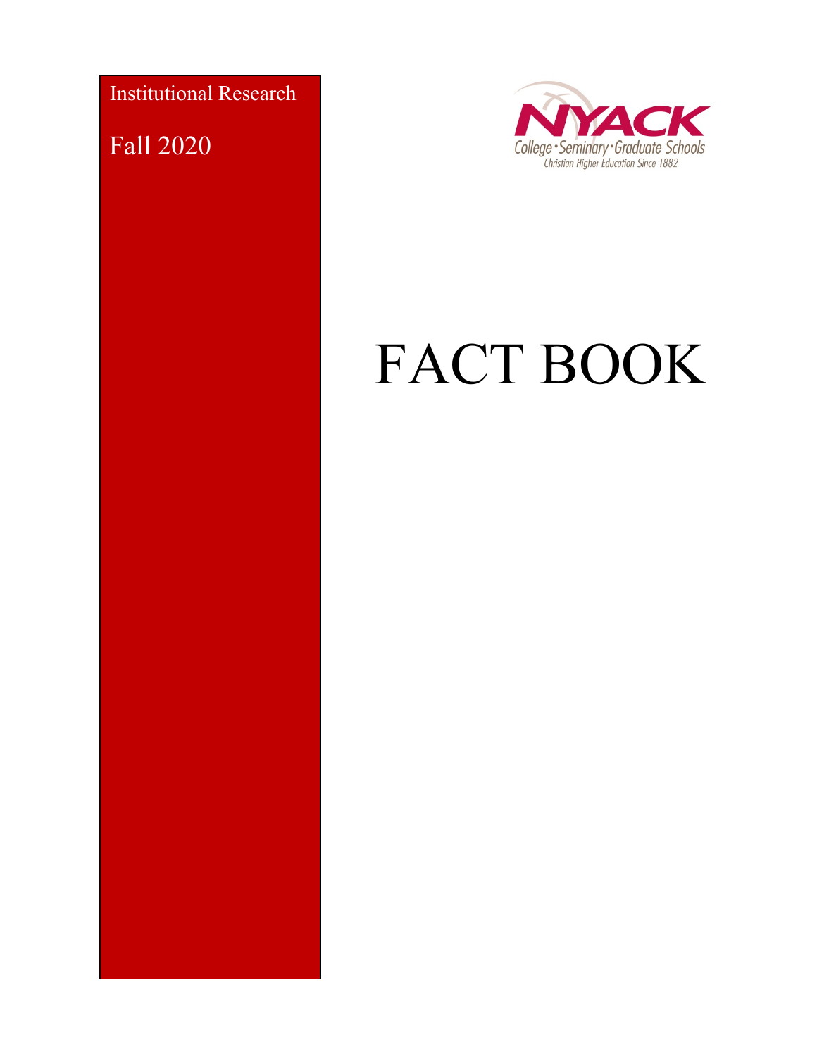Institutional Research

Fall 2020

NYACK
College • Seminary • Graduate Schools
Christian Higher Education Since 1882

# FACT BOOK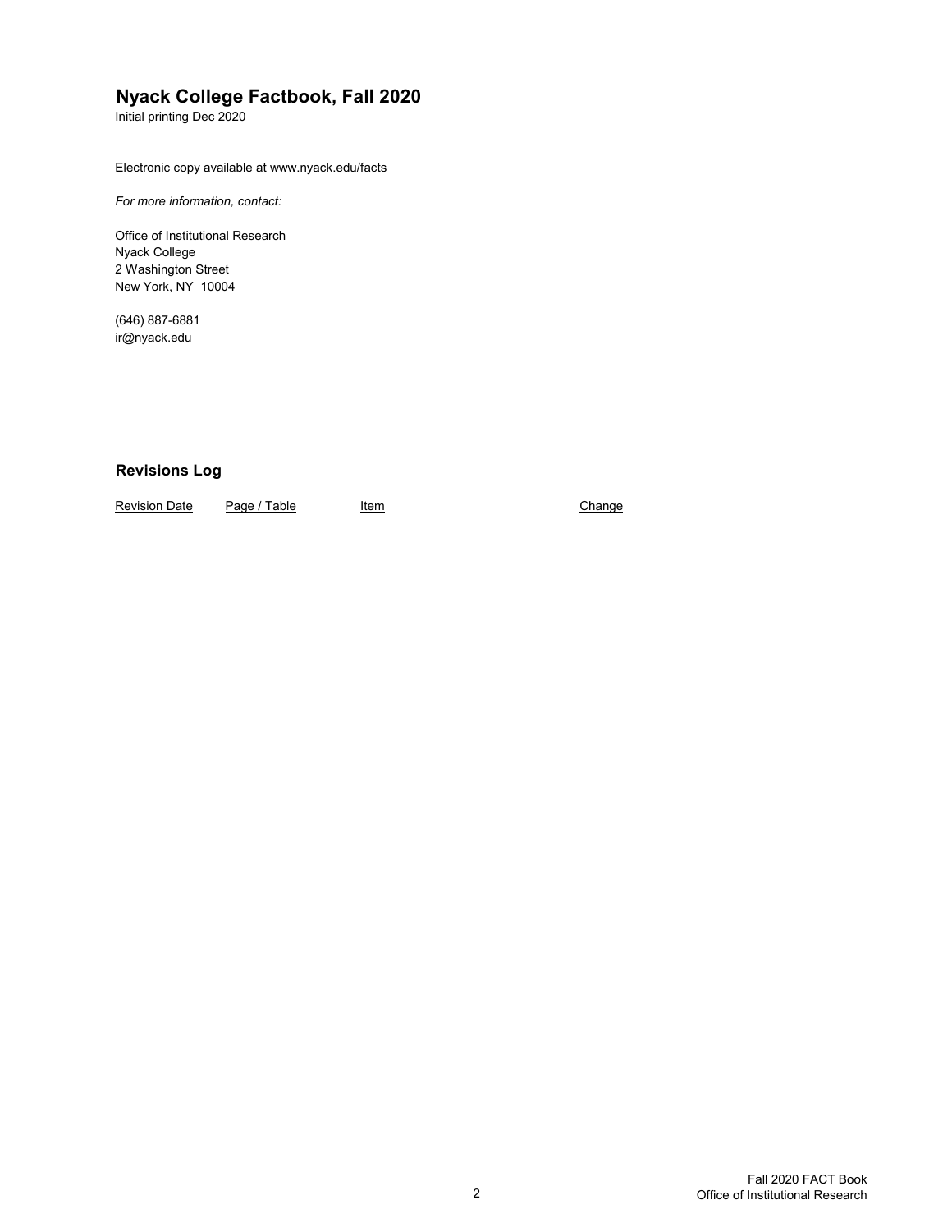# Nyack College Factbook, Fall 2020

Initial printing Dec 2020

Electronic copy available at www.nyack.edu/facts

*For more information, contact:*

Office of Institutional Research
Nyack College
2 Washington Street
New York, NY 10004

(646) 887-6881
ir@nyack.edu

## Revisions Log

| Revision Date | Page / Table | Item | Change |
| --- | --- | --- | --- |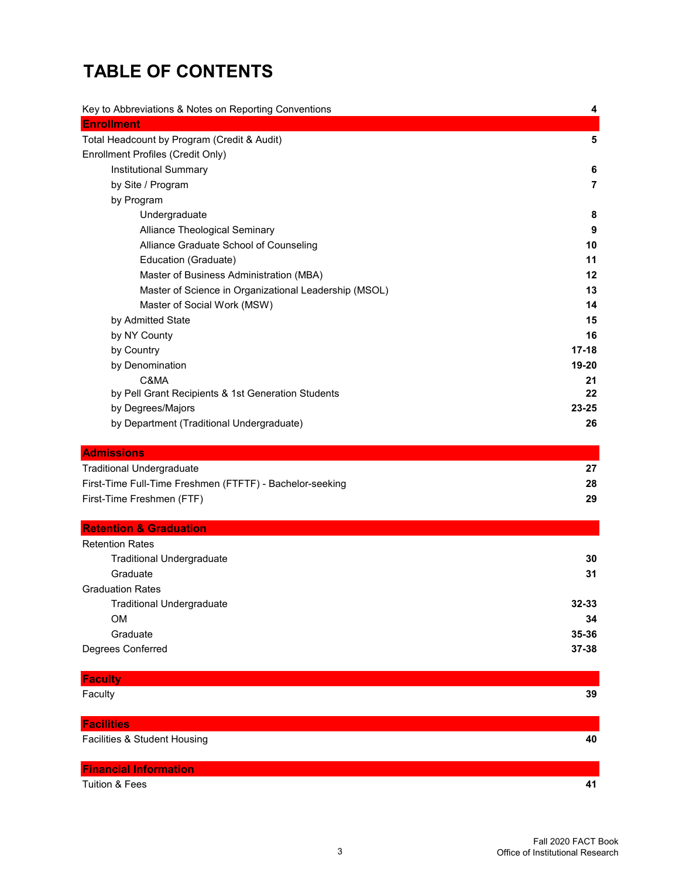# TABLE OF CONTENTS

| | |
|---|---|
| Key to Abbreviations & Notes on Reporting Conventions | **4** |
| **Enrollment** | |
| Total Headcount by Program (Credit & Audit) | **5** |
| Enrollment Profiles (Credit Only) | |
| Institutional Summary | **6** |
| by Site / Program | **7** |
| by Program | |
| Undergraduate | **8** |
| Alliance Theological Seminary | **9** |
| Alliance Graduate School of Counseling | **10** |
| Education (Graduate) | **11** |
| Master of Business Administration (MBA) | **12** |
| Master of Science in Organizational Leadership (MSOL) | **13** |
| Master of Social Work (MSW) | **14** |
| by Admitted State | **15** |
| by NY County | **16** |
| by Country | **17-18** |
| by Denomination | **19-20** |
| C&MA | **21** |
| by Pell Grant Recipients & 1st Generation Students | **22** |
| by Degrees/Majors | **23-25** |
| by Department (Traditional Undergraduate) | **26** |
| **Admissions** | |
| Traditional Undergraduate | **27** |
| First-Time Full-Time Freshmen (FTFTF) - Bachelor-seeking | **28** |
| First-Time Freshmen (FTF) | **29** |
| **Retention & Graduation** | |
| Retention Rates | |
| Traditional Undergraduate | **30** |
| Graduate | **31** |
| Graduation Rates | |
| Traditional Undergraduate | **32-33** |
| OM | **34** |
| Graduate | **35-36** |
| Degrees Conferred | **37-38** |
| **Faculty** | |
| Faculty | **39** |
| **Facilities** | |
| Facilities & Student Housing | **40** |
| **Financial Information** | |
| Tuition & Fees | **41** |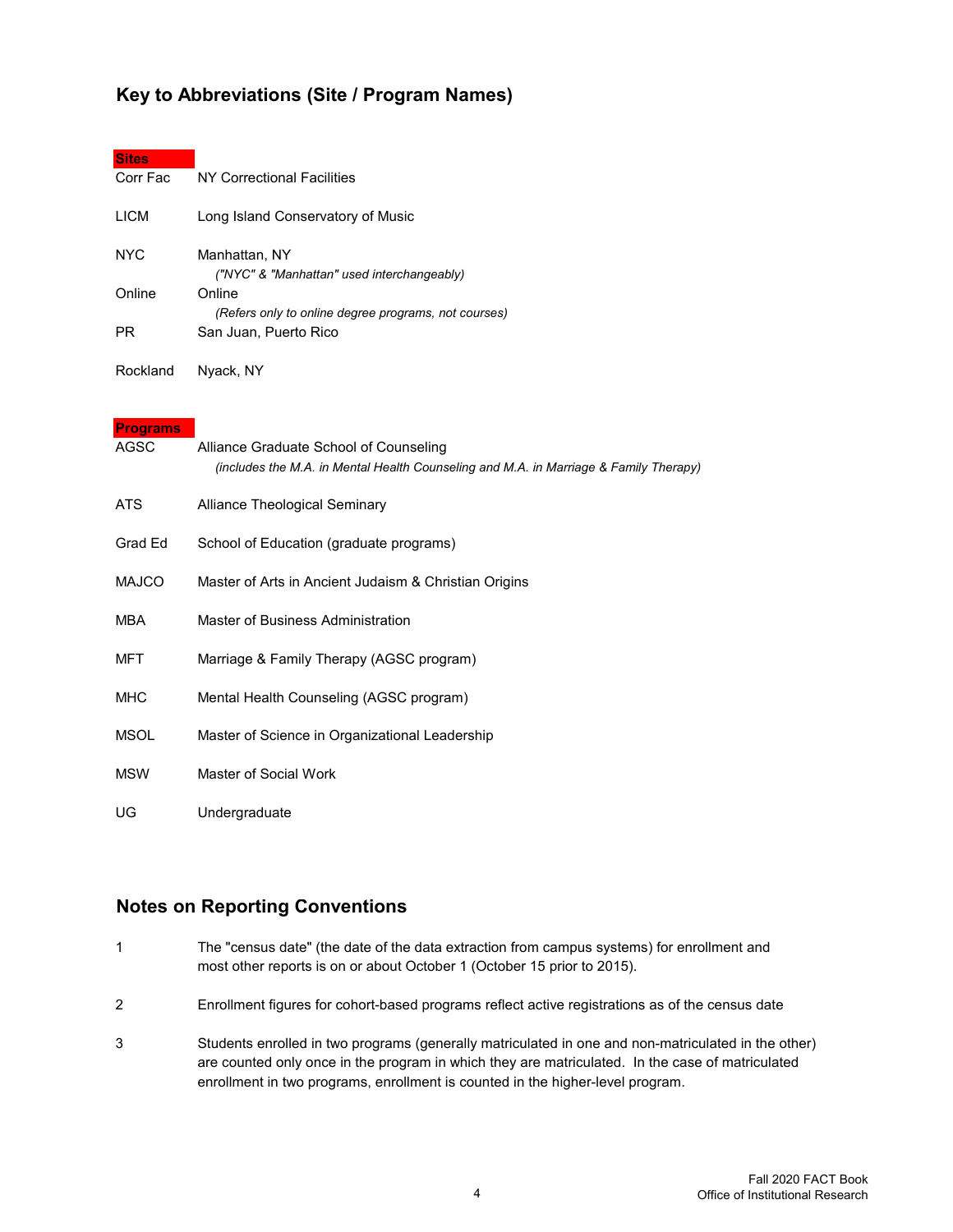## Key to Abbreviations (Site / Program Names)

**Sites**

| | |
|---|---|
| Corr Fac | NY Correctional Facilities |
| LICM | Long Island Conservatory of Music |
| NYC | Manhattan, NY *("NYC" & "Manhattan" used interchangeably)* |
| Online | Online *(Refers only to online degree programs, not courses)* |
| PR | San Juan, Puerto Rico |
| Rockland | Nyack, NY |

**Programs**

| | |
|---|---|
| AGSC | Alliance Graduate School of Counseling *(includes the M.A. in Mental Health Counseling and M.A. in Marriage & Family Therapy)* |
| ATS | Alliance Theological Seminary |
| Grad Ed | School of Education (graduate programs) |
| MAJCO | Master of Arts in Ancient Judaism & Christian Origins |
| MBA | Master of Business Administration |
| MFT | Marriage & Family Therapy (AGSC program) |
| MHC | Mental Health Counseling (AGSC program) |
| MSOL | Master of Science in Organizational Leadership |
| MSW | Master of Social Work |
| UG | Undergraduate |

## Notes on Reporting Conventions

1. The "census date" (the date of the data extraction from campus systems) for enrollment and most other reports is on or about October 1 (October 15 prior to 2015).

2. Enrollment figures for cohort-based programs reflect active registrations as of the census date

3. Students enrolled in two programs (generally matriculated in one and non-matriculated in the other) are counted only once in the program in which they are matriculated. In the case of matriculated enrollment in two programs, enrollment is counted in the higher-level program.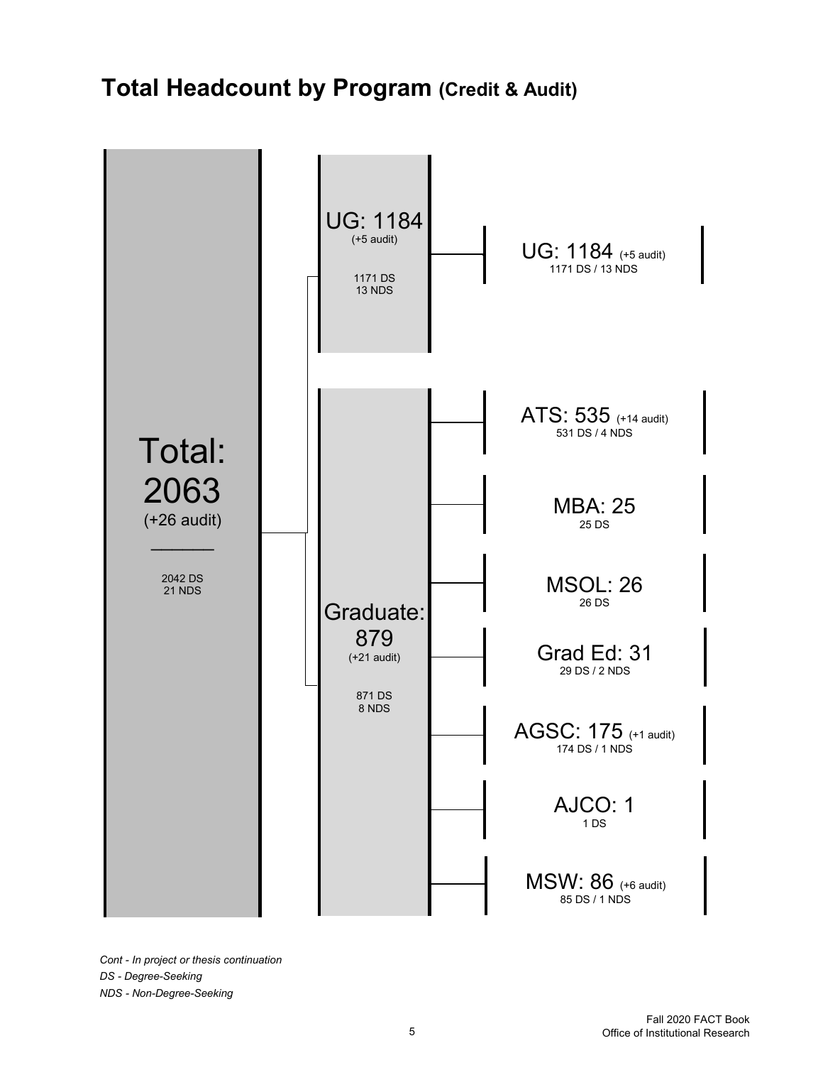# Total Headcount by Program (Credit & Audit)

**Total: 2063** (+26 audit)
2042 DS
21 NDS

- **UG: 1184** (+5 audit)
  1171 DS
  13 NDS
  - UG: 1184 (+5 audit) — 1171 DS / 13 NDS
- **Graduate: 879** (+21 audit)
  871 DS
  8 NDS
  - ATS: 535 (+14 audit) — 531 DS / 4 NDS
  - MBA: 25 — 25 DS
  - MSOL: 26 — 26 DS
  - Grad Ed: 31 — 29 DS / 2 NDS
  - AGSC: 175 (+1 audit) — 174 DS / 1 NDS
  - AJCO: 1 — 1 DS
  - MSW: 86 (+6 audit) — 85 DS / 1 NDS

*Cont - In project or thesis continuation*
*DS - Degree-Seeking*
*NDS - Non-Degree-Seeking*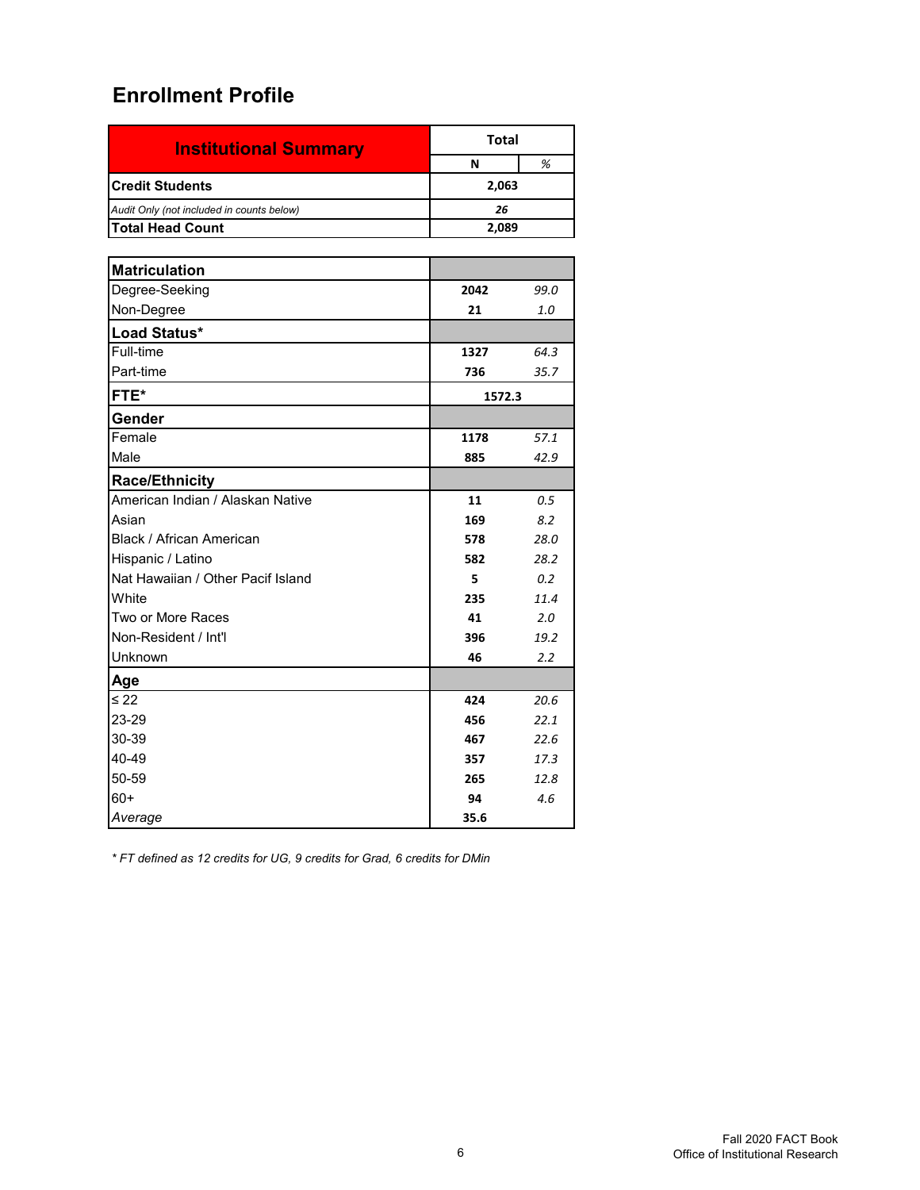## Enrollment Profile

| Institutional Summary | Total | |
|---|---|---|
| | N | % |
| **Credit Students** | **2,063** | |
| *Audit Only (not included in counts below)* | ***26*** | |
| **Total Head Count** | **2,089** | |

| | N | % |
|---|---|---|
| **Matriculation** | | |
| Degree-Seeking | **2042** | *99.0* |
| Non-Degree | **21** | *1.0* |
| **Load Status*** | | |
| Full-time | **1327** | *64.3* |
| Part-time | **736** | *35.7* |
| **FTE*** | **1572.3** | |
| **Gender** | | |
| Female | **1178** | *57.1* |
| Male | **885** | *42.9* |
| **Race/Ethnicity** | | |
| American Indian / Alaskan Native | **11** | *0.5* |
| Asian | **169** | *8.2* |
| Black / African American | **578** | *28.0* |
| Hispanic / Latino | **582** | *28.2* |
| Nat Hawaiian / Other Pacif Island | **5** | *0.2* |
| White | **235** | *11.4* |
| Two or More Races | **41** | *2.0* |
| Non-Resident / Int'l | **396** | *19.2* |
| Unknown | **46** | *2.2* |
| **Age** | | |
| ≤ 22 | **424** | *20.6* |
| 23-29 | **456** | *22.1* |
| 30-39 | **467** | *22.6* |
| 40-49 | **357** | *17.3* |
| 50-59 | **265** | *12.8* |
| 60+ | **94** | *4.6* |
| *Average* | **35.6** | |

*\* FT defined as 12 credits for UG, 9 credits for Grad, 6 credits for DMin*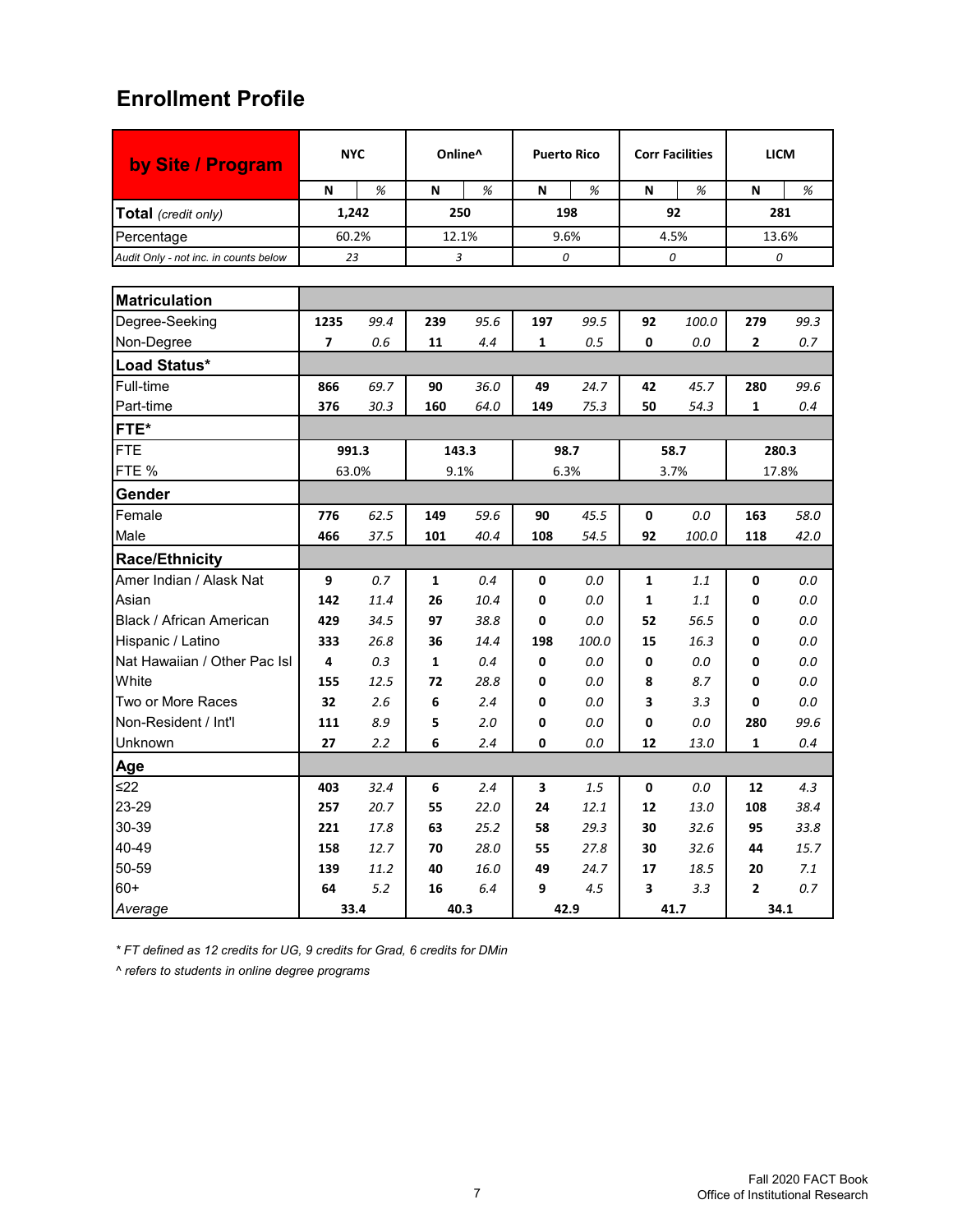## Enrollment Profile

| by Site / Program | NYC | | Online^ | | Puerto Rico | | Corr Facilities | | LICM | |
|---|---|---|---|---|---|---|---|---|---|---|
| | N | % | N | % | N | % | N | % | N | % |
| **Total** *(credit only)* | 1,242 | | 250 | | 198 | | 92 | | 281 | |
| Percentage | 60.2% | | 12.1% | | 9.6% | | 4.5% | | 13.6% | |
| *Audit Only - not inc. in counts below* | *23* | | *3* | | *0* | | *0* | | *0* | |
| **Matriculation** | | | | | | | | | | |
| Degree-Seeking | 1235 | 99.4 | 239 | 95.6 | 197 | 99.5 | 92 | 100.0 | 279 | 99.3 |
| Non-Degree | 7 | 0.6 | 11 | 4.4 | 1 | 0.5 | 0 | 0.0 | 2 | 0.7 |
| **Load Status*** | | | | | | | | | | |
| Full-time | 866 | 69.7 | 90 | 36.0 | 49 | 24.7 | 42 | 45.7 | 280 | 99.6 |
| Part-time | 376 | 30.3 | 160 | 64.0 | 149 | 75.3 | 50 | 54.3 | 1 | 0.4 |
| **FTE*** | | | | | | | | | | |
| FTE | 991.3 | | 143.3 | | 98.7 | | 58.7 | | 280.3 | |
| FTE % | 63.0% | | 9.1% | | 6.3% | | 3.7% | | 17.8% | |
| **Gender** | | | | | | | | | | |
| Female | 776 | 62.5 | 149 | 59.6 | 90 | 45.5 | 0 | 0.0 | 163 | 58.0 |
| Male | 466 | 37.5 | 101 | 40.4 | 108 | 54.5 | 92 | 100.0 | 118 | 42.0 |
| **Race/Ethnicity** | | | | | | | | | | |
| Amer Indian / Alask Nat | 9 | 0.7 | 1 | 0.4 | 0 | 0.0 | 1 | 1.1 | 0 | 0.0 |
| Asian | 142 | 11.4 | 26 | 10.4 | 0 | 0.0 | 1 | 1.1 | 0 | 0.0 |
| Black / African American | 429 | 34.5 | 97 | 38.8 | 0 | 0.0 | 52 | 56.5 | 0 | 0.0 |
| Hispanic / Latino | 333 | 26.8 | 36 | 14.4 | 198 | 100.0 | 15 | 16.3 | 0 | 0.0 |
| Nat Hawaiian / Other Pac Isl | 4 | 0.3 | 1 | 0.4 | 0 | 0.0 | 0 | 0.0 | 0 | 0.0 |
| White | 155 | 12.5 | 72 | 28.8 | 0 | 0.0 | 8 | 8.7 | 0 | 0.0 |
| Two or More Races | 32 | 2.6 | 6 | 2.4 | 0 | 0.0 | 3 | 3.3 | 0 | 0.0 |
| Non-Resident / Int'l | 111 | 8.9 | 5 | 2.0 | 0 | 0.0 | 0 | 0.0 | 280 | 99.6 |
| Unknown | 27 | 2.2 | 6 | 2.4 | 0 | 0.0 | 12 | 13.0 | 1 | 0.4 |
| **Age** | | | | | | | | | | |
| ≤22 | 403 | 32.4 | 6 | 2.4 | 3 | 1.5 | 0 | 0.0 | 12 | 4.3 |
| 23-29 | 257 | 20.7 | 55 | 22.0 | 24 | 12.1 | 12 | 13.0 | 108 | 38.4 |
| 30-39 | 221 | 17.8 | 63 | 25.2 | 58 | 29.3 | 30 | 32.6 | 95 | 33.8 |
| 40-49 | 158 | 12.7 | 70 | 28.0 | 55 | 27.8 | 30 | 32.6 | 44 | 15.7 |
| 50-59 | 139 | 11.2 | 40 | 16.0 | 49 | 24.7 | 17 | 18.5 | 20 | 7.1 |
| 60+ | 64 | 5.2 | 16 | 6.4 | 9 | 4.5 | 3 | 3.3 | 2 | 0.7 |
| *Average* | 33.4 | | 40.3 | | 42.9 | | 41.7 | | 34.1 | |

*\* FT defined as 12 credits for UG, 9 credits for Grad, 6 credits for DMin*

*^ refers to students in online degree programs*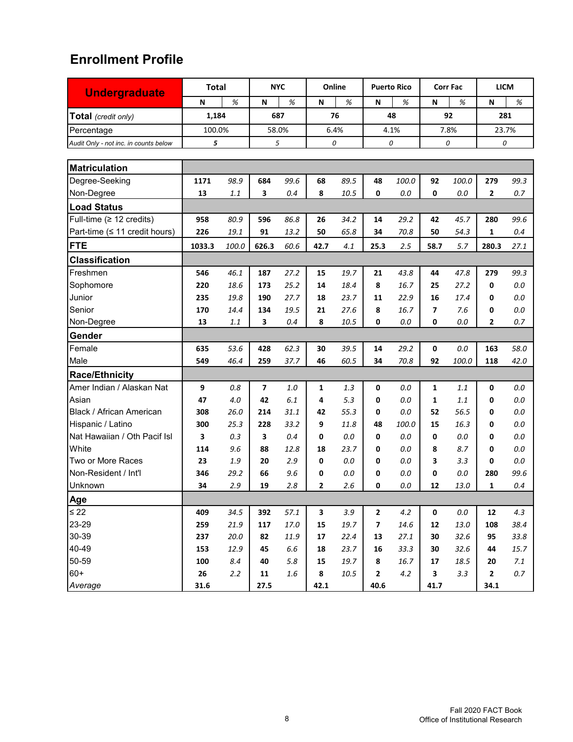## Enrollment Profile

| Undergraduate | Total | | NYC | | Online | | Puerto Rico | | Corr Fac | | LICM | |
|---|---|---|---|---|---|---|---|---|---|---|---|---|
| | N | % | N | % | N | % | N | % | N | % | N | % |
| **Total** *(credit only)* | **1,184** | | **687** | | **76** | | **48** | | **92** | | **281** | |
| Percentage | 100.0% | | 58.0% | | 6.4% | | 4.1% | | 7.8% | | 23.7% | |
| *Audit Only - not inc. in counts below* | *5* | | *5* | | *0* | | *0* | | *0* | | *0* | |
| **Matriculation** | | | | | | | | | | | | |
| Degree-Seeking | **1171** | *98.9* | **684** | *99.6* | **68** | *89.5* | **48** | *100.0* | **92** | *100.0* | **279** | *99.3* |
| Non-Degree | **13** | *1.1* | **3** | *0.4* | **8** | *10.5* | **0** | *0.0* | **0** | *0.0* | **2** | *0.7* |
| **Load Status** | | | | | | | | | | | | |
| Full-time (≥ 12 credits) | **958** | *80.9* | **596** | *86.8* | **26** | *34.2* | **14** | *29.2* | **42** | *45.7* | **280** | *99.6* |
| Part-time (≤ 11 credit hours) | **226** | *19.1* | **91** | *13.2* | **50** | *65.8* | **34** | *70.8* | **50** | *54.3* | **1** | *0.4* |
| **FTE** | **1033.3** | *100.0* | **626.3** | *60.6* | **42.7** | *4.1* | **25.3** | *2.5* | **58.7** | *5.7* | **280.3** | *27.1* |
| **Classification** | | | | | | | | | | | | |
| Freshmen | **546** | *46.1* | **187** | *27.2* | **15** | *19.7* | **21** | *43.8* | **44** | *47.8* | **279** | *99.3* |
| Sophomore | **220** | *18.6* | **173** | *25.2* | **14** | *18.4* | **8** | *16.7* | **25** | *27.2* | **0** | *0.0* |
| Junior | **235** | *19.8* | **190** | *27.7* | **18** | *23.7* | **11** | *22.9* | **16** | *17.4* | **0** | *0.0* |
| Senior | **170** | *14.4* | **134** | *19.5* | **21** | *27.6* | **8** | *16.7* | **7** | *7.6* | **0** | *0.0* |
| Non-Degree | **13** | *1.1* | **3** | *0.4* | **8** | *10.5* | **0** | *0.0* | **0** | *0.0* | **2** | *0.7* |
| **Gender** | | | | | | | | | | | | |
| Female | **635** | *53.6* | **428** | *62.3* | **30** | *39.5* | **14** | *29.2* | **0** | *0.0* | **163** | *58.0* |
| Male | **549** | *46.4* | **259** | *37.7* | **46** | *60.5* | **34** | *70.8* | **92** | *100.0* | **118** | *42.0* |
| **Race/Ethnicity** | | | | | | | | | | | | |
| Amer Indian / Alaskan Nat | **9** | *0.8* | **7** | *1.0* | **1** | *1.3* | **0** | *0.0* | **1** | *1.1* | **0** | *0.0* |
| Asian | **47** | *4.0* | **42** | *6.1* | **4** | *5.3* | **0** | *0.0* | **1** | *1.1* | **0** | *0.0* |
| Black / African American | **308** | *26.0* | **214** | *31.1* | **42** | *55.3* | **0** | *0.0* | **52** | *56.5* | **0** | *0.0* |
| Hispanic / Latino | **300** | *25.3* | **228** | *33.2* | **9** | *11.8* | **48** | *100.0* | **15** | *16.3* | **0** | *0.0* |
| Nat Hawaiian / Oth Pacif Isl | **3** | *0.3* | **3** | *0.4* | **0** | *0.0* | **0** | *0.0* | **0** | *0.0* | **0** | *0.0* |
| White | **114** | *9.6* | **88** | *12.8* | **18** | *23.7* | **0** | *0.0* | **8** | *8.7* | **0** | *0.0* |
| Two or More Races | **23** | *1.9* | **20** | *2.9* | **0** | *0.0* | **0** | *0.0* | **3** | *3.3* | **0** | *0.0* |
| Non-Resident / Int'l | **346** | *29.2* | **66** | *9.6* | **0** | *0.0* | **0** | *0.0* | **0** | *0.0* | **280** | *99.6* |
| Unknown | **34** | *2.9* | **19** | *2.8* | **2** | *2.6* | **0** | *0.0* | **12** | *13.0* | **1** | *0.4* |
| **Age** | | | | | | | | | | | | |
| ≤ 22 | **409** | *34.5* | **392** | *57.1* | **3** | *3.9* | **2** | *4.2* | **0** | *0.0* | **12** | *4.3* |
| 23-29 | **259** | *21.9* | **117** | *17.0* | **15** | *19.7* | **7** | *14.6* | **12** | *13.0* | **108** | *38.4* |
| 30-39 | **237** | *20.0* | **82** | *11.9* | **17** | *22.4* | **13** | *27.1* | **30** | *32.6* | **95** | *33.8* |
| 40-49 | **153** | *12.9* | **45** | *6.6* | **18** | *23.7* | **16** | *33.3* | **30** | *32.6* | **44** | *15.7* |
| 50-59 | **100** | *8.4* | **40** | *5.8* | **15** | *19.7* | **8** | *16.7* | **17** | *18.5* | **20** | *7.1* |
| 60+ | **26** | *2.2* | **11** | *1.6* | **8** | *10.5* | **2** | *4.2* | **3** | *3.3* | **2** | *0.7* |
| *Average* | **31.6** | | **27.5** | | **42.1** | | **40.6** | | **41.7** | | **34.1** | |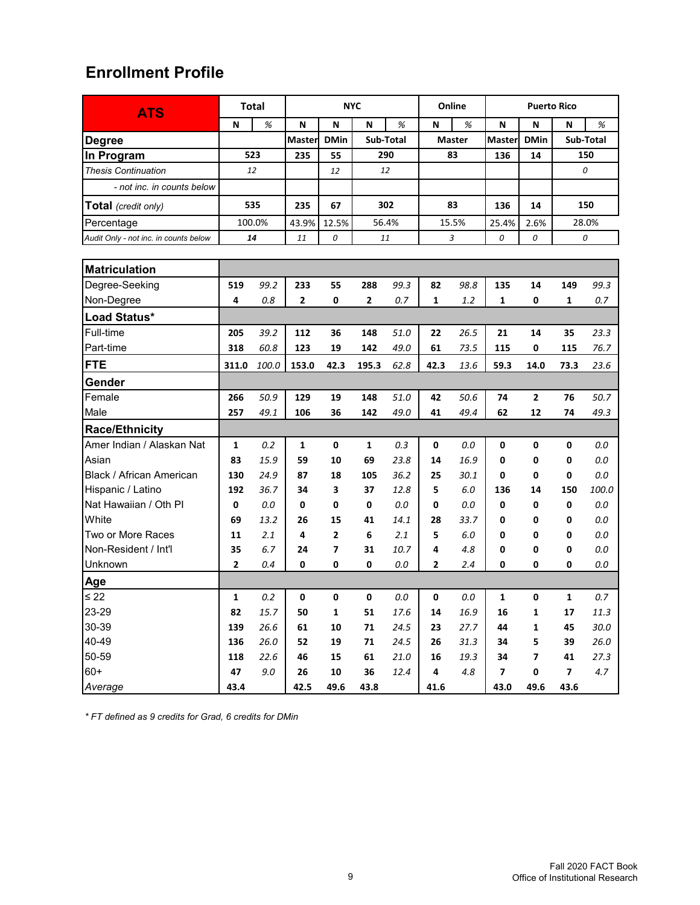# Enrollment Profile

| ATS | Total | | NYC | | | | Online | | Puerto Rico | | | |
|---|---|---|---|---|---|---|---|---|---|---|---|---|
| | N | % | N | N | N | % | N | % | N | N | N | % |
| **Degree** | | | Master | DMin | Sub-Total | | Master | | Master | DMin | Sub-Total | |
| **In Program** | 523 | | 235 | 55 | 290 | | 83 | | 136 | 14 | 150 | |
| *Thesis Continuation* | *12* | | | *12* | *12* | | | | | | *0* | |
| *- not inc. in counts below* | | | | | | | | | | | | |
| **Total** *(credit only)* | 535 | | 235 | 67 | 302 | | 83 | | 136 | 14 | 150 | |
| Percentage | 100.0% | | 43.9% | 12.5% | 56.4% | | 15.5% | | 25.4% | 2.6% | 28.0% | |
| *Audit Only - not inc. in counts below* | ***14*** | | *11* | *0* | *11* | | *3* | | *0* | *0* | *0* | |

| | N | % | N | N | N | % | N | % | N | N | N | % |
|---|---|---|---|---|---|---|---|---|---|---|---|---|
| **Matriculation** | | | | | | | | | | | | |
| Degree-Seeking | 519 | 99.2 | 233 | 55 | 288 | 99.3 | 82 | 98.8 | 135 | 14 | 149 | 99.3 |
| Non-Degree | 4 | 0.8 | 2 | 0 | 2 | 0.7 | 1 | 1.2 | 1 | 0 | 1 | 0.7 |
| **Load Status*** | | | | | | | | | | | | |
| Full-time | 205 | 39.2 | 112 | 36 | 148 | 51.0 | 22 | 26.5 | 21 | 14 | 35 | 23.3 |
| Part-time | 318 | 60.8 | 123 | 19 | 142 | 49.0 | 61 | 73.5 | 115 | 0 | 115 | 76.7 |
| **FTE** | 311.0 | 100.0 | 153.0 | 42.3 | 195.3 | 62.8 | 42.3 | 13.6 | 59.3 | 14.0 | 73.3 | 23.6 |
| **Gender** | | | | | | | | | | | | |
| Female | 266 | 50.9 | 129 | 19 | 148 | 51.0 | 42 | 50.6 | 74 | 2 | 76 | 50.7 |
| Male | 257 | 49.1 | 106 | 36 | 142 | 49.0 | 41 | 49.4 | 62 | 12 | 74 | 49.3 |
| **Race/Ethnicity** | | | | | | | | | | | | |
| Amer Indian / Alaskan Nat | 1 | 0.2 | 1 | 0 | 1 | 0.3 | 0 | 0.0 | 0 | 0 | 0 | 0.0 |
| Asian | 83 | 15.9 | 59 | 10 | 69 | 23.8 | 14 | 16.9 | 0 | 0 | 0 | 0.0 |
| Black / African American | 130 | 24.9 | 87 | 18 | 105 | 36.2 | 25 | 30.1 | 0 | 0 | 0 | 0.0 |
| Hispanic / Latino | 192 | 36.7 | 34 | 3 | 37 | 12.8 | 5 | 6.0 | 136 | 14 | 150 | 100.0 |
| Nat Hawaiian / Oth PI | 0 | 0.0 | 0 | 0 | 0 | 0.0 | 0 | 0.0 | 0 | 0 | 0 | 0.0 |
| White | 69 | 13.2 | 26 | 15 | 41 | 14.1 | 28 | 33.7 | 0 | 0 | 0 | 0.0 |
| Two or More Races | 11 | 2.1 | 4 | 2 | 6 | 2.1 | 5 | 6.0 | 0 | 0 | 0 | 0.0 |
| Non-Resident / Int'l | 35 | 6.7 | 24 | 7 | 31 | 10.7 | 4 | 4.8 | 0 | 0 | 0 | 0.0 |
| Unknown | 2 | 0.4 | 0 | 0 | 0 | 0.0 | 2 | 2.4 | 0 | 0 | 0 | 0.0 |
| **Age** | | | | | | | | | | | | |
| ≤ 22 | 1 | 0.2 | 0 | 0 | 0 | 0.0 | 0 | 0.0 | 1 | 0 | 1 | 0.7 |
| 23-29 | 82 | 15.7 | 50 | 1 | 51 | 17.6 | 14 | 16.9 | 16 | 1 | 17 | 11.3 |
| 30-39 | 139 | 26.6 | 61 | 10 | 71 | 24.5 | 23 | 27.7 | 44 | 1 | 45 | 30.0 |
| 40-49 | 136 | 26.0 | 52 | 19 | 71 | 24.5 | 26 | 31.3 | 34 | 5 | 39 | 26.0 |
| 50-59 | 118 | 22.6 | 46 | 15 | 61 | 21.0 | 16 | 19.3 | 34 | 7 | 41 | 27.3 |
| 60+ | 47 | 9.0 | 26 | 10 | 36 | 12.4 | 4 | 4.8 | 7 | 0 | 7 | 4.7 |
| *Average* | 43.4 | | 42.5 | 49.6 | 43.8 | | 41.6 | | 43.0 | 49.6 | 43.6 | |

*\* FT defined as 9 credits for Grad, 6 credits for DMin*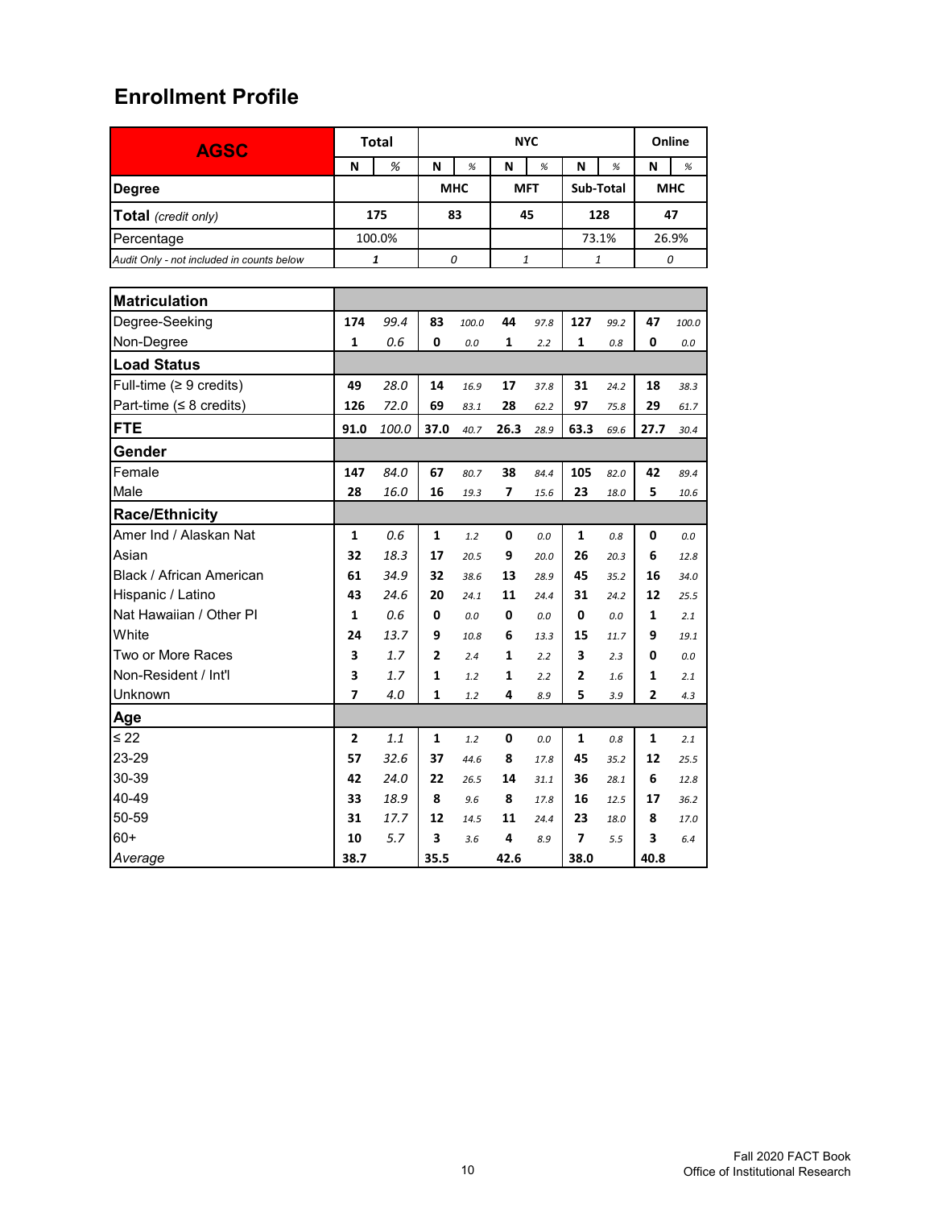# Enrollment Profile

| AGSC | Total | | NYC | | | | | | Online | |
|---|---|---|---|---|---|---|---|---|---|---|
| | N | % | N | % | N | % | N | % | N | % |
| **Degree** | | | MHC | | MFT | | Sub-Total | | MHC | |
| **Total** *(credit only)* | 175 | | 83 | | 45 | | 128 | | 47 | |
| Percentage | 100.0% | | | | | | 73.1% | | 26.9% | |
| *Audit Only - not included in counts below* | *1* | | *0* | | *1* | | *1* | | *0* | |

| | Total | | MHC (NYC) | | MFT (NYC) | | Sub-Total (NYC) | | MHC (Online) | |
|---|---|---|---|---|---|---|---|---|---|---|
| | N | % | N | % | N | % | N | % | N | % |
| **Matriculation** | | | | | | | | | | |
| Degree-Seeking | 174 | 99.4 | 83 | 100.0 | 44 | 97.8 | 127 | 99.2 | 47 | 100.0 |
| Non-Degree | 1 | 0.6 | 0 | 0.0 | 1 | 2.2 | 1 | 0.8 | 0 | 0.0 |
| **Load Status** | | | | | | | | | | |
| Full-time (≥ 9 credits) | 49 | 28.0 | 14 | 16.9 | 17 | 37.8 | 31 | 24.2 | 18 | 38.3 |
| Part-time (≤ 8 credits) | 126 | 72.0 | 69 | 83.1 | 28 | 62.2 | 97 | 75.8 | 29 | 61.7 |
| **FTE** | 91.0 | 100.0 | 37.0 | 40.7 | 26.3 | 28.9 | 63.3 | 69.6 | 27.7 | 30.4 |
| **Gender** | | | | | | | | | | |
| Female | 147 | 84.0 | 67 | 80.7 | 38 | 84.4 | 105 | 82.0 | 42 | 89.4 |
| Male | 28 | 16.0 | 16 | 19.3 | 7 | 15.6 | 23 | 18.0 | 5 | 10.6 |
| **Race/Ethnicity** | | | | | | | | | | |
| Amer Ind / Alaskan Nat | 1 | 0.6 | 1 | 1.2 | 0 | 0.0 | 1 | 0.8 | 0 | 0.0 |
| Asian | 32 | 18.3 | 17 | 20.5 | 9 | 20.0 | 26 | 20.3 | 6 | 12.8 |
| Black / African American | 61 | 34.9 | 32 | 38.6 | 13 | 28.9 | 45 | 35.2 | 16 | 34.0 |
| Hispanic / Latino | 43 | 24.6 | 20 | 24.1 | 11 | 24.4 | 31 | 24.2 | 12 | 25.5 |
| Nat Hawaiian / Other PI | 1 | 0.6 | 0 | 0.0 | 0 | 0.0 | 0 | 0.0 | 1 | 2.1 |
| White | 24 | 13.7 | 9 | 10.8 | 6 | 13.3 | 15 | 11.7 | 9 | 19.1 |
| Two or More Races | 3 | 1.7 | 2 | 2.4 | 1 | 2.2 | 3 | 2.3 | 0 | 0.0 |
| Non-Resident / Int'l | 3 | 1.7 | 1 | 1.2 | 1 | 2.2 | 2 | 1.6 | 1 | 2.1 |
| Unknown | 7 | 4.0 | 1 | 1.2 | 4 | 8.9 | 5 | 3.9 | 2 | 4.3 |
| **Age** | | | | | | | | | | |
| ≤ 22 | 2 | 1.1 | 1 | 1.2 | 0 | 0.0 | 1 | 0.8 | 1 | 2.1 |
| 23-29 | 57 | 32.6 | 37 | 44.6 | 8 | 17.8 | 45 | 35.2 | 12 | 25.5 |
| 30-39 | 42 | 24.0 | 22 | 26.5 | 14 | 31.1 | 36 | 28.1 | 6 | 12.8 |
| 40-49 | 33 | 18.9 | 8 | 9.6 | 8 | 17.8 | 16 | 12.5 | 17 | 36.2 |
| 50-59 | 31 | 17.7 | 12 | 14.5 | 11 | 24.4 | 23 | 18.0 | 8 | 17.0 |
| 60+ | 10 | 5.7 | 3 | 3.6 | 4 | 8.9 | 7 | 5.5 | 3 | 6.4 |
| *Average* | 38.7 | | 35.5 | | 42.6 | | 38.0 | | 40.8 | |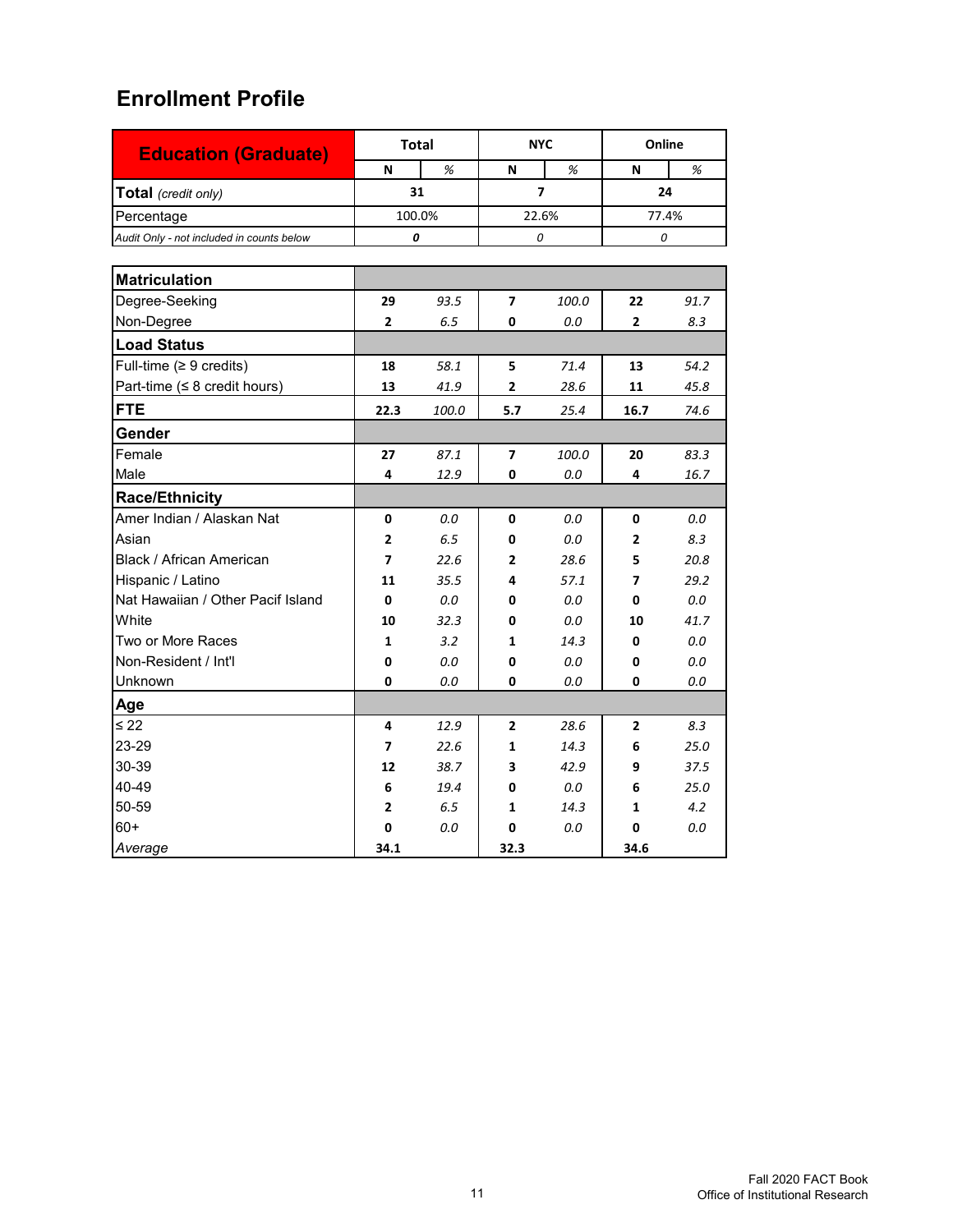# Enrollment Profile

| Education (Graduate) | Total | | NYC | | Online | |
|---|---|---|---|---|---|---|
| | N | % | N | % | N | % |
| **Total** *(credit only)* | **31** | | **7** | | **24** | |
| Percentage | 100.0% | | 22.6% | | 77.4% | |
| *Audit Only - not included in counts below* | *0* | | *0* | | *0* | |
| **Matriculation** | | | | | | |
| Degree-Seeking | **29** | *93.5* | **7** | *100.0* | **22** | *91.7* |
| Non-Degree | **2** | *6.5* | **0** | *0.0* | **2** | *8.3* |
| **Load Status** | | | | | | |
| Full-time (≥ 9 credits) | **18** | *58.1* | **5** | *71.4* | **13** | *54.2* |
| Part-time (≤ 8 credit hours) | **13** | *41.9* | **2** | *28.6* | **11** | *45.8* |
| **FTE** | **22.3** | *100.0* | **5.7** | *25.4* | **16.7** | *74.6* |
| **Gender** | | | | | | |
| Female | **27** | *87.1* | **7** | *100.0* | **20** | *83.3* |
| Male | **4** | *12.9* | **0** | *0.0* | **4** | *16.7* |
| **Race/Ethnicity** | | | | | | |
| Amer Indian / Alaskan Nat | **0** | *0.0* | **0** | *0.0* | **0** | *0.0* |
| Asian | **2** | *6.5* | **0** | *0.0* | **2** | *8.3* |
| Black / African American | **7** | *22.6* | **2** | *28.6* | **5** | *20.8* |
| Hispanic / Latino | **11** | *35.5* | **4** | *57.1* | **7** | *29.2* |
| Nat Hawaiian / Other Pacif Island | **0** | *0.0* | **0** | *0.0* | **0** | *0.0* |
| White | **10** | *32.3* | **0** | *0.0* | **10** | *41.7* |
| Two or More Races | **1** | *3.2* | **1** | *14.3* | **0** | *0.0* |
| Non-Resident / Int'l | **0** | *0.0* | **0** | *0.0* | **0** | *0.0* |
| Unknown | **0** | *0.0* | **0** | *0.0* | **0** | *0.0* |
| **Age** | | | | | | |
| ≤ 22 | **4** | *12.9* | **2** | *28.6* | **2** | *8.3* |
| 23-29 | **7** | *22.6* | **1** | *14.3* | **6** | *25.0* |
| 30-39 | **12** | *38.7* | **3** | *42.9* | **9** | *37.5* |
| 40-49 | **6** | *19.4* | **0** | *0.0* | **6** | *25.0* |
| 50-59 | **2** | *6.5* | **1** | *14.3* | **1** | *4.2* |
| 60+ | **0** | *0.0* | **0** | *0.0* | **0** | *0.0* |
| *Average* | **34.1** | | **32.3** | | **34.6** | |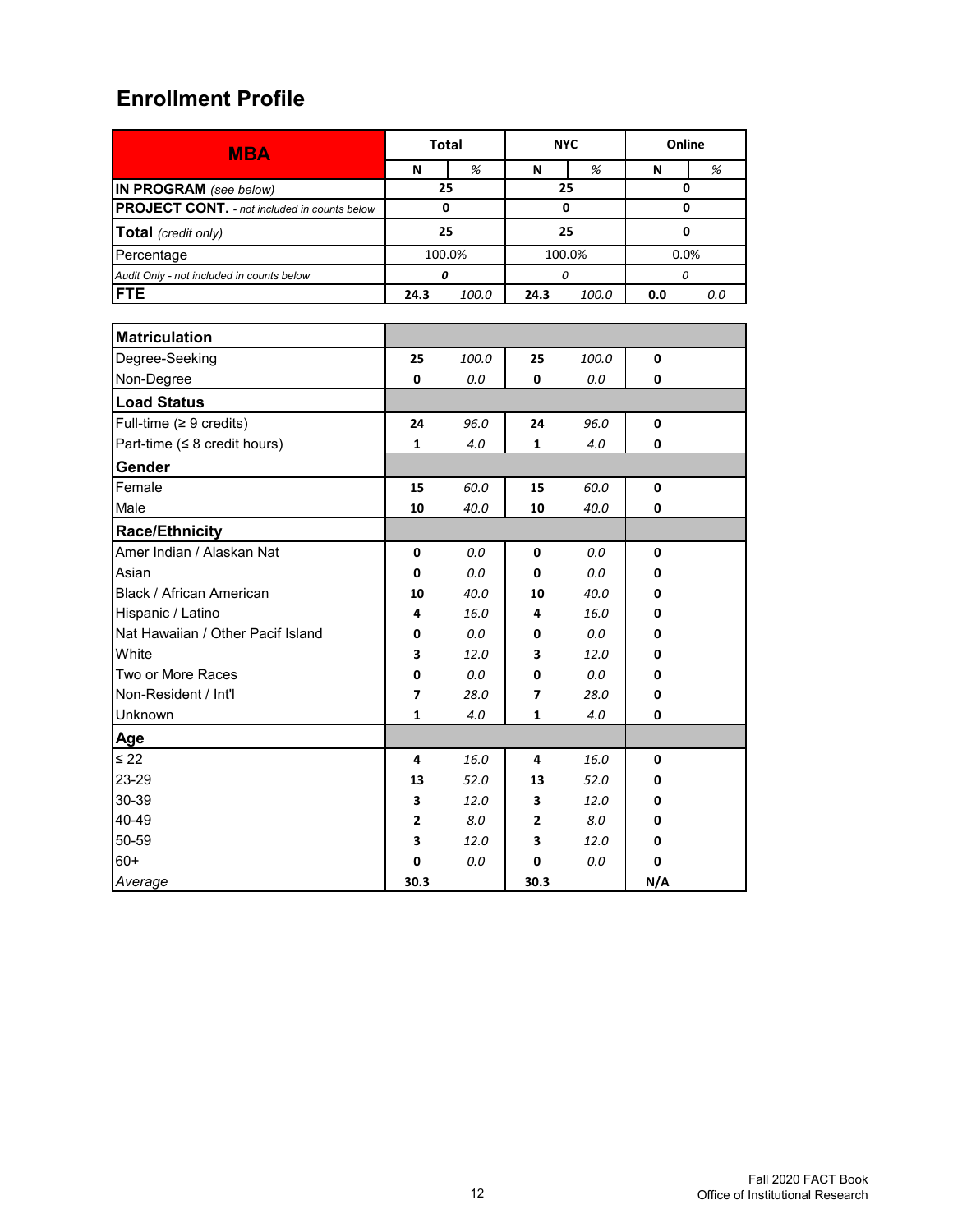## Enrollment Profile

| MBA | Total | | NYC | | Online | |
|---|---|---|---|---|---|---|
| | N | % | N | % | N | % |
| **IN PROGRAM** *(see below)* | 25 | | 25 | | 0 | |
| **PROJECT CONT.** *- not included in counts below* | 0 | | 0 | | 0 | |
| **Total** *(credit only)* | 25 | | 25 | | 0 | |
| Percentage | 100.0% | | 100.0% | | 0.0% | |
| *Audit Only - not included in counts below* | *0* | | *0* | | *0* | |
| **FTE** | 24.3 | *100.0* | 24.3 | *100.0* | 0.0 | *0.0* |

| | Total | | NYC | | Online | |
|---|---|---|---|---|---|---|
| **Matriculation** | | | | | | |
| Degree-Seeking | 25 | *100.0* | 25 | *100.0* | 0 | |
| Non-Degree | 0 | *0.0* | 0 | *0.0* | 0 | |
| **Load Status** | | | | | | |
| Full-time (≥ 9 credits) | 24 | *96.0* | 24 | *96.0* | 0 | |
| Part-time (≤ 8 credit hours) | 1 | *4.0* | 1 | *4.0* | 0 | |
| **Gender** | | | | | | |
| Female | 15 | *60.0* | 15 | *60.0* | 0 | |
| Male | 10 | *40.0* | 10 | *40.0* | 0 | |
| **Race/Ethnicity** | | | | | | |
| Amer Indian / Alaskan Nat | 0 | *0.0* | 0 | *0.0* | 0 | |
| Asian | 0 | *0.0* | 0 | *0.0* | 0 | |
| Black / African American | 10 | *40.0* | 10 | *40.0* | 0 | |
| Hispanic / Latino | 4 | *16.0* | 4 | *16.0* | 0 | |
| Nat Hawaiian / Other Pacif Island | 0 | *0.0* | 0 | *0.0* | 0 | |
| White | 3 | *12.0* | 3 | *12.0* | 0 | |
| Two or More Races | 0 | *0.0* | 0 | *0.0* | 0 | |
| Non-Resident / Int'l | 7 | *28.0* | 7 | *28.0* | 0 | |
| Unknown | 1 | *4.0* | 1 | *4.0* | 0 | |
| **Age** | | | | | | |
| ≤ 22 | 4 | *16.0* | 4 | *16.0* | 0 | |
| 23-29 | 13 | *52.0* | 13 | *52.0* | 0 | |
| 30-39 | 3 | *12.0* | 3 | *12.0* | 0 | |
| 40-49 | 2 | *8.0* | 2 | *8.0* | 0 | |
| 50-59 | 3 | *12.0* | 3 | *12.0* | 0 | |
| 60+ | 0 | *0.0* | 0 | *0.0* | 0 | |
| *Average* | 30.3 | | 30.3 | | N/A | |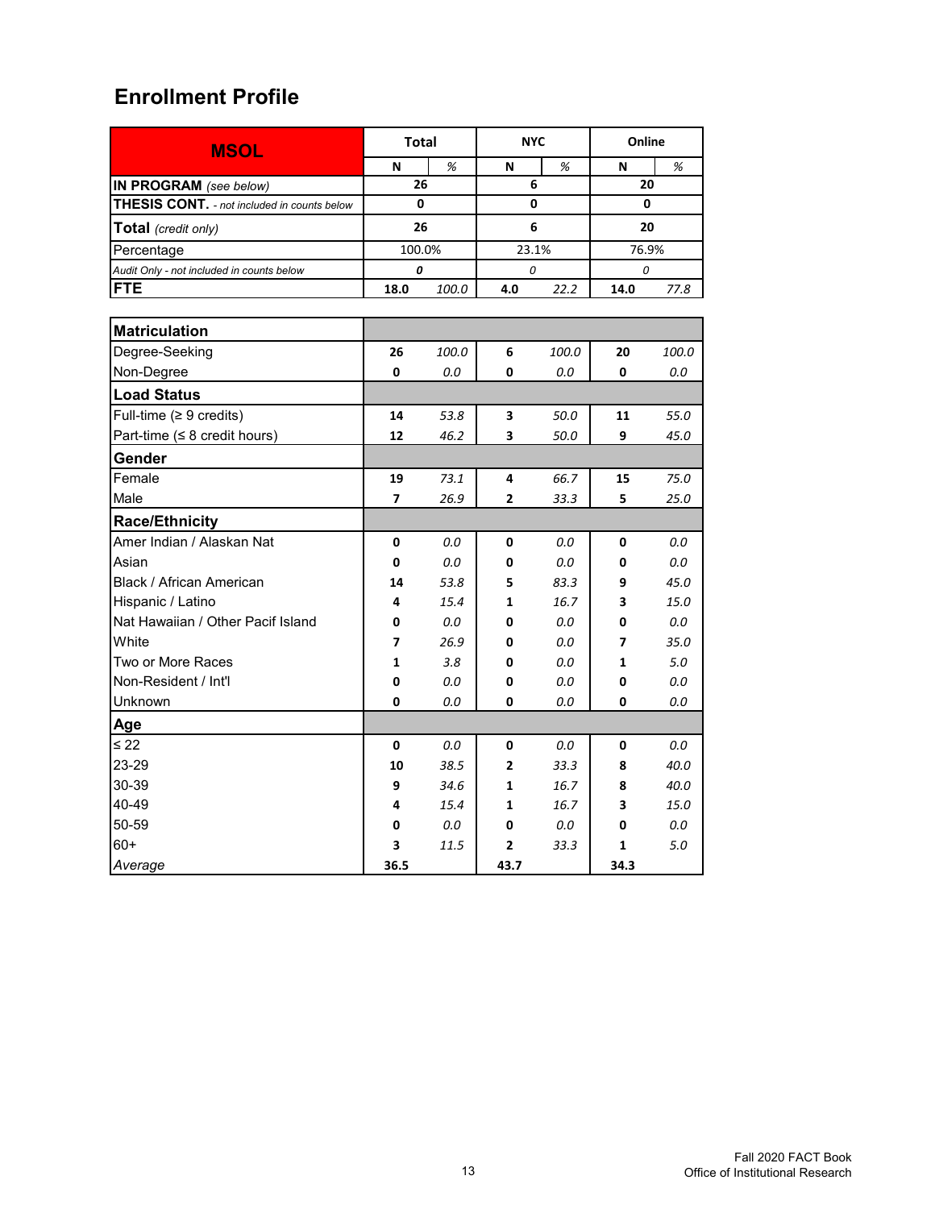## Enrollment Profile

| MSOL | Total | | NYC | | Online | |
|---|---|---|---|---|---|---|
| | N | % | N | % | N | % |
| **IN PROGRAM** *(see below)* | 26 | | 6 | | 20 | |
| **THESIS CONT.** *- not included in counts below* | 0 | | 0 | | 0 | |
| **Total** *(credit only)* | 26 | | 6 | | 20 | |
| Percentage | 100.0% | | 23.1% | | 76.9% | |
| *Audit Only - not included in counts below* | *0* | | *0* | | *0* | |
| **FTE** | 18.0 | 100.0 | 4.0 | 22.2 | 14.0 | 77.8 |

| | Total N | Total % | NYC N | NYC % | Online N | Online % |
|---|---|---|---|---|---|---|
| **Matriculation** | | | | | | |
| Degree-Seeking | 26 | 100.0 | 6 | 100.0 | 20 | 100.0 |
| Non-Degree | 0 | 0.0 | 0 | 0.0 | 0 | 0.0 |
| **Load Status** | | | | | | |
| Full-time (≥ 9 credits) | 14 | 53.8 | 3 | 50.0 | 11 | 55.0 |
| Part-time (≤ 8 credit hours) | 12 | 46.2 | 3 | 50.0 | 9 | 45.0 |
| **Gender** | | | | | | |
| Female | 19 | 73.1 | 4 | 66.7 | 15 | 75.0 |
| Male | 7 | 26.9 | 2 | 33.3 | 5 | 25.0 |
| **Race/Ethnicity** | | | | | | |
| Amer Indian / Alaskan Nat | 0 | 0.0 | 0 | 0.0 | 0 | 0.0 |
| Asian | 0 | 0.0 | 0 | 0.0 | 0 | 0.0 |
| Black / African American | 14 | 53.8 | 5 | 83.3 | 9 | 45.0 |
| Hispanic / Latino | 4 | 15.4 | 1 | 16.7 | 3 | 15.0 |
| Nat Hawaiian / Other Pacif Island | 0 | 0.0 | 0 | 0.0 | 0 | 0.0 |
| White | 7 | 26.9 | 0 | 0.0 | 7 | 35.0 |
| Two or More Races | 1 | 3.8 | 0 | 0.0 | 1 | 5.0 |
| Non-Resident / Int'l | 0 | 0.0 | 0 | 0.0 | 0 | 0.0 |
| Unknown | 0 | 0.0 | 0 | 0.0 | 0 | 0.0 |
| **Age** | | | | | | |
| ≤ 22 | 0 | 0.0 | 0 | 0.0 | 0 | 0.0 |
| 23-29 | 10 | 38.5 | 2 | 33.3 | 8 | 40.0 |
| 30-39 | 9 | 34.6 | 1 | 16.7 | 8 | 40.0 |
| 40-49 | 4 | 15.4 | 1 | 16.7 | 3 | 15.0 |
| 50-59 | 0 | 0.0 | 0 | 0.0 | 0 | 0.0 |
| 60+ | 3 | 11.5 | 2 | 33.3 | 1 | 5.0 |
| *Average* | 36.5 | | 43.7 | | 34.3 | |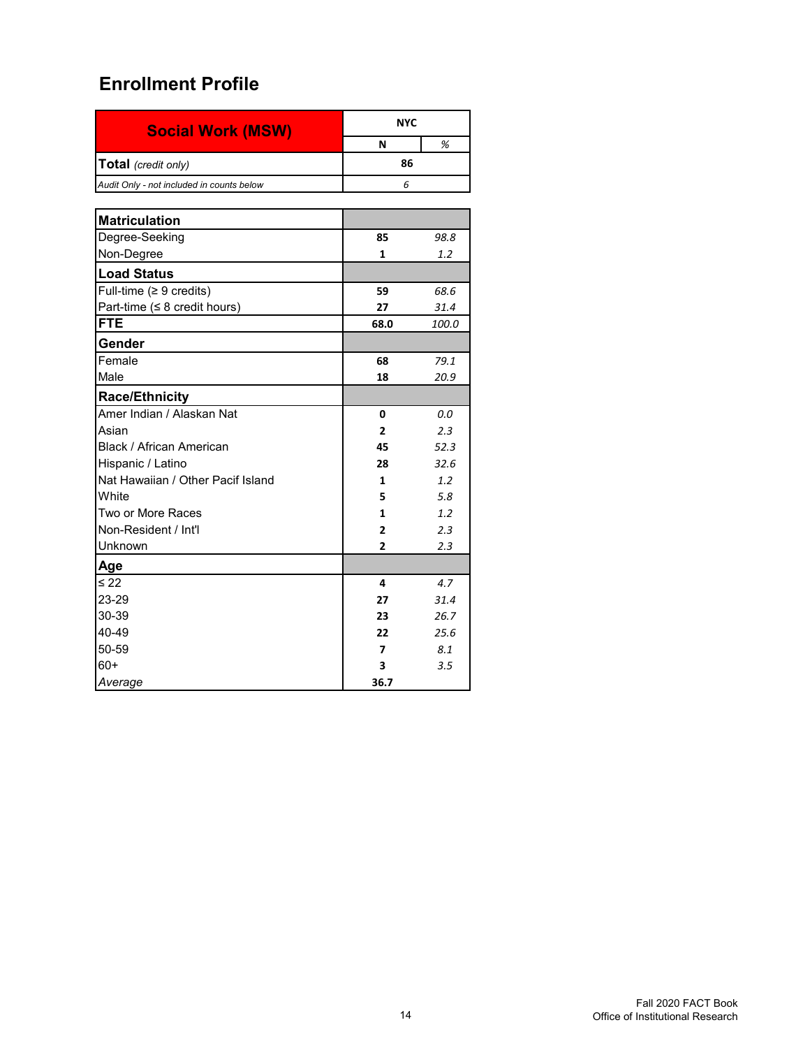## Enrollment Profile

| **Social Work (MSW)** | NYC | |
|---|---|---|
| | **N** | *%* |
| **Total** *(credit only)* | **86** | |
| *Audit Only - not included in counts below* | *6* | |

| | | |
|---|---|---|
| **Matriculation** | | |
| Degree-Seeking | **85** | *98.8* |
| Non-Degree | **1** | *1.2* |
| **Load Status** | | |
| Full-time (≥ 9 credits) | **59** | *68.6* |
| Part-time (≤ 8 credit hours) | **27** | *31.4* |
| **FTE** | **68.0** | *100.0* |
| **Gender** | | |
| Female | **68** | *79.1* |
| Male | **18** | *20.9* |
| **Race/Ethnicity** | | |
| Amer Indian / Alaskan Nat | **0** | *0.0* |
| Asian | **2** | *2.3* |
| Black / African American | **45** | *52.3* |
| Hispanic / Latino | **28** | *32.6* |
| Nat Hawaiian / Other Pacif Island | **1** | *1.2* |
| White | **5** | *5.8* |
| Two or More Races | **1** | *1.2* |
| Non-Resident / Int'l | **2** | *2.3* |
| Unknown | **2** | *2.3* |
| **Age** | | |
| ≤ 22 | **4** | *4.7* |
| 23-29 | **27** | *31.4* |
| 30-39 | **23** | *26.7* |
| 40-49 | **22** | *25.6* |
| 50-59 | **7** | *8.1* |
| 60+ | **3** | *3.5* |
| *Average* | **36.7** | |

Fall 2020 FACT Book
Office of Institutional Research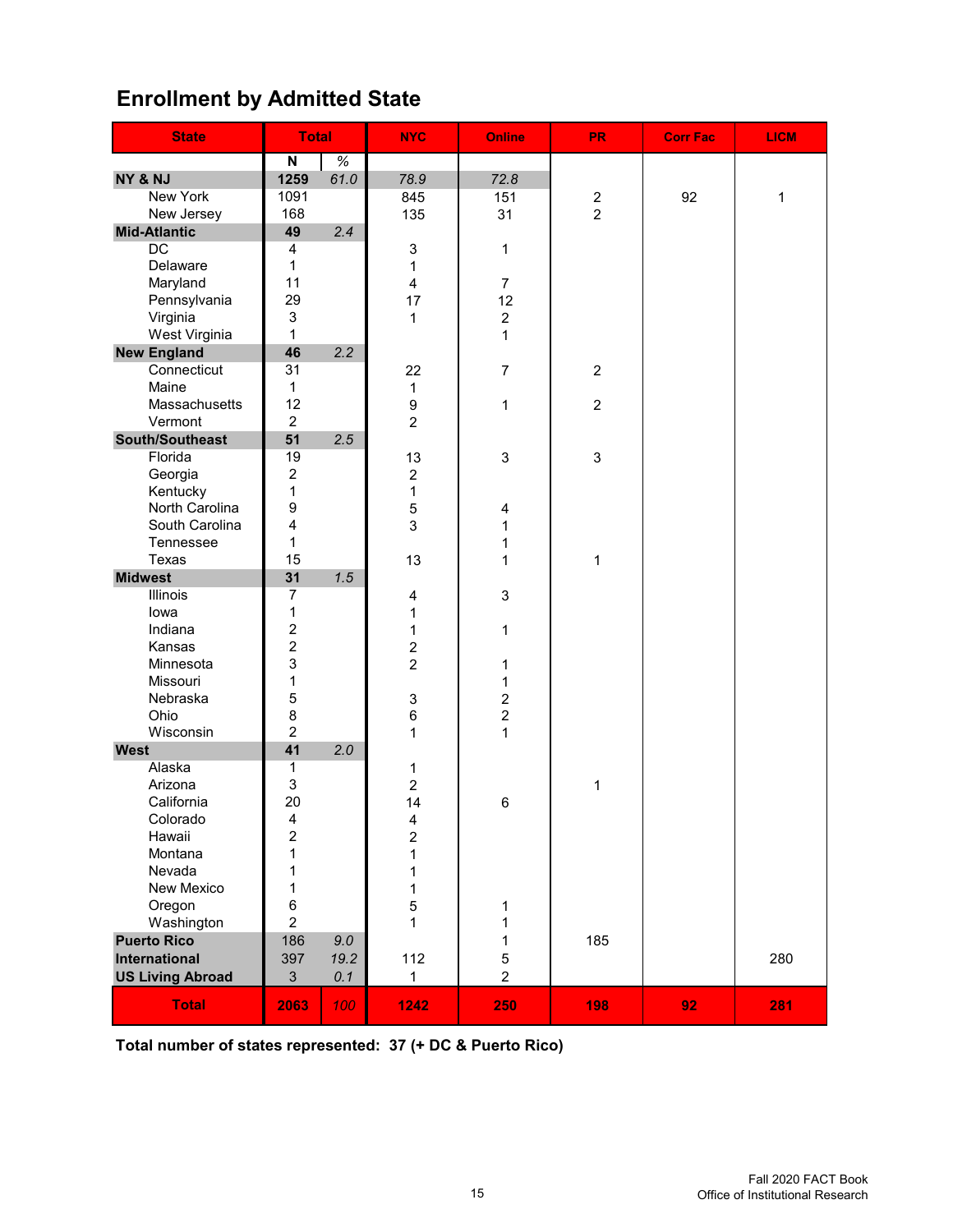## Enrollment by Admitted State

| State | Total | | NYC | Online | PR | Corr Fac | LICM |
|---|---|---|---|---|---|---|---|
| | N | % | | | | | |
| **NY & NJ** | **1259** | *61.0* | *78.9* | *72.8* | | | |
| New York | 1091 | | 845 | 151 | 2 | 92 | 1 |
| New Jersey | 168 | | 135 | 31 | 2 | | |
| **Mid-Atlantic** | **49** | *2.4* | | | | | |
| DC | 4 | | 3 | 1 | | | |
| Delaware | 1 | | 1 | | | | |
| Maryland | 11 | | 4 | 7 | | | |
| Pennsylvania | 29 | | 17 | 12 | | | |
| Virginia | 3 | | 1 | 2 | | | |
| West Virginia | 1 | | | 1 | | | |
| **New England** | **46** | *2.2* | | | | | |
| Connecticut | 31 | | 22 | 7 | 2 | | |
| Maine | 1 | | 1 | | | | |
| Massachusetts | 12 | | 9 | 1 | 2 | | |
| Vermont | 2 | | 2 | | | | |
| **South/Southeast** | **51** | *2.5* | | | | | |
| Florida | 19 | | 13 | 3 | 3 | | |
| Georgia | 2 | | 2 | | | | |
| Kentucky | 1 | | 1 | | | | |
| North Carolina | 9 | | 5 | 4 | | | |
| South Carolina | 4 | | 3 | 1 | | | |
| Tennessee | 1 | | | 1 | | | |
| Texas | 15 | | 13 | 1 | 1 | | |
| **Midwest** | **31** | *1.5* | | | | | |
| Illinois | 7 | | 4 | 3 | | | |
| Iowa | 1 | | 1 | | | | |
| Indiana | 2 | | 1 | 1 | | | |
| Kansas | 2 | | 2 | | | | |
| Minnesota | 3 | | 2 | 1 | | | |
| Missouri | 1 | | | 1 | | | |
| Nebraska | 5 | | 3 | 2 | | | |
| Ohio | 8 | | 6 | 2 | | | |
| Wisconsin | 2 | | 1 | 1 | | | |
| **West** | **41** | *2.0* | | | | | |
| Alaska | 1 | | 1 | | | | |
| Arizona | 3 | | 2 | | 1 | | |
| California | 20 | | 14 | 6 | | | |
| Colorado | 4 | | 4 | | | | |
| Hawaii | 2 | | 2 | | | | |
| Montana | 1 | | 1 | | | | |
| Nevada | 1 | | 1 | | | | |
| New Mexico | 1 | | 1 | | | | |
| Oregon | 6 | | 5 | 1 | | | |
| Washington | 2 | | 1 | 1 | | | |
| **Puerto Rico** | 186 | *9.0* | | 1 | 185 | | |
| **International** | 397 | *19.2* | 112 | 5 | | | 280 |
| **US Living Abroad** | 3 | *0.1* | 1 | 2 | | | |
| **Total** | **2063** | *100* | **1242** | **250** | **198** | **92** | **281** |

**Total number of states represented: 37 (+ DC & Puerto Rico)**

Fall 2020 FACT Book
Office of Institutional Research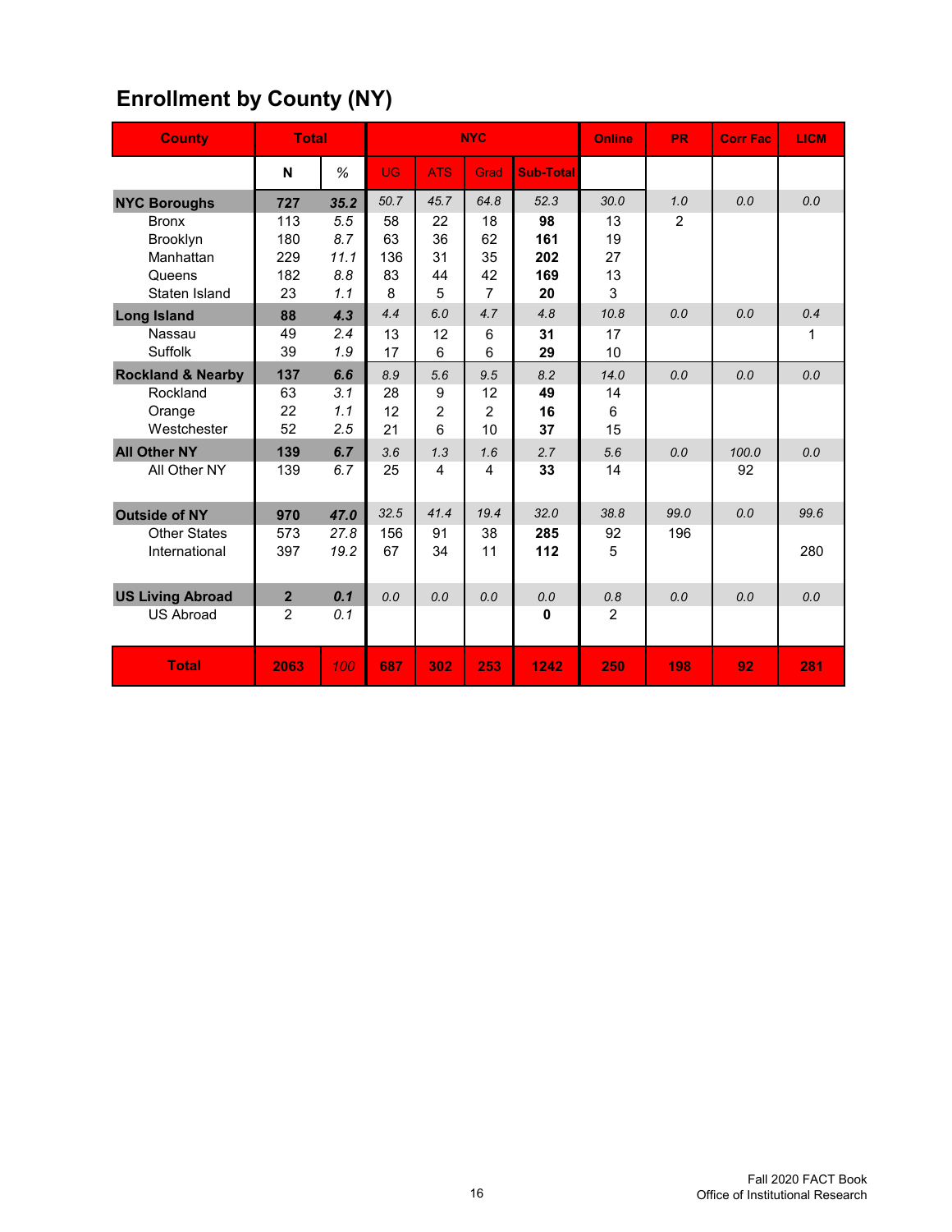## Enrollment by County (NY)

| County | Total | | NYC | | | | Online | PR | Corr Fac | LICM |
|---|---|---|---|---|---|---|---|---|---|---|
| | N | % | UG | ATS | Grad | Sub-Total | | | | |
| **NYC Boroughs** | **727** | ***35.2*** | *50.7* | *45.7* | *64.8* | *52.3* | *30.0* | *1.0* | *0.0* | *0.0* |
| Bronx | 113 | *5.5* | 58 | 22 | 18 | **98** | 13 | 2 | | |
| Brooklyn | 180 | *8.7* | 63 | 36 | 62 | **161** | 19 | | | |
| Manhattan | 229 | *11.1* | 136 | 31 | 35 | **202** | 27 | | | |
| Queens | 182 | *8.8* | 83 | 44 | 42 | **169** | 13 | | | |
| Staten Island | 23 | *1.1* | 8 | 5 | 7 | **20** | 3 | | | |
| **Long Island** | **88** | ***4.3*** | *4.4* | *6.0* | *4.7* | *4.8* | *10.8* | *0.0* | *0.0* | *0.4* |
| Nassau | 49 | *2.4* | 13 | 12 | 6 | **31** | 17 | | | 1 |
| Suffolk | 39 | *1.9* | 17 | 6 | 6 | **29** | 10 | | | |
| **Rockland & Nearby** | **137** | ***6.6*** | *8.9* | *5.6* | *9.5* | *8.2* | *14.0* | *0.0* | *0.0* | *0.0* |
| Rockland | 63 | *3.1* | 28 | 9 | 12 | **49** | 14 | | | |
| Orange | 22 | *1.1* | 12 | 2 | 2 | **16** | 6 | | | |
| Westchester | 52 | *2.5* | 21 | 6 | 10 | **37** | 15 | | | |
| **All Other NY** | **139** | ***6.7*** | *3.6* | *1.3* | *1.6* | *2.7* | *5.6* | *0.0* | *100.0* | *0.0* |
| All Other NY | 139 | *6.7* | 25 | 4 | 4 | **33** | 14 | | 92 | |
| **Outside of NY** | **970** | ***47.0*** | *32.5* | *41.4* | *19.4* | *32.0* | *38.8* | *99.0* | *0.0* | *99.6* |
| Other States | 573 | *27.8* | 156 | 91 | 38 | **285** | 92 | 196 | | |
| International | 397 | *19.2* | 67 | 34 | 11 | **112** | 5 | | | 280 |
| **US Living Abroad** | **2** | ***0.1*** | *0.0* | *0.0* | *0.0* | *0.0* | *0.8* | *0.0* | *0.0* | *0.0* |
| US Abroad | 2 | *0.1* | | | | **0** | 2 | | | |
| **Total** | **2063** | *100* | **687** | **302** | **253** | **1242** | **250** | **198** | **92** | **281** |

Fall 2020 FACT Book
Office of Institutional Research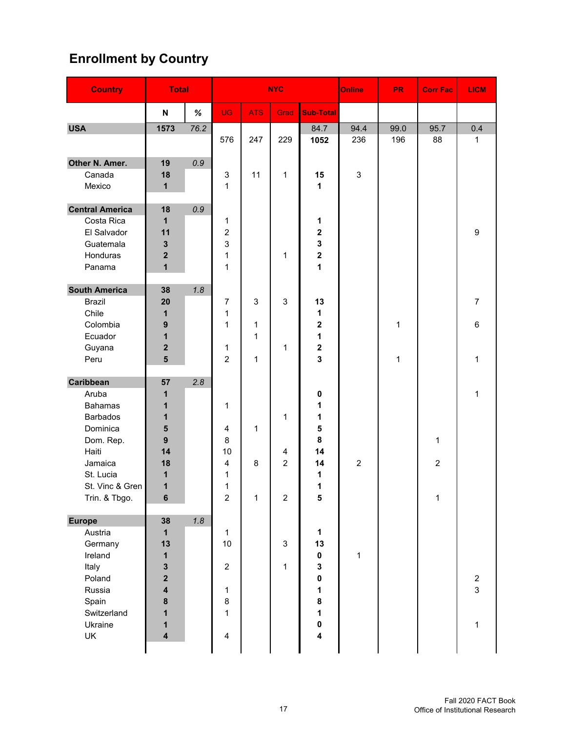## Enrollment by Country

| Country | Total | | NYC | | | | Online | PR | Corr Fac | LICM |
|---|---|---|---|---|---|---|---|---|---|---|
| | N | % | UG | ATS | Grad | Sub-Total | | | | |
| **USA** | **1573** | *76.2* | | | | 84.7 | 94.4 | 99.0 | 95.7 | 0.4 |
| | | | 576 | 247 | 229 | **1052** | 236 | 196 | 88 | 1 |
| **Other N. Amer.** | **19** | *0.9* | | | | | | | | |
| Canada | **18** | | 3 | 11 | 1 | **15** | 3 | | | |
| Mexico | **1** | | 1 | | | **1** | | | | |
| **Central America** | **18** | *0.9* | | | | | | | | |
| Costa Rica | **1** | | 1 | | | **1** | | | | |
| El Salvador | **11** | | 2 | | | **2** | | | | 9 |
| Guatemala | **3** | | 3 | | | **3** | | | | |
| Honduras | **2** | | 1 | | 1 | **2** | | | | |
| Panama | **1** | | 1 | | | **1** | | | | |
| **South America** | **38** | *1.8* | | | | | | | | |
| Brazil | **20** | | 7 | 3 | 3 | **13** | | | | 7 |
| Chile | **1** | | 1 | | | **1** | | | | |
| Colombia | **9** | | 1 | 1 | | **2** | | 1 | | 6 |
| Ecuador | **1** | | | 1 | | **1** | | | | |
| Guyana | **2** | | 1 | | 1 | **2** | | | | |
| Peru | **5** | | 2 | 1 | | **3** | | 1 | | 1 |
| **Caribbean** | **57** | *2.8* | | | | | | | | |
| Aruba | **1** | | | | | **0** | | | | 1 |
| Bahamas | **1** | | 1 | | | **1** | | | | |
| Barbados | **1** | | | | 1 | **1** | | | | |
| Dominica | **5** | | 4 | 1 | | **5** | | | | |
| Dom. Rep. | **9** | | 8 | | | **8** | | | 1 | |
| Haiti | **14** | | 10 | | 4 | **14** | | | | |
| Jamaica | **18** | | 4 | 8 | 2 | **14** | 2 | | 2 | |
| St. Lucia | **1** | | 1 | | | **1** | | | | |
| St. Vinc & Gren | **1** | | 1 | | | **1** | | | | |
| Trin. & Tbgo. | **6** | | 2 | 1 | 2 | **5** | | | 1 | |
| **Europe** | **38** | *1.8* | | | | | | | | |
| Austria | **1** | | 1 | | | **1** | | | | |
| Germany | **13** | | 10 | | 3 | **13** | | | | |
| Ireland | **1** | | | | | **0** | 1 | | | |
| Italy | **3** | | 2 | | 1 | **3** | | | | |
| Poland | **2** | | | | | **0** | | | | 2 |
| Russia | **4** | | 1 | | | **1** | | | | 3 |
| Spain | **8** | | 8 | | | **8** | | | | |
| Switzerland | **1** | | 1 | | | **1** | | | | |
| Ukraine | **1** | | | | | **0** | | | | 1 |
| UK | **4** | | 4 | | | **4** | | | | |

Fall 2020 FACT Book
Office of Institutional Research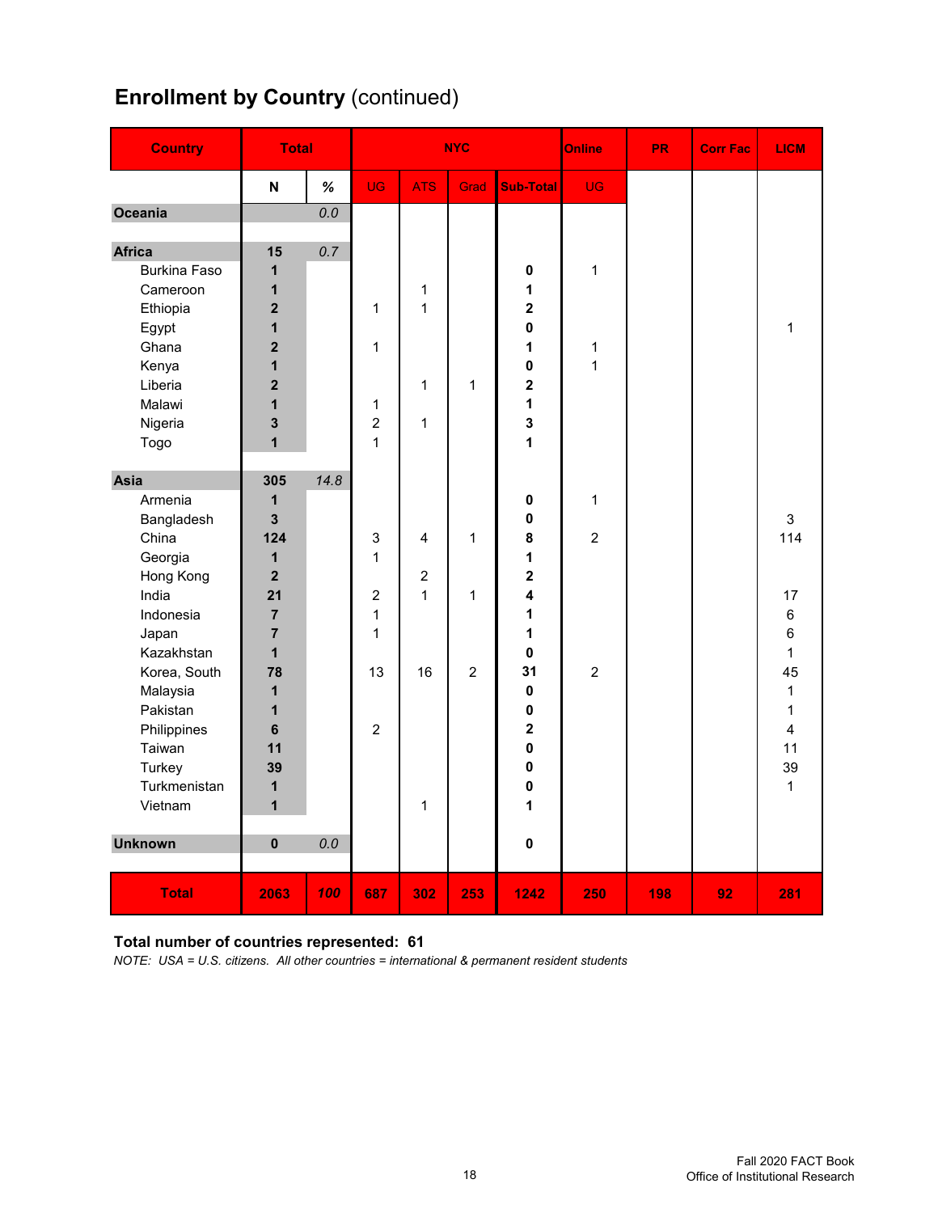## Enrollment by Country (continued)

| Country | Total | | NYC | | | | Online | PR | Corr Fac | LICM |
|---|---|---|---|---|---|---|---|---|---|---|
| | N | % | UG | ATS | Grad | Sub-Total | UG | | | |
| **Oceania** | | 0.0 | | | | | | | | |
| **Africa** | 15 | 0.7 | | | | | | | | |
| Burkina Faso | 1 | | | | | 0 | 1 | | | |
| Cameroon | 1 | | | 1 | | 1 | | | | |
| Ethiopia | 2 | | 1 | 1 | | 2 | | | | |
| Egypt | 1 | | | | | 0 | | | | 1 |
| Ghana | 2 | | 1 | | | 1 | 1 | | | |
| Kenya | 1 | | | | | 0 | 1 | | | |
| Liberia | 2 | | | 1 | 1 | 2 | | | | |
| Malawi | 1 | | 1 | | | 1 | | | | |
| Nigeria | 3 | | 2 | 1 | | 3 | | | | |
| Togo | 1 | | 1 | | | 1 | | | | |
| **Asia** | 305 | 14.8 | | | | | | | | |
| Armenia | 1 | | | | | 0 | 1 | | | |
| Bangladesh | 3 | | | | | 0 | | | | 3 |
| China | 124 | | 3 | 4 | 1 | 8 | 2 | | | 114 |
| Georgia | 1 | | 1 | | | 1 | | | | |
| Hong Kong | 2 | | | 2 | | 2 | | | | |
| India | 21 | | 2 | 1 | 1 | 4 | | | | 17 |
| Indonesia | 7 | | 1 | | | 1 | | | | 6 |
| Japan | 7 | | 1 | | | 1 | | | | 6 |
| Kazakhstan | 1 | | | | | 0 | | | | 1 |
| Korea, South | 78 | | 13 | 16 | 2 | 31 | 2 | | | 45 |
| Malaysia | 1 | | | | | 0 | | | | 1 |
| Pakistan | 1 | | | | | 0 | | | | 1 |
| Philippines | 6 | | 2 | | | 2 | | | | 4 |
| Taiwan | 11 | | | | | 0 | | | | 11 |
| Turkey | 39 | | | | | 0 | | | | 39 |
| Turkmenistan | 1 | | | | | 0 | | | | 1 |
| Vietnam | 1 | | | 1 | | 1 | | | | |
| **Unknown** | 0 | 0.0 | | | | 0 | | | | |
| **Total** | **2063** | **100** | **687** | **302** | **253** | **1242** | **250** | **198** | **92** | **281** |

**Total number of countries represented: 61**

*NOTE: USA = U.S. citizens. All other countries = international & permanent resident students*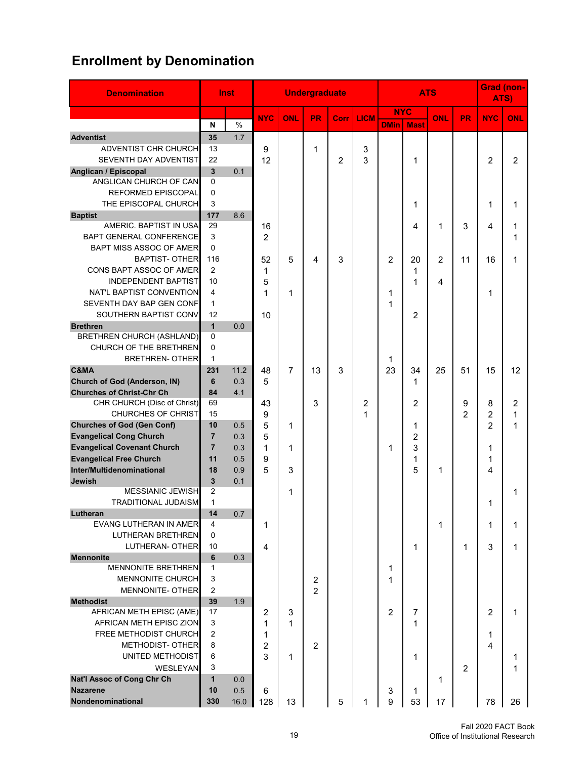# Enrollment by Denomination

| Denomination | Inst | | Undergraduate | | | | | ATS | | | | Grad (non-ATS) | |
|---|---|---|---|---|---|---|---|---|---|---|---|---|---|
| | | | NYC | ONL | PR | Corr | LICM | NYC | | ONL | PR | NYC | ONL |
| | N | % | | | | | | DMin | Mast | | | | |
| **Adventist** | **35** | 1.7 | | | | | | | | | | | |
| ADVENTIST CHR CHURCH | 13 | | 9 | | 1 | | 3 | | | | | | |
| SEVENTH DAY ADVENTIST | 22 | | 12 | | | 2 | 3 | | 1 | | | 2 | 2 |
| **Anglican / Episcopal** | **3** | 0.1 | | | | | | | | | | | |
| ANGLICAN CHURCH OF CAN | 0 | | | | | | | | | | | | |
| REFORMED EPISCOPAL | 0 | | | | | | | | | | | | |
| THE EPISCOPAL CHURCH | 3 | | | | | | | | 1 | | | 1 | 1 |
| **Baptist** | **177** | 8.6 | | | | | | | | | | | |
| AMERIC. BAPTIST IN USA | 29 | | 16 | | | | | | 4 | 1 | 3 | 4 | 1 |
| BAPT GENERAL CONFERENCE | 3 | | 2 | | | | | | | | | | 1 |
| BAPT MISS ASSOC OF AMER | 0 | | | | | | | | | | | | |
| BAPTIST- OTHER | 116 | | 52 | 5 | 4 | 3 | | 2 | 20 | 2 | 11 | 16 | 1 |
| CONS BAPT ASSOC OF AMER | 2 | | 1 | | | | | | 1 | | | | |
| INDEPENDENT BAPTIST | 10 | | 5 | | | | | | 1 | 4 | | | |
| NAT'L BAPTIST CONVENTION | 4 | | 1 | 1 | | | | 1 | | | | 1 | |
| SEVENTH DAY BAP GEN CONF | 1 | | | | | | | 1 | | | | | |
| SOUTHERN BAPTIST CONV | 12 | | 10 | | | | | | 2 | | | | |
| **Brethren** | **1** | 0.0 | | | | | | | | | | | |
| BRETHREN CHURCH (ASHLAND) | 0 | | | | | | | | | | | | |
| CHURCH OF THE BRETHREN | 0 | | | | | | | | | | | | |
| BRETHREN- OTHER | 1 | | | | | | | 1 | | | | | |
| **C&MA** | **231** | 11.2 | 48 | 7 | 13 | 3 | | 23 | 34 | 25 | 51 | 15 | 12 |
| **Church of God (Anderson, IN)** | **6** | 0.3 | 5 | | | | | | 1 | | | | |
| **Churches of Christ-Chr Ch** | **84** | 4.1 | | | | | | | | | | | |
| CHR CHURCH (Disc of Christ) | 69 | | 43 | | 3 | | 2 | | 2 | | 9 | 8 | 2 |
| CHURCHES OF CHRIST | 15 | | 9 | | | | 1 | | | | 2 | 2 | 1 |
| **Churches of God (Gen Conf)** | **10** | 0.5 | 5 | 1 | | | | | 1 | | | 2 | 1 |
| **Evangelical Cong Church** | **7** | 0.3 | 5 | | | | | | 2 | | | | |
| **Evangelical Covenant Church** | **7** | 0.3 | 1 | 1 | | | | 1 | 3 | | | 1 | |
| **Evangelical Free Church** | **11** | 0.5 | 9 | | | | | | 1 | | | 1 | |
| **Inter/Multidenominational** | **18** | 0.9 | 5 | 3 | | | | | 5 | 1 | | 4 | |
| **Jewish** | **3** | 0.1 | | | | | | | | | | | |
| MESSIANIC JEWISH | 2 | | | 1 | | | | | | | | | 1 |
| TRADITIONAL JUDAISM | 1 | | | | | | | | | | | 1 | |
| **Lutheran** | **14** | 0.7 | | | | | | | | | | | |
| EVANG LUTHERAN IN AMER | 4 | | 1 | | | | | | | 1 | | 1 | 1 |
| LUTHERAN BRETHREN | 0 | | | | | | | | | | | | |
| LUTHERAN- OTHER | 10 | | 4 | | | | | | 1 | | 1 | 3 | 1 |
| **Mennonite** | **6** | 0.3 | | | | | | | | | | | |
| MENNONITE BRETHREN | 1 | | | | | | | 1 | | | | | |
| MENNONITE CHURCH | 3 | | | | 2 | | | 1 | | | | | |
| MENNONITE- OTHER | 2 | | | | 2 | | | | | | | | |
| **Methodist** | **39** | 1.9 | | | | | | | | | | | |
| AFRICAN METH EPISC (AME) | 17 | | 2 | 3 | | | | 2 | 7 | | | 2 | 1 |
| AFRICAN METH EPISC ZION | 3 | | 1 | 1 | | | | | 1 | | | | |
| FREE METHODIST CHURCH | 2 | | 1 | | | | | | | | | 1 | |
| METHODIST- OTHER | 8 | | 2 | | 2 | | | | | | | 4 | |
| UNITED METHODIST | 6 | | 3 | 1 | | | | | 1 | | | | 1 |
| WESLEYAN | 3 | | | | | | | | | | 2 | | 1 |
| **Nat'l Assoc of Cong Chr Ch** | **1** | 0.0 | | | | | | | | 1 | | | |
| **Nazarene** | **10** | 0.5 | 6 | | | | | 3 | 1 | | | | |
| **Nondenominational** | **330** | 16.0 | 128 | 13 | | 5 | 1 | 9 | 53 | 17 | | 78 | 26 |

Fall 2020 FACT Book
Office of Institutional Research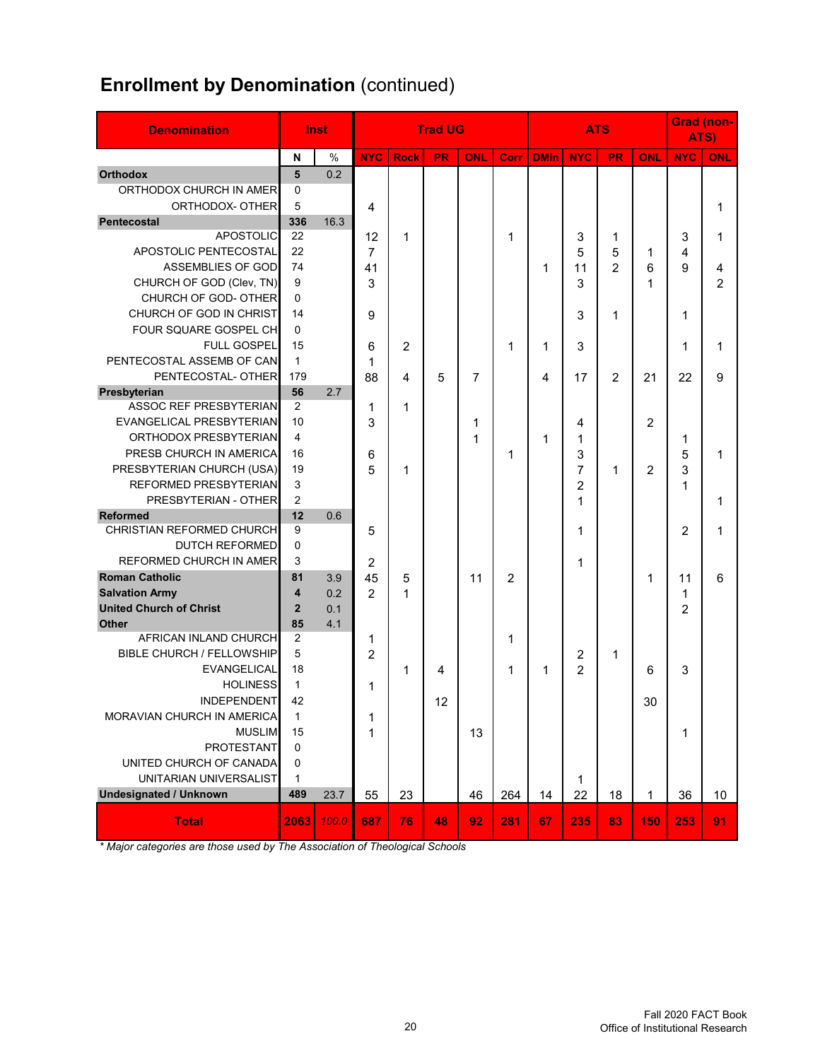## **Enrollment by Denomination** (continued)

| Denomination | Inst | | Trad UG | | | | | ATS | | | | Grad (non-ATS) | |
|---|---|---|---|---|---|---|---|---|---|---|---|---|---|
| | N | % | NYC | Rock | PR | ONL | Corr | DMin | NYC | PR | ONL | NYC | ONL |
| **Orthodox** | **5** | 0.2 | | | | | | | | | | | |
| ORTHODOX CHURCH IN AMER | 0 | | | | | | | | | | | | |
| ORTHODOX- OTHER | 5 | | 4 | | | | | | | | | | 1 |
| **Pentecostal** | **336** | 16.3 | | | | | | | | | | | |
| APOSTOLIC | 22 | | 12 | 1 | | | 1 | | 3 | 1 | | 3 | 1 |
| APOSTOLIC PENTECOSTAL | 22 | | 7 | | | | | | 5 | 5 | 1 | 4 | |
| ASSEMBLIES OF GOD | 74 | | 41 | | | | | 1 | 11 | 2 | 6 | 9 | 4 |
| CHURCH OF GOD (Clev, TN) | 9 | | 3 | | | | | | 3 | | 1 | | 2 |
| CHURCH OF GOD- OTHER | 0 | | | | | | | | | | | | |
| CHURCH OF GOD IN CHRIST | 14 | | 9 | | | | | | 3 | 1 | | 1 | |
| FOUR SQUARE GOSPEL CH | 0 | | | | | | | | | | | | |
| FULL GOSPEL | 15 | | 6 | 2 | | | 1 | 1 | 3 | | | 1 | 1 |
| PENTECOSTAL ASSEMB OF CAN | 1 | | 1 | | | | | | | | | | |
| PENTECOSTAL- OTHER | 179 | | 88 | 4 | 5 | 7 | | 4 | 17 | 2 | 21 | 22 | 9 |
| **Presbyterian** | **56** | 2.7 | | | | | | | | | | | |
| ASSOC REF PRESBYTERIAN | 2 | | 1 | 1 | | | | | | | | | |
| EVANGELICAL PRESBYTERIAN | 10 | | 3 | | | 1 | | | 4 | | 2 | | |
| ORTHODOX PRESBYTERIAN | 4 | | | | | 1 | | 1 | 1 | | | 1 | |
| PRESB CHURCH IN AMERICA | 16 | | 6 | | | | 1 | | 3 | | | 5 | 1 |
| PRESBYTERIAN CHURCH (USA) | 19 | | 5 | 1 | | | | | 7 | 1 | 2 | 3 | |
| REFORMED PRESBYTERIAN | 3 | | | | | | | | 2 | | | 1 | |
| PRESBYTERIAN - OTHER | 2 | | | | | | | | 1 | | | | 1 |
| **Reformed** | **12** | 0.6 | | | | | | | | | | | |
| CHRISTIAN REFORMED CHURCH | 9 | | 5 | | | | | | 1 | | | 2 | 1 |
| DUTCH REFORMED | 0 | | | | | | | | | | | | |
| REFORMED CHURCH IN AMER | 3 | | 2 | | | | | | 1 | | | | |
| **Roman Catholic** | **81** | 3.9 | 45 | 5 | | 11 | 2 | | | | 1 | 11 | 6 |
| **Salvation Army** | **4** | 0.2 | 2 | 1 | | | | | | | | 1 | |
| **United Church of Christ** | **2** | 0.1 | | | | | | | | | | 2 | |
| **Other** | **85** | 4.1 | | | | | | | | | | | |
| AFRICAN INLAND CHURCH | 2 | | 1 | | | | 1 | | | | | | |
| BIBLE CHURCH / FELLOWSHIP | 5 | | 2 | | | | | | 2 | 1 | | | |
| EVANGELICAL | 18 | | | 1 | 4 | | 1 | 1 | 2 | | 6 | 3 | |
| HOLINESS | 1 | | 1 | | | | | | | | | | |
| INDEPENDENT | 42 | | | | 12 | | | | | | 30 | | |
| MORAVIAN CHURCH IN AMERICA | 1 | | 1 | | | | | | | | | | |
| MUSLIM | 15 | | 1 | | | 13 | | | | | | 1 | |
| PROTESTANT | 0 | | | | | | | | | | | | |
| UNITED CHURCH OF CANADA | 0 | | | | | | | | | | | | |
| UNITARIAN UNIVERSALIST | 1 | | | | | | | | 1 | | | | |
| **Undesignated / Unknown** | **489** | 23.7 | 55 | 23 | | 46 | 264 | 14 | 22 | 18 | 1 | 36 | 10 |
| **Total** | **2063** | *100.0* | **687** | **76** | **48** | **92** | **281** | **67** | **235** | **83** | **150** | **253** | **91** |

*\* Major categories are those used by The Association of Theological Schools*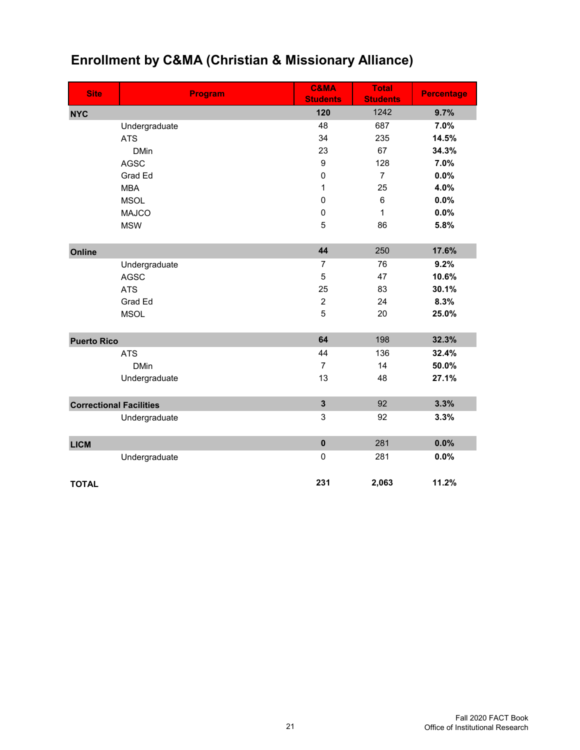# Enrollment by C&MA (Christian & Missionary Alliance)

| Site | Program | C&MA Students | Total Students | Percentage |
|---|---|---|---|---|
| **NYC** | | **120** | 1242 | **9.7%** |
| | Undergraduate | 48 | 687 | **7.0%** |
| | ATS | 34 | 235 | **14.5%** |
| | DMin | 23 | 67 | **34.3%** |
| | AGSC | 9 | 128 | **7.0%** |
| | Grad Ed | 0 | 7 | **0.0%** |
| | MBA | 1 | 25 | **4.0%** |
| | MSOL | 0 | 6 | **0.0%** |
| | MAJCO | 0 | 1 | **0.0%** |
| | MSW | 5 | 86 | **5.8%** |
| **Online** | | **44** | 250 | **17.6%** |
| | Undergraduate | 7 | 76 | **9.2%** |
| | AGSC | 5 | 47 | **10.6%** |
| | ATS | 25 | 83 | **30.1%** |
| | Grad Ed | 2 | 24 | **8.3%** |
| | MSOL | 5 | 20 | **25.0%** |
| **Puerto Rico** | | **64** | 198 | **32.3%** |
| | ATS | 44 | 136 | **32.4%** |
| | DMin | 7 | 14 | **50.0%** |
| | Undergraduate | 13 | 48 | **27.1%** |
| **Correctional Facilities** | | **3** | 92 | **3.3%** |
| | Undergraduate | 3 | 92 | **3.3%** |
| **LICM** | | **0** | 281 | **0.0%** |
| | Undergraduate | 0 | 281 | **0.0%** |
| **TOTAL** | | **231** | **2,063** | **11.2%** |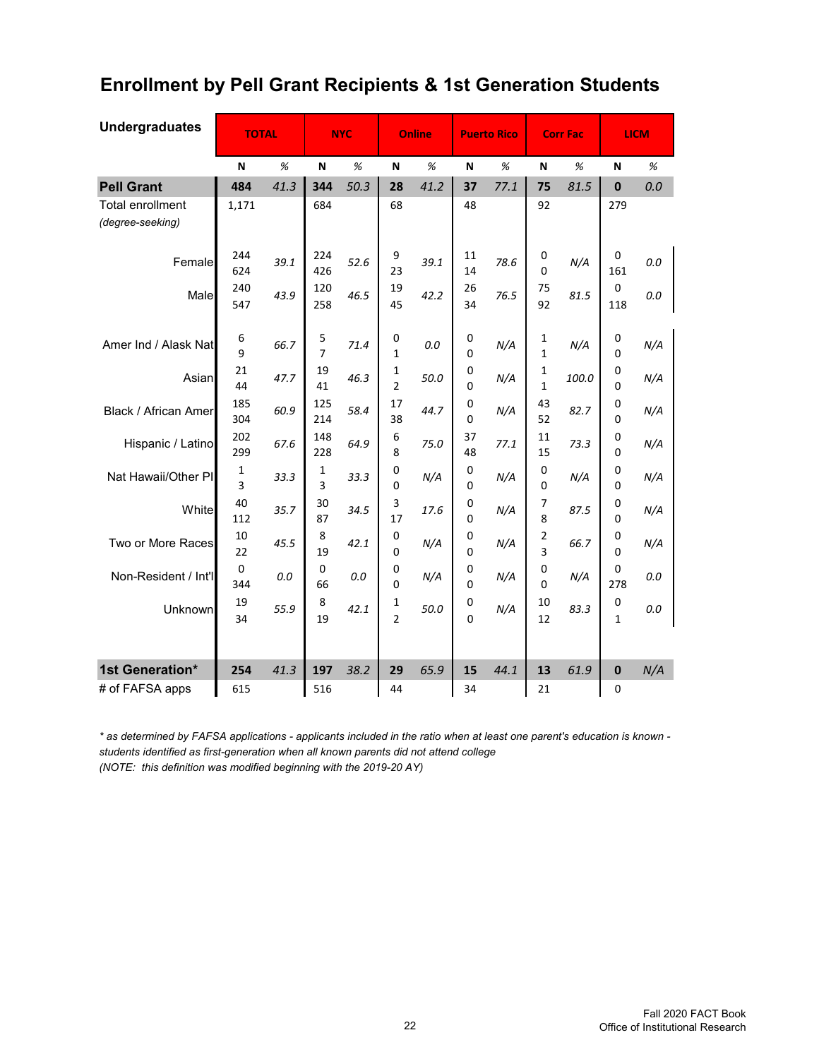# Enrollment by Pell Grant Recipients & 1st Generation Students

| Undergraduates | TOTAL | | NYC | | Online | | Puerto Rico | | Corr Fac | | LICM | |
|---|---|---|---|---|---|---|---|---|---|---|---|---|
| | N | % | N | % | N | % | N | % | N | % | N | % |
| **Pell Grant** | **484** | *41.3* | **344** | *50.3* | **28** | *41.2* | **37** | *77.1* | **75** | *81.5* | **0** | *0.0* |
| Total enrollment *(degree-seeking)* | 1,171 | | 684 | | 68 | | 48 | | 92 | | 279 | |
| Female | 244 / 624 | *39.1* | 224 / 426 | *52.6* | 9 / 23 | *39.1* | 11 / 14 | *78.6* | 0 / 0 | *N/A* | 0 / 161 | *0.0* |
| Male | 240 / 547 | *43.9* | 120 / 258 | *46.5* | 19 / 45 | *42.2* | 26 / 34 | *76.5* | 75 / 92 | *81.5* | 0 / 118 | *0.0* |
| Amer Ind / Alask Nat | 6 / 9 | *66.7* | 5 / 7 | *71.4* | 0 / 1 | *0.0* | 0 / 0 | *N/A* | 1 / 1 | *N/A* | 0 / 0 | *N/A* |
| Asian | 21 / 44 | *47.7* | 19 / 41 | *46.3* | 1 / 2 | *50.0* | 0 / 0 | *N/A* | 1 / 1 | *100.0* | 0 / 0 | *N/A* |
| Black / African Amer | 185 / 304 | *60.9* | 125 / 214 | *58.4* | 17 / 38 | *44.7* | 0 / 0 | *N/A* | 43 / 52 | *82.7* | 0 / 0 | *N/A* |
| Hispanic / Latino | 202 / 299 | *67.6* | 148 / 228 | *64.9* | 6 / 8 | *75.0* | 37 / 48 | *77.1* | 11 / 15 | *73.3* | 0 / 0 | *N/A* |
| Nat Hawaii/Other PI | 1 / 3 | *33.3* | 1 / 3 | *33.3* | 0 / 0 | *N/A* | 0 / 0 | *N/A* | 0 / 0 | *N/A* | 0 / 0 | *N/A* |
| White | 40 / 112 | *35.7* | 30 / 87 | *34.5* | 3 / 17 | *17.6* | 0 / 0 | *N/A* | 7 / 8 | *87.5* | 0 / 0 | *N/A* |
| Two or More Races | 10 / 22 | *45.5* | 8 / 19 | *42.1* | 0 / 0 | *N/A* | 0 / 0 | *N/A* | 2 / 3 | *66.7* | 0 / 0 | *N/A* |
| Non-Resident / Int'l | 0 / 344 | *0.0* | 0 / 66 | *0.0* | 0 / 0 | *N/A* | 0 / 0 | *N/A* | 0 / 0 | *N/A* | 0 / 278 | *0.0* |
| Unknown | 19 / 34 | *55.9* | 8 / 19 | *42.1* | 1 / 2 | *50.0* | 0 / 0 | *N/A* | 10 / 12 | *83.3* | 0 / 1 | *0.0* |
| **1st Generation*** | **254** | *41.3* | **197** | *38.2* | **29** | *65.9* | **15** | *44.1* | **13** | *61.9* | **0** | *N/A* |
| # of FAFSA apps | 615 | | 516 | | 44 | | 34 | | 21 | | 0 | |

*\* as determined by FAFSA applications - applicants included in the ratio when at least one parent's education is known - students identified as first-generation when all known parents did not attend college*
*(NOTE: this definition was modified beginning with the 2019-20 AY)*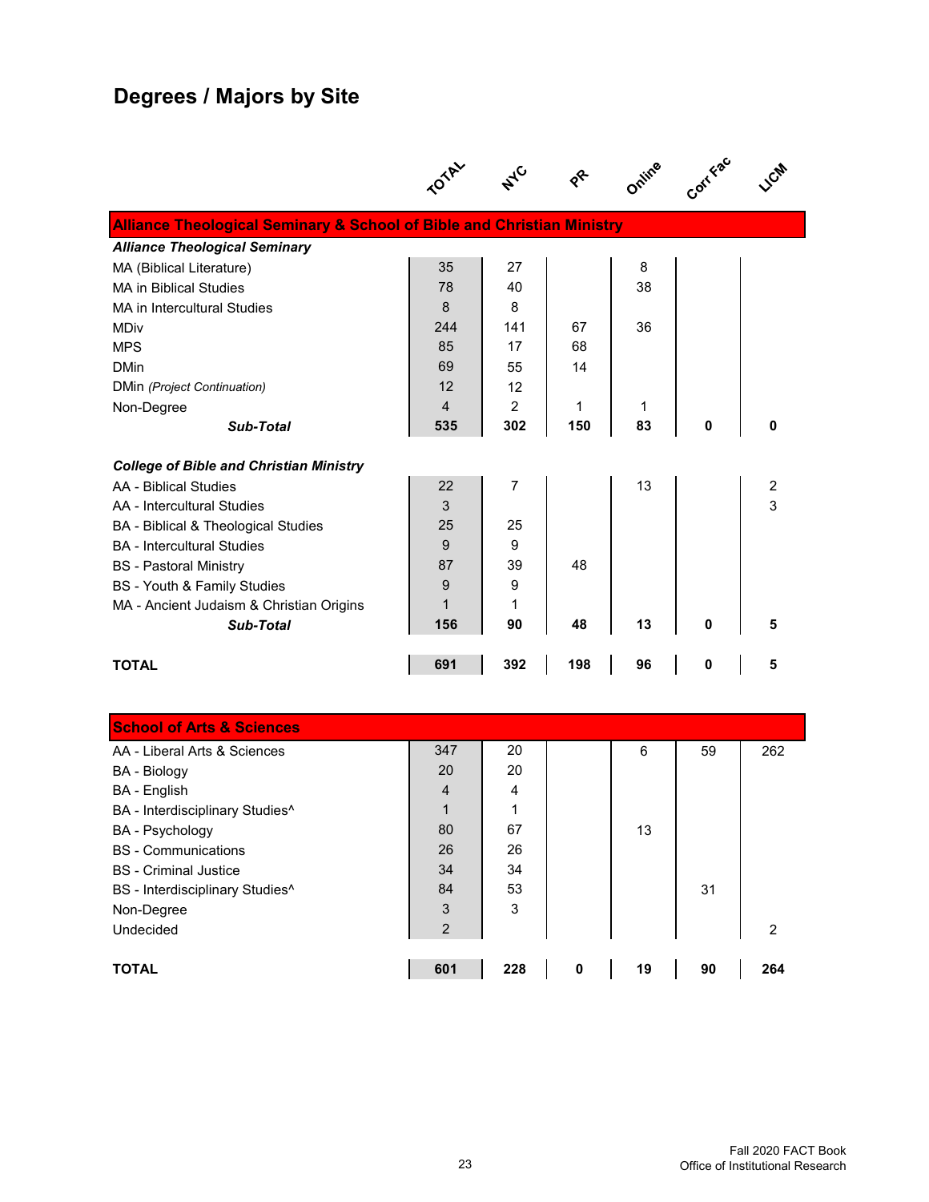# Degrees / Majors by Site

| | TOTAL | NYC | PR | Online | Corr Fac | LICM |
|---|---|---|---|---|---|---|
| **Alliance Theological Seminary & School of Bible and Christian Ministry** | | | | | | |
| ***Alliance Theological Seminary*** | | | | | | |
| MA (Biblical Literature) | 35 | 27 | | 8 | | |
| MA in Biblical Studies | 78 | 40 | | 38 | | |
| MA in Intercultural Studies | 8 | 8 | | | | |
| MDiv | 244 | 141 | 67 | 36 | | |
| MPS | 85 | 17 | 68 | | | |
| DMin | 69 | 55 | 14 | | | |
| DMin *(Project Continuation)* | 12 | 12 | | | | |
| Non-Degree | 4 | 2 | 1 | 1 | | |
| ***Sub-Total*** | **535** | **302** | **150** | **83** | **0** | **0** |
| ***College of Bible and Christian Ministry*** | | | | | | |
| AA - Biblical Studies | 22 | 7 | | 13 | | 2 |
| AA - Intercultural Studies | 3 | | | | | 3 |
| BA - Biblical & Theological Studies | 25 | 25 | | | | |
| BA - Intercultural Studies | 9 | 9 | | | | |
| BS - Pastoral Ministry | 87 | 39 | 48 | | | |
| BS - Youth & Family Studies | 9 | 9 | | | | |
| MA - Ancient Judaism & Christian Origins | 1 | 1 | | | | |
| ***Sub-Total*** | **156** | **90** | **48** | **13** | **0** | **5** |
| **TOTAL** | **691** | **392** | **198** | **96** | **0** | **5** |

| | TOTAL | NYC | PR | Online | Corr Fac | LICM |
|---|---|---|---|---|---|---|
| **School of Arts & Sciences** | | | | | | |
| AA - Liberal Arts & Sciences | 347 | 20 | | 6 | 59 | 262 |
| BA - Biology | 20 | 20 | | | | |
| BA - English | 4 | 4 | | | | |
| BA - Interdisciplinary Studies^ | 1 | 1 | | | | |
| BA - Psychology | 80 | 67 | | 13 | | |
| BS - Communications | 26 | 26 | | | | |
| BS - Criminal Justice | 34 | 34 | | | | |
| BS - Interdisciplinary Studies^ | 84 | 53 | | | 31 | |
| Non-Degree | 3 | 3 | | | | |
| Undecided | 2 | | | | | 2 |
| **TOTAL** | **601** | **228** | **0** | **19** | **90** | **264** |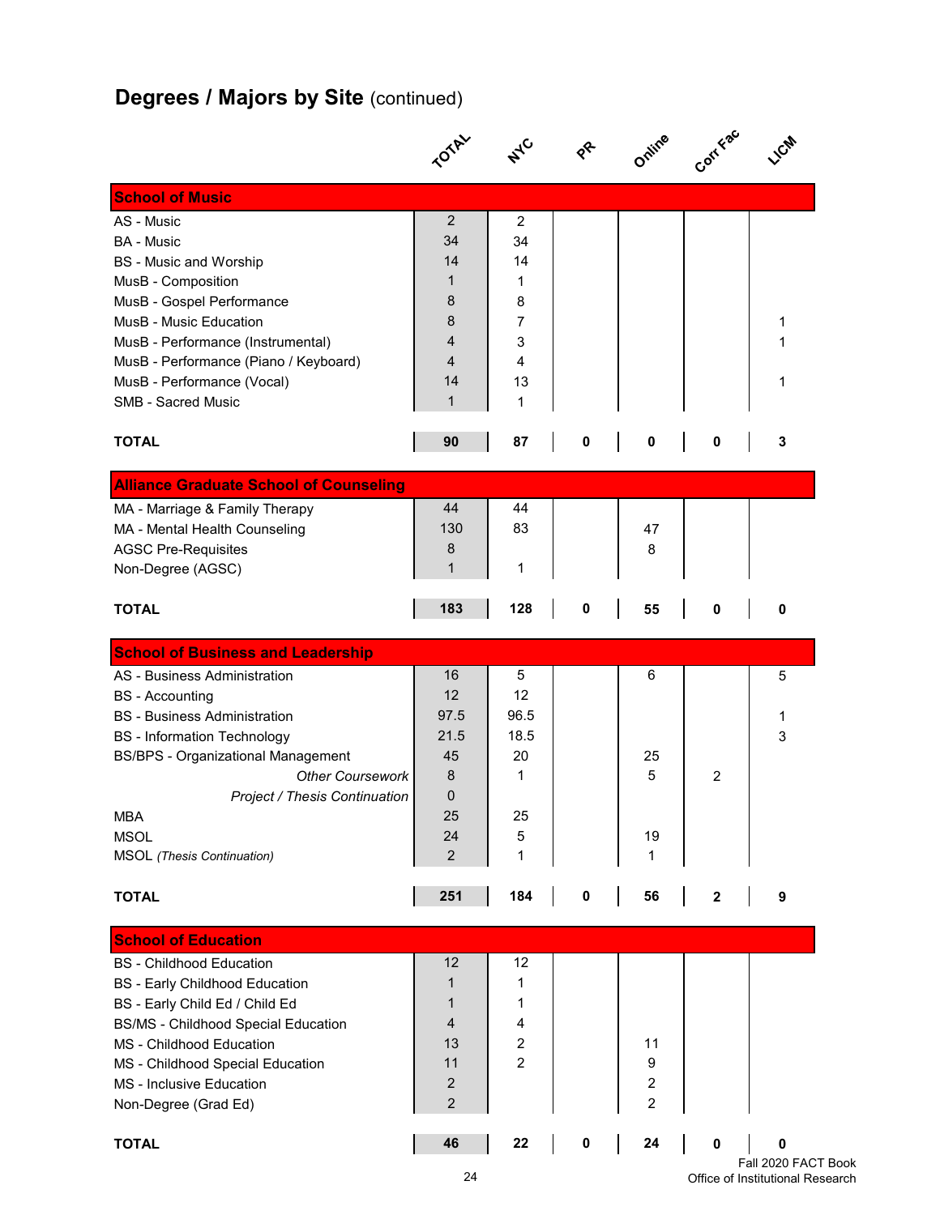## Degrees / Majors by Site (continued)

| | TOTAL | NYC | PR | Online | Corr Fac | LICM |
|---|---|---|---|---|---|---|
| **School of Music** | | | | | | |
| AS - Music | 2 | 2 | | | | |
| BA - Music | 34 | 34 | | | | |
| BS - Music and Worship | 14 | 14 | | | | |
| MusB - Composition | 1 | 1 | | | | |
| MusB - Gospel Performance | 8 | 8 | | | | |
| MusB - Music Education | 8 | 7 | | | | 1 |
| MusB - Performance (Instrumental) | 4 | 3 | | | | 1 |
| MusB - Performance (Piano / Keyboard) | 4 | 4 | | | | |
| MusB - Performance (Vocal) | 14 | 13 | | | | 1 |
| SMB - Sacred Music | 1 | 1 | | | | |
| **TOTAL** | **90** | **87** | **0** | **0** | **0** | **3** |
| **Alliance Graduate School of Counseling** | | | | | | |
| MA - Marriage & Family Therapy | 44 | 44 | | | | |
| MA - Mental Health Counseling | 130 | 83 | | 47 | | |
| AGSC Pre-Requisites | 8 | | | 8 | | |
| Non-Degree (AGSC) | 1 | 1 | | | | |
| **TOTAL** | **183** | **128** | **0** | **55** | **0** | **0** |
| **School of Business and Leadership** | | | | | | |
| AS - Business Administration | 16 | 5 | | 6 | | 5 |
| BS - Accounting | 12 | 12 | | | | |
| BS - Business Administration | 97.5 | 96.5 | | | | 1 |
| BS - Information Technology | 21.5 | 18.5 | | | | 3 |
| BS/BPS - Organizational Management | 45 | 20 | | 25 | | |
| *Other Coursework* | 8 | 1 | | 5 | 2 | |
| *Project / Thesis Continuation* | 0 | | | | | |
| MBA | 25 | 25 | | | | |
| MSOL | 24 | 5 | | 19 | | |
| MSOL *(Thesis Continuation)* | 2 | 1 | | 1 | | |
| **TOTAL** | **251** | **184** | **0** | **56** | **2** | **9** |
| **School of Education** | | | | | | |
| BS - Childhood Education | 12 | 12 | | | | |
| BS - Early Childhood Education | 1 | 1 | | | | |
| BS - Early Child Ed / Child Ed | 1 | 1 | | | | |
| BS/MS - Childhood Special Education | 4 | 4 | | | | |
| MS - Childhood Education | 13 | 2 | | 11 | | |
| MS - Childhood Special Education | 11 | 2 | | 9 | | |
| MS - Inclusive Education | 2 | | | 2 | | |
| Non-Degree (Grad Ed) | 2 | | | 2 | | |
| **TOTAL** | **46** | **22** | **0** | **24** | **0** | **0** |

Fall 2020 FACT Book
Office of Institutional Research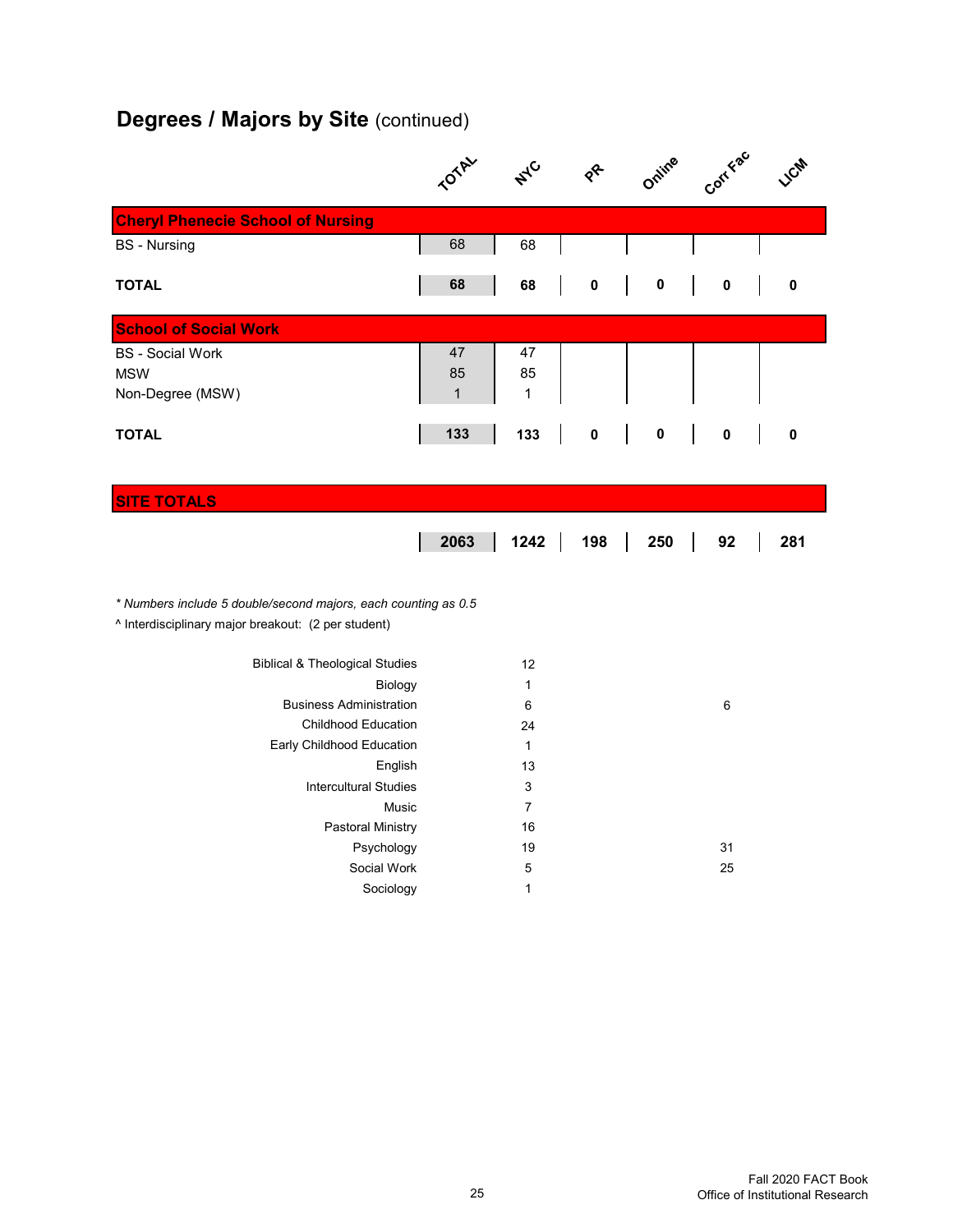## Degrees / Majors by Site (continued)

| | TOTAL | NYC | PR | Online | Corr Fac | LICM |
|---|---|---|---|---|---|---|
| **Cheryl Phenecie School of Nursing** | | | | | | |
| BS - Nursing | 68 | 68 | | | | |
| **TOTAL** | **68** | **68** | **0** | **0** | **0** | **0** |
| **School of Social Work** | | | | | | |
| BS - Social Work | 47 | 47 | | | | |
| MSW | 85 | 85 | | | | |
| Non-Degree (MSW) | 1 | 1 | | | | |
| **TOTAL** | **133** | **133** | **0** | **0** | **0** | **0** |
| **SITE TOTALS** | | | | | | |
| | **2063** | **1242** | **198** | **250** | **92** | **281** |

*\* Numbers include 5 double/second majors, each counting as 0.5*

^ Interdisciplinary major breakout: (2 per student)

| | NYC | Corr Fac |
|---|---|---|
| Biblical & Theological Studies | 12 | |
| Biology | 1 | |
| Business Administration | 6 | 6 |
| Childhood Education | 24 | |
| Early Childhood Education | 1 | |
| English | 13 | |
| Intercultural Studies | 3 | |
| Music | 7 | |
| Pastoral Ministry | 16 | |
| Psychology | 19 | 31 |
| Social Work | 5 | 25 |
| Sociology | 1 | |

Fall 2020 FACT Book
Office of Institutional Research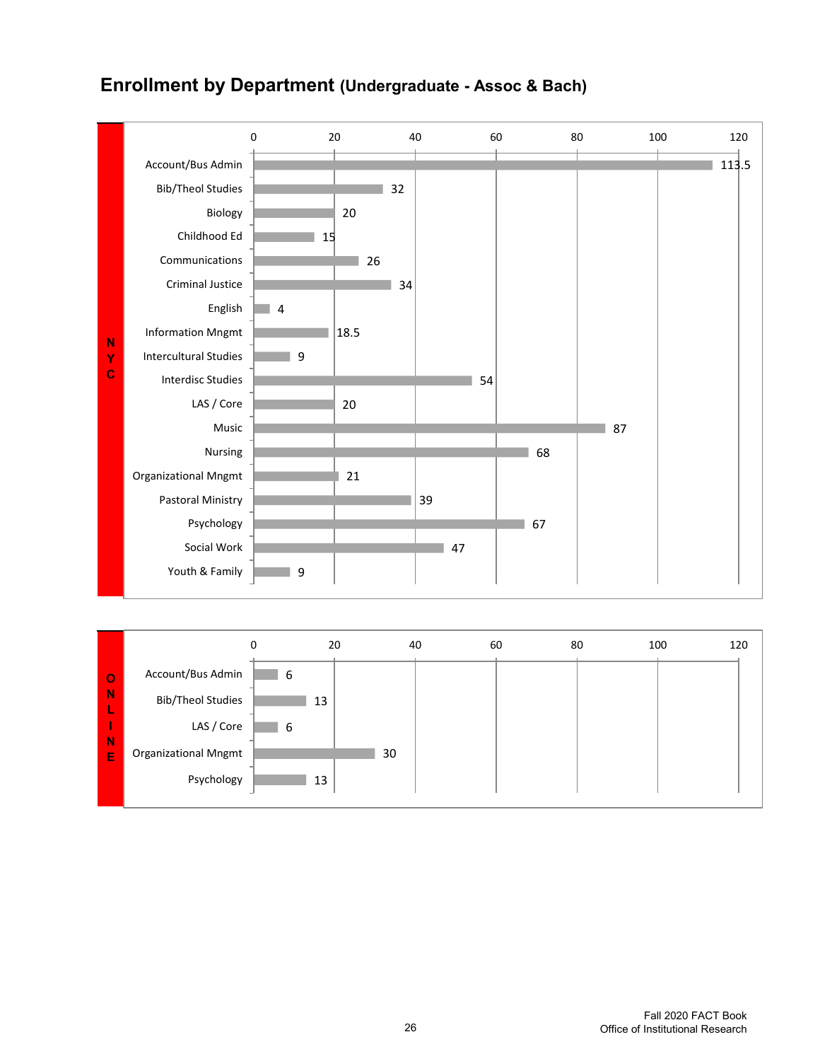# Enrollment by Department (Undergraduate - Assoc & Bach)

**NYC**

| Department | Enrollment |
|---|---|
| Account/Bus Admin | 113.5 |
| Bib/Theol Studies | 32 |
| Biology | 20 |
| Childhood Ed | 15 |
| Communications | 26 |
| Criminal Justice | 34 |
| English | 4 |
| Information Mngmt | 18.5 |
| Intercultural Studies | 9 |
| Interdisc Studies | 54 |
| LAS / Core | 20 |
| Music | 87 |
| Nursing | 68 |
| Organizational Mngmt | 21 |
| Pastoral Ministry | 39 |
| Psychology | 67 |
| Social Work | 47 |
| Youth & Family | 9 |

**ONLINE**

| Department | Enrollment |
|---|---|
| Account/Bus Admin | 6 |
| Bib/Theol Studies | 13 |
| LAS / Core | 6 |
| Organizational Mngmt | 30 |
| Psychology | 13 |

Fall 2020 FACT Book
Office of Institutional Research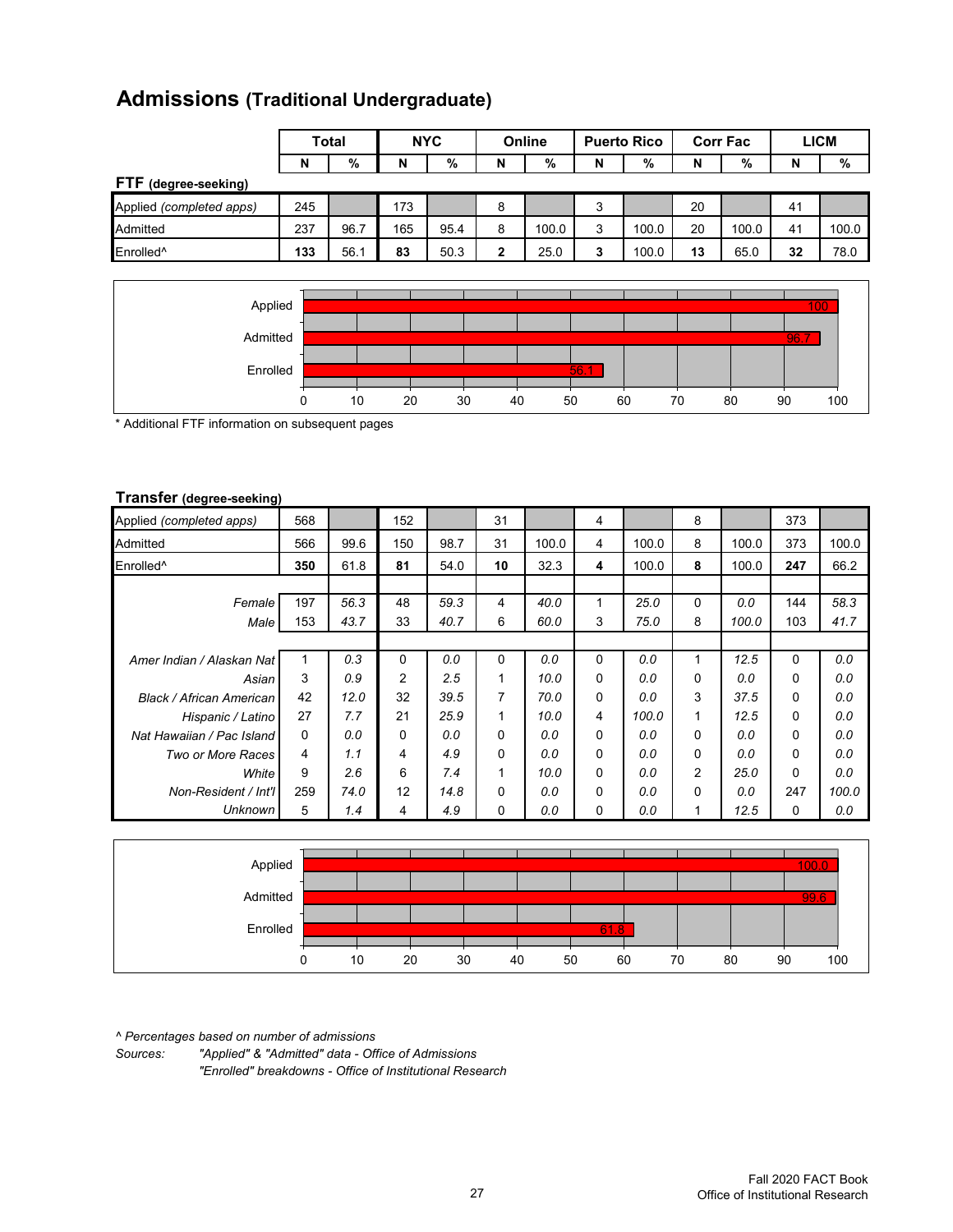# Admissions (Traditional Undergraduate)

| | Total | | NYC | | Online | | Puerto Rico | | Corr Fac | | LICM | |
|---|---|---|---|---|---|---|---|---|---|---|---|---|
| | N | % | N | % | N | % | N | % | N | % | N | % |
| **FTF (degree-seeking)** | | | | | | | | | | | | |
| Applied *(completed apps)* | 245 | | 173 | | 8 | | 3 | | 20 | | 41 | |
| Admitted | 237 | 96.7 | 165 | 95.4 | 8 | 100.0 | 3 | 100.0 | 20 | 100.0 | 41 | 100.0 |
| Enrolled^ | **133** | 56.1 | **83** | 50.3 | **2** | 25.0 | **3** | 100.0 | **13** | 65.0 | **32** | 78.0 |

| | % |
|---|---|
| Applied | 100 |
| Admitted | 96.7 |
| Enrolled | 56.1 |

\* Additional FTF information on subsequent pages

**Transfer (degree-seeking)**

| | Total | | NYC | | Online | | Puerto Rico | | Corr Fac | | LICM | |
|---|---|---|---|---|---|---|---|---|---|---|---|---|
| | N | % | N | % | N | % | N | % | N | % | N | % |
| Applied *(completed apps)* | 568 | | 152 | | 31 | | 4 | | 8 | | 373 | |
| Admitted | 566 | 99.6 | 150 | 98.7 | 31 | 100.0 | 4 | 100.0 | 8 | 100.0 | 373 | 100.0 |
| Enrolled^ | **350** | 61.8 | **81** | 54.0 | **10** | 32.3 | **4** | 100.0 | **8** | 100.0 | **247** | 66.2 |
| *Female* | 197 | *56.3* | 48 | *59.3* | 4 | *40.0* | 1 | *25.0* | 0 | *0.0* | 144 | *58.3* |
| *Male* | 153 | *43.7* | 33 | *40.7* | 6 | *60.0* | 3 | *75.0* | 8 | *100.0* | 103 | *41.7* |
| *Amer Indian / Alaskan Nat* | 1 | *0.3* | 0 | *0.0* | 0 | *0.0* | 0 | *0.0* | 1 | *12.5* | 0 | *0.0* |
| *Asian* | 3 | *0.9* | 2 | *2.5* | 1 | *10.0* | 0 | *0.0* | 0 | *0.0* | 0 | *0.0* |
| *Black / African American* | 42 | *12.0* | 32 | *39.5* | 7 | *70.0* | 0 | *0.0* | 3 | *37.5* | 0 | *0.0* |
| *Hispanic / Latino* | 27 | *7.7* | 21 | *25.9* | 1 | *10.0* | 4 | *100.0* | 1 | *12.5* | 0 | *0.0* |
| *Nat Hawaiian / Pac Island* | 0 | *0.0* | 0 | *0.0* | 0 | *0.0* | 0 | *0.0* | 0 | *0.0* | 0 | *0.0* |
| *Two or More Races* | 4 | *1.1* | 4 | *4.9* | 0 | *0.0* | 0 | *0.0* | 0 | *0.0* | 0 | *0.0* |
| *White* | 9 | *2.6* | 6 | *7.4* | 1 | *10.0* | 0 | *0.0* | 2 | *25.0* | 0 | *0.0* |
| *Non-Resident / Int'l* | 259 | *74.0* | 12 | *14.8* | 0 | *0.0* | 0 | *0.0* | 0 | *0.0* | 247 | *100.0* |
| *Unknown* | 5 | *1.4* | 4 | *4.9* | 0 | *0.0* | 0 | *0.0* | 1 | *12.5* | 0 | *0.0* |

| | % |
|---|---|
| Applied | 100.0 |
| Admitted | 99.6 |
| Enrolled | 61.8 |

*^ Percentages based on number of admissions*

*Sources: "Applied" & "Admitted" data - Office of Admissions*
*"Enrolled" breakdowns - Office of Institutional Research*

Fall 2020 FACT Book
Office of Institutional Research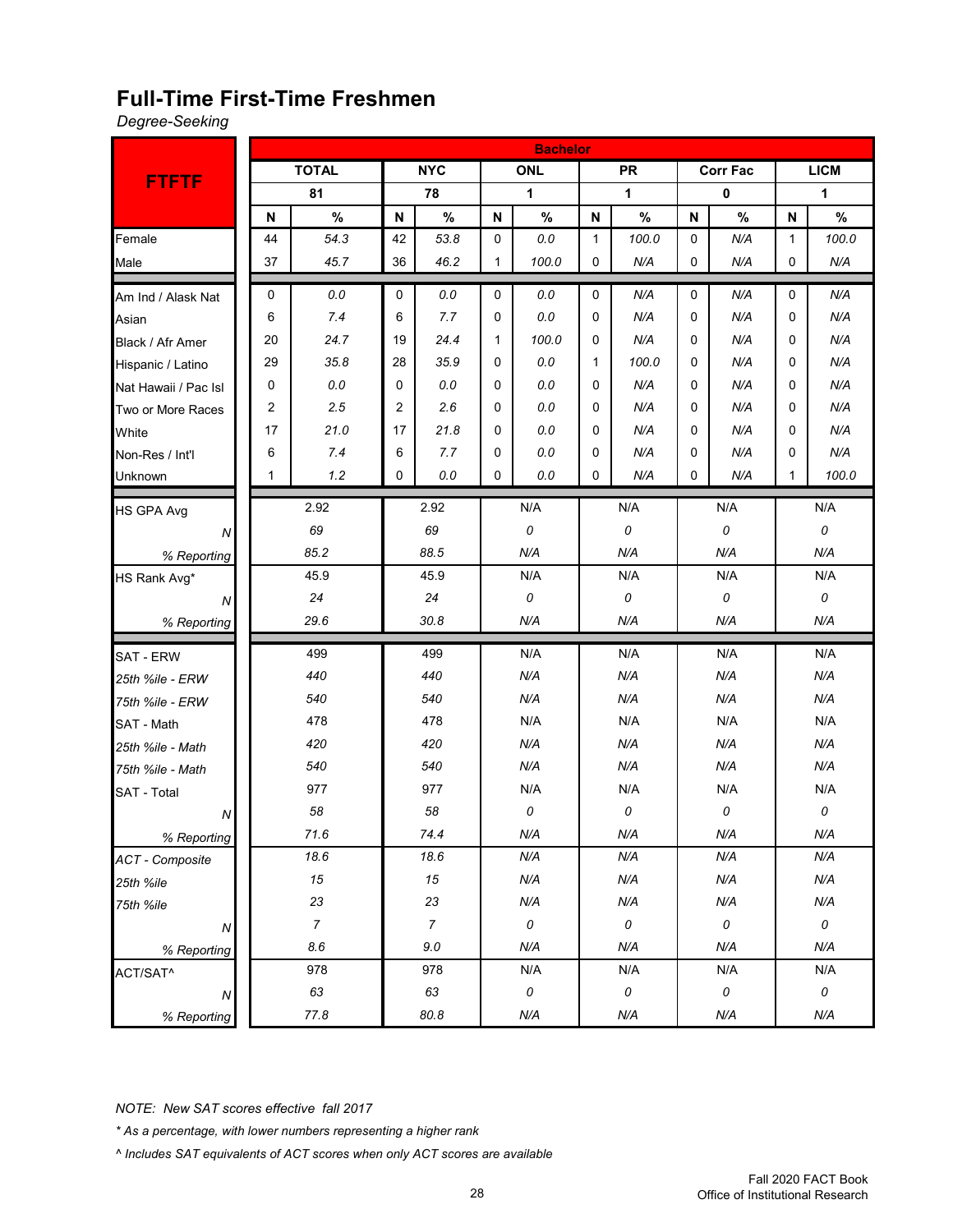## Full-Time First-Time Freshmen

*Degree-Seeking*

| FTFTF | Bachelor | | | | | | | | | | | |
|---|---|---|---|---|---|---|---|---|---|---|---|---|
| | TOTAL | | NYC | | ONL | | PR | | Corr Fac | | LICM | |
| | 81 | | 78 | | 1 | | 1 | | 0 | | 1 | |
| | N | % | N | % | N | % | N | % | N | % | N | % |
| Female | 44 | 54.3 | 42 | 53.8 | 0 | 0.0 | 1 | 100.0 | 0 | N/A | 1 | 100.0 |
| Male | 37 | 45.7 | 36 | 46.2 | 1 | 100.0 | 0 | N/A | 0 | N/A | 0 | N/A |
| Am Ind / Alask Nat | 0 | 0.0 | 0 | 0.0 | 0 | 0.0 | 0 | N/A | 0 | N/A | 0 | N/A |
| Asian | 6 | 7.4 | 6 | 7.7 | 0 | 0.0 | 0 | N/A | 0 | N/A | 0 | N/A |
| Black / Afr Amer | 20 | 24.7 | 19 | 24.4 | 1 | 100.0 | 0 | N/A | 0 | N/A | 0 | N/A |
| Hispanic / Latino | 29 | 35.8 | 28 | 35.9 | 0 | 0.0 | 1 | 100.0 | 0 | N/A | 0 | N/A |
| Nat Hawaii / Pac Isl | 0 | 0.0 | 0 | 0.0 | 0 | 0.0 | 0 | N/A | 0 | N/A | 0 | N/A |
| Two or More Races | 2 | 2.5 | 2 | 2.6 | 0 | 0.0 | 0 | N/A | 0 | N/A | 0 | N/A |
| White | 17 | 21.0 | 17 | 21.8 | 0 | 0.0 | 0 | N/A | 0 | N/A | 0 | N/A |
| Non-Res / Int'l | 6 | 7.4 | 6 | 7.7 | 0 | 0.0 | 0 | N/A | 0 | N/A | 0 | N/A |
| Unknown | 1 | 1.2 | 0 | 0.0 | 0 | 0.0 | 0 | N/A | 0 | N/A | 1 | 100.0 |
| HS GPA Avg | 2.92 | | 2.92 | | N/A | | N/A | | N/A | | N/A | |
| *N* | *69* | | *69* | | *0* | | *0* | | *0* | | *0* | |
| *% Reporting* | *85.2* | | *88.5* | | *N/A* | | *N/A* | | *N/A* | | *N/A* | |
| HS Rank Avg* | 45.9 | | 45.9 | | N/A | | N/A | | N/A | | N/A | |
| *N* | *24* | | *24* | | *0* | | *0* | | *0* | | *0* | |
| *% Reporting* | *29.6* | | *30.8* | | *N/A* | | *N/A* | | *N/A* | | *N/A* | |
| SAT - ERW | 499 | | 499 | | N/A | | N/A | | N/A | | N/A | |
| *25th %ile - ERW* | *440* | | *440* | | *N/A* | | *N/A* | | *N/A* | | *N/A* | |
| *75th %ile - ERW* | *540* | | *540* | | *N/A* | | *N/A* | | *N/A* | | *N/A* | |
| SAT - Math | 478 | | 478 | | N/A | | N/A | | N/A | | N/A | |
| *25th %ile - Math* | *420* | | *420* | | *N/A* | | *N/A* | | *N/A* | | *N/A* | |
| *75th %ile - Math* | *540* | | *540* | | *N/A* | | *N/A* | | *N/A* | | *N/A* | |
| SAT - Total | 977 | | 977 | | N/A | | N/A | | N/A | | N/A | |
| *N* | *58* | | *58* | | *0* | | *0* | | *0* | | *0* | |
| *% Reporting* | *71.6* | | *74.4* | | *N/A* | | *N/A* | | *N/A* | | *N/A* | |
| *ACT - Composite* | *18.6* | | *18.6* | | *N/A* | | *N/A* | | *N/A* | | *N/A* | |
| *25th %ile* | *15* | | *15* | | *N/A* | | *N/A* | | *N/A* | | *N/A* | |
| *75th %ile* | *23* | | *23* | | *N/A* | | *N/A* | | *N/A* | | *N/A* | |
| *N* | *7* | | *7* | | *0* | | *0* | | *0* | | *0* | |
| *% Reporting* | *8.6* | | *9.0* | | *N/A* | | *N/A* | | *N/A* | | *N/A* | |
| ACT/SAT^ | 978 | | 978 | | N/A | | N/A | | N/A | | N/A | |
| *N* | *63* | | *63* | | *0* | | *0* | | *0* | | *0* | |
| *% Reporting* | *77.8* | | *80.8* | | *N/A* | | *N/A* | | *N/A* | | *N/A* | |

*NOTE: New SAT scores effective fall 2017*

*\* As a percentage, with lower numbers representing a higher rank*

*^ Includes SAT equivalents of ACT scores when only ACT scores are available*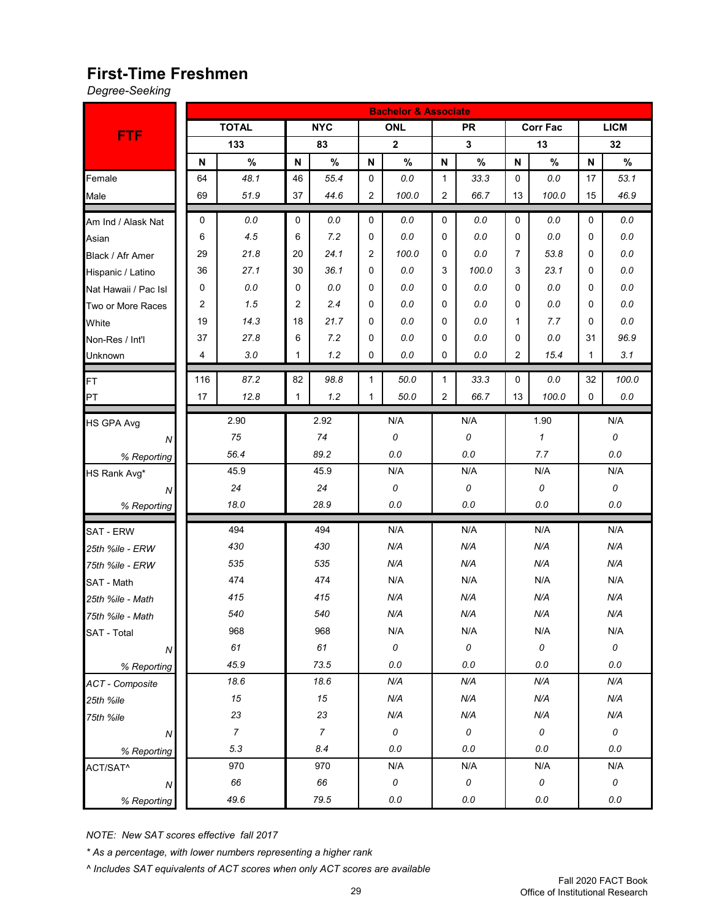# First-Time Freshmen

*Degree-Seeking*

| FTF | Bachelor & Associate | | | | | | | | | | | |
|---|---|---|---|---|---|---|---|---|---|---|---|---|
| | TOTAL | | NYC | | ONL | | PR | | Corr Fac | | LICM | |
| | 133 | | 83 | | 2 | | 3 | | 13 | | 32 | |
| | N | % | N | % | N | % | N | % | N | % | N | % |
| Female | 64 | *48.1* | 46 | *55.4* | 0 | *0.0* | 1 | *33.3* | 0 | *0.0* | 17 | *53.1* |
| Male | 69 | *51.9* | 37 | *44.6* | 2 | *100.0* | 2 | *66.7* | 13 | *100.0* | 15 | *46.9* |
| Am Ind / Alask Nat | 0 | *0.0* | 0 | *0.0* | 0 | *0.0* | 0 | *0.0* | 0 | *0.0* | 0 | *0.0* |
| Asian | 6 | *4.5* | 6 | *7.2* | 0 | *0.0* | 0 | *0.0* | 0 | *0.0* | 0 | *0.0* |
| Black / Afr Amer | 29 | *21.8* | 20 | *24.1* | 2 | *100.0* | 0 | *0.0* | 7 | *53.8* | 0 | *0.0* |
| Hispanic / Latino | 36 | *27.1* | 30 | *36.1* | 0 | *0.0* | 3 | *100.0* | 3 | *23.1* | 0 | *0.0* |
| Nat Hawaii / Pac Isl | 0 | *0.0* | 0 | *0.0* | 0 | *0.0* | 0 | *0.0* | 0 | *0.0* | 0 | *0.0* |
| Two or More Races | 2 | *1.5* | 2 | *2.4* | 0 | *0.0* | 0 | *0.0* | 0 | *0.0* | 0 | *0.0* |
| White | 19 | *14.3* | 18 | *21.7* | 0 | *0.0* | 0 | *0.0* | 1 | *7.7* | 0 | *0.0* |
| Non-Res / Int'l | 37 | *27.8* | 6 | *7.2* | 0 | *0.0* | 0 | *0.0* | 0 | *0.0* | 31 | *96.9* |
| Unknown | 4 | *3.0* | 1 | *1.2* | 0 | *0.0* | 0 | *0.0* | 2 | *15.4* | 1 | *3.1* |
| FT | 116 | *87.2* | 82 | *98.8* | 1 | *50.0* | 1 | *33.3* | 0 | *0.0* | 32 | *100.0* |
| PT | 17 | *12.8* | 1 | *1.2* | 1 | *50.0* | 2 | *66.7* | 13 | *100.0* | 0 | *0.0* |
| HS GPA Avg | 2.90 | | 2.92 | | N/A | | N/A | | 1.90 | | N/A | |
| *N* | *75* | | *74* | | *0* | | *0* | | *1* | | *0* | |
| *% Reporting* | *56.4* | | *89.2* | | *0.0* | | *0.0* | | *7.7* | | *0.0* | |
| HS Rank Avg* | 45.9 | | 45.9 | | N/A | | N/A | | N/A | | N/A | |
| *N* | *24* | | *24* | | *0* | | *0* | | *0* | | *0* | |
| *% Reporting* | *18.0* | | *28.9* | | *0.0* | | *0.0* | | *0.0* | | *0.0* | |
| SAT - ERW | 494 | | 494 | | N/A | | N/A | | N/A | | N/A | |
| *25th %ile - ERW* | *430* | | *430* | | *N/A* | | *N/A* | | *N/A* | | *N/A* | |
| *75th %ile - ERW* | *535* | | *535* | | *N/A* | | *N/A* | | *N/A* | | *N/A* | |
| SAT - Math | 474 | | 474 | | N/A | | N/A | | N/A | | N/A | |
| *25th %ile - Math* | *415* | | *415* | | *N/A* | | *N/A* | | *N/A* | | *N/A* | |
| *75th %ile - Math* | *540* | | *540* | | *N/A* | | *N/A* | | *N/A* | | *N/A* | |
| SAT - Total | 968 | | 968 | | N/A | | N/A | | N/A | | N/A | |
| *N* | *61* | | *61* | | *0* | | *0* | | *0* | | *0* | |
| *% Reporting* | *45.9* | | *73.5* | | *0.0* | | *0.0* | | *0.0* | | *0.0* | |
| *ACT - Composite* | *18.6* | | *18.6* | | *N/A* | | *N/A* | | *N/A* | | *N/A* | |
| *25th %ile* | *15* | | *15* | | *N/A* | | *N/A* | | *N/A* | | *N/A* | |
| *75th %ile* | *23* | | *23* | | *N/A* | | *N/A* | | *N/A* | | *N/A* | |
| *N* | *7* | | *7* | | *0* | | *0* | | *0* | | *0* | |
| *% Reporting* | *5.3* | | *8.4* | | *0.0* | | *0.0* | | *0.0* | | *0.0* | |
| ACT/SAT^ | 970 | | 970 | | N/A | | N/A | | N/A | | N/A | |
| *N* | *66* | | *66* | | *0* | | *0* | | *0* | | *0* | |
| *% Reporting* | *49.6* | | *79.5* | | *0.0* | | *0.0* | | *0.0* | | *0.0* | |

*NOTE: New SAT scores effective fall 2017*

*\* As a percentage, with lower numbers representing a higher rank*

*^ Includes SAT equivalents of ACT scores when only ACT scores are available*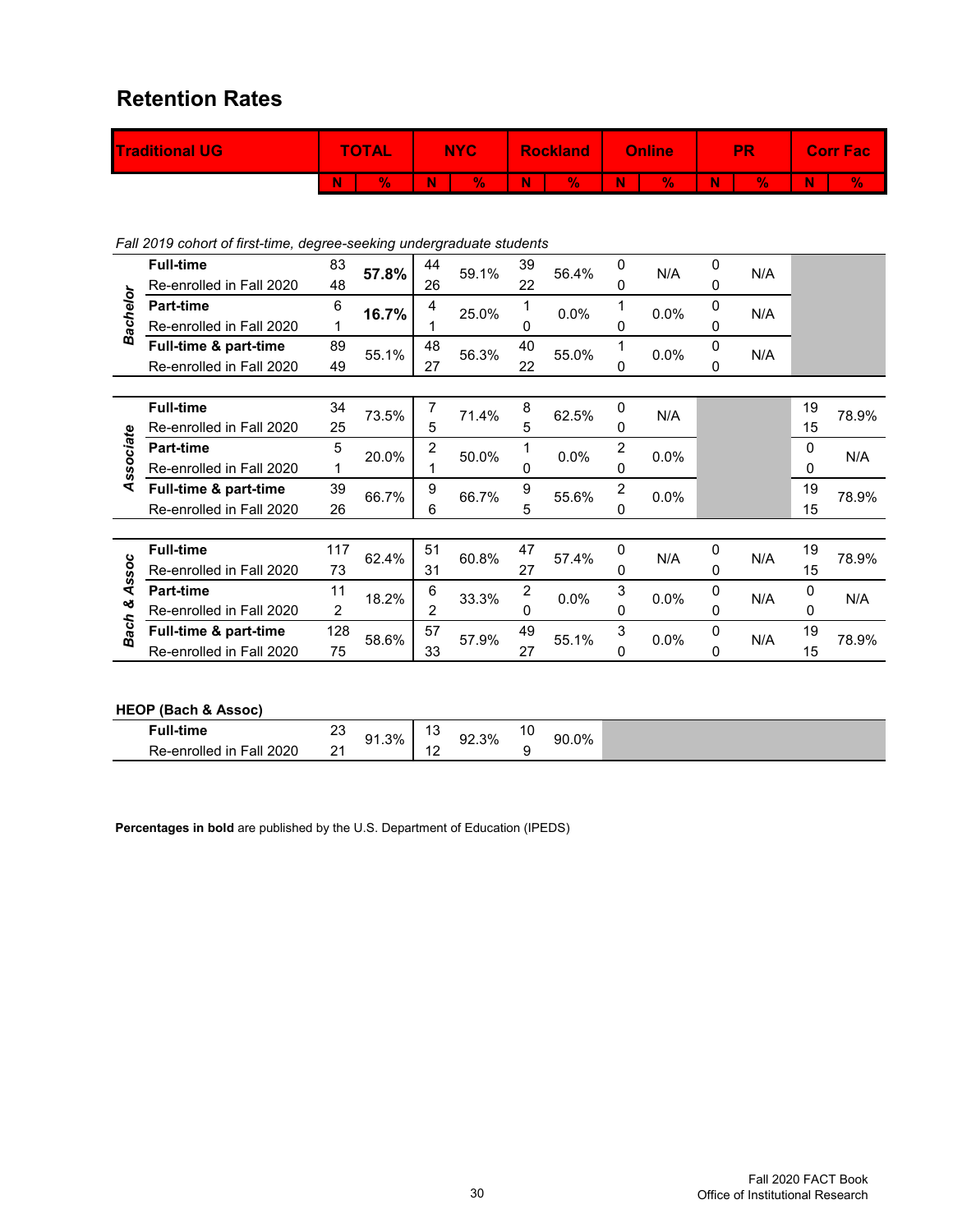## Retention Rates

| Traditional UG | | TOTAL | | NYC | | Rockland | | Online | | PR | | Corr Fac | |
|---|---|---|---|---|---|---|---|---|---|---|---|---|---|
| | | N | % | N | % | N | % | N | % | N | % | N | % |
| *Fall 2019 cohort of first-time, degree-seeking undergraduate students* | | | | | | | | | | | | | |
| ***Bachelor*** | **Full-time** | 83 | **57.8%** | 44 | 59.1% | 39 | 56.4% | 0 | N/A | 0 | N/A | | |
| | Re-enrolled in Fall 2020 | 48 | | 26 | | 22 | | 0 | | 0 | | | |
| | **Part-time** | 6 | **16.7%** | 4 | 25.0% | 1 | 0.0% | 1 | 0.0% | 0 | N/A | | |
| | Re-enrolled in Fall 2020 | 1 | | 1 | | 0 | | 0 | | 0 | | | |
| | **Full-time & part-time** | 89 | 55.1% | 48 | 56.3% | 40 | 55.0% | 1 | 0.0% | 0 | N/A | | |
| | Re-enrolled in Fall 2020 | 49 | | 27 | | 22 | | 0 | | 0 | | | |
| ***Associate*** | **Full-time** | 34 | 73.5% | 7 | 71.4% | 8 | 62.5% | 0 | N/A | | | 19 | 78.9% |
| | Re-enrolled in Fall 2020 | 25 | | 5 | | 5 | | 0 | | | | 15 | |
| | **Part-time** | 5 | 20.0% | 2 | 50.0% | 1 | 0.0% | 2 | 0.0% | | | 0 | N/A |
| | Re-enrolled in Fall 2020 | 1 | | 1 | | 0 | | 0 | | | | 0 | |
| | **Full-time & part-time** | 39 | 66.7% | 9 | 66.7% | 9 | 55.6% | 2 | 0.0% | | | 19 | 78.9% |
| | Re-enrolled in Fall 2020 | 26 | | 6 | | 5 | | 0 | | | | 15 | |
| ***Bach & Assoc*** | **Full-time** | 117 | 62.4% | 51 | 60.8% | 47 | 57.4% | 0 | N/A | 0 | N/A | 19 | 78.9% |
| | Re-enrolled in Fall 2020 | 73 | | 31 | | 27 | | 0 | | 0 | | 15 | |
| | **Part-time** | 11 | 18.2% | 6 | 33.3% | 2 | 0.0% | 3 | 0.0% | 0 | N/A | 0 | N/A |
| | Re-enrolled in Fall 2020 | 2 | | 2 | | 0 | | 0 | | 0 | | 0 | |
| | **Full-time & part-time** | 128 | 58.6% | 57 | 57.9% | 49 | 55.1% | 3 | 0.0% | 0 | N/A | 19 | 78.9% |
| | Re-enrolled in Fall 2020 | 75 | | 33 | | 27 | | 0 | | 0 | | 15 | |
| **HEOP (Bach & Assoc)** | | | | | | | | | | | | | |
| | **Full-time** | 23 | 91.3% | 13 | 92.3% | 10 | 90.0% | | | | | | |
| | Re-enrolled in Fall 2020 | 21 | | 12 | | 9 | | | | | | | |

**Percentages in bold** are published by the U.S. Department of Education (IPEDS)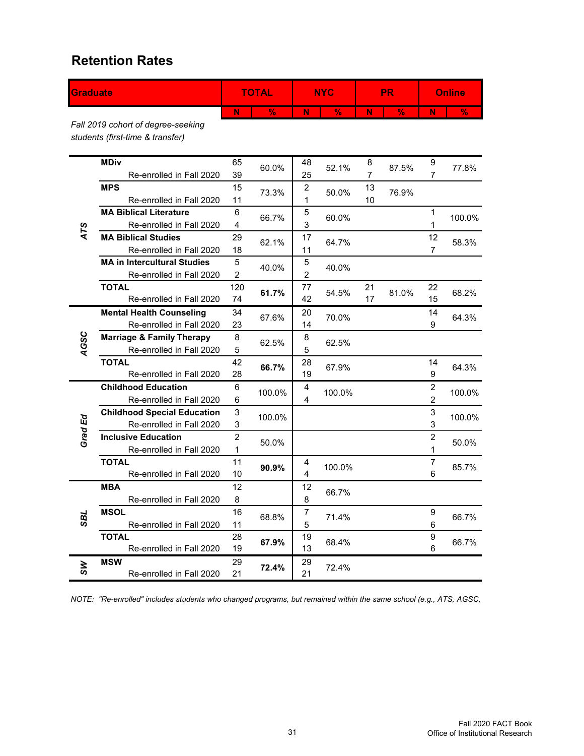## Retention Rates

| Graduate | | TOTAL | | NYC | | PR | | Online | |
|---|---|---|---|---|---|---|---|---|---|
| | | N | % | N | % | N | % | N | % |
| *Fall 2019 cohort of degree-seeking students (first-time & transfer)* | | | | | | | | | |
| ATS | **MDiv** | 65 | 60.0% | 48 | 52.1% | 8 | 87.5% | 9 | 77.8% |
| | Re-enrolled in Fall 2020 | 39 | | 25 | | 7 | | 7 | |
| | **MPS** | 15 | 73.3% | 2 | 50.0% | 13 | 76.9% | | |
| | Re-enrolled in Fall 2020 | 11 | | 1 | | 10 | | | |
| | **MA Biblical Literature** | 6 | 66.7% | 5 | 60.0% | | | 1 | 100.0% |
| | Re-enrolled in Fall 2020 | 4 | | 3 | | | | 1 | |
| | **MA Biblical Studies** | 29 | 62.1% | 17 | 64.7% | | | 12 | 58.3% |
| | Re-enrolled in Fall 2020 | 18 | | 11 | | | | 7 | |
| | **MA in Intercultural Studies** | 5 | 40.0% | 5 | 40.0% | | | | |
| | Re-enrolled in Fall 2020 | 2 | | 2 | | | | | |
| | **TOTAL** | 120 | **61.7%** | 77 | 54.5% | 21 | 81.0% | 22 | 68.2% |
| | Re-enrolled in Fall 2020 | 74 | | 42 | | 17 | | 15 | |
| AGSC | **Mental Health Counseling** | 34 | 67.6% | 20 | 70.0% | | | 14 | 64.3% |
| | Re-enrolled in Fall 2020 | 23 | | 14 | | | | 9 | |
| | **Marriage & Family Therapy** | 8 | 62.5% | 8 | 62.5% | | | | |
| | Re-enrolled in Fall 2020 | 5 | | 5 | | | | | |
| | **TOTAL** | 42 | **66.7%** | 28 | 67.9% | | | 14 | 64.3% |
| | Re-enrolled in Fall 2020 | 28 | | 19 | | | | 9 | |
| Grad Ed | **Childhood Education** | 6 | 100.0% | 4 | 100.0% | | | 2 | 100.0% |
| | Re-enrolled in Fall 2020 | 6 | | 4 | | | | 2 | |
| | **Childhood Special Education** | 3 | 100.0% | | | | | 3 | 100.0% |
| | Re-enrolled in Fall 2020 | 3 | | | | | | 3 | |
| | **Inclusive Education** | 2 | 50.0% | | | | | 2 | 50.0% |
| | Re-enrolled in Fall 2020 | 1 | | | | | | 1 | |
| | **TOTAL** | 11 | **90.9%** | 4 | 100.0% | | | 7 | 85.7% |
| | Re-enrolled in Fall 2020 | 10 | | 4 | | | | 6 | |
| SBL | **MBA** | 12 | | 12 | 66.7% | | | | |
| | Re-enrolled in Fall 2020 | 8 | | 8 | | | | | |
| | **MSOL** | 16 | 68.8% | 7 | 71.4% | | | 9 | 66.7% |
| | Re-enrolled in Fall 2020 | 11 | | 5 | | | | 6 | |
| | **TOTAL** | 28 | **67.9%** | 19 | 68.4% | | | 9 | 66.7% |
| | Re-enrolled in Fall 2020 | 19 | | 13 | | | | 6 | |
| SW | **MSW** | 29 | **72.4%** | 29 | 72.4% | | | | |
| | Re-enrolled in Fall 2020 | 21 | | 21 | | | | | |

*NOTE: "Re-enrolled" includes students who changed programs, but remained within the same school (e.g., ATS, AGSC,*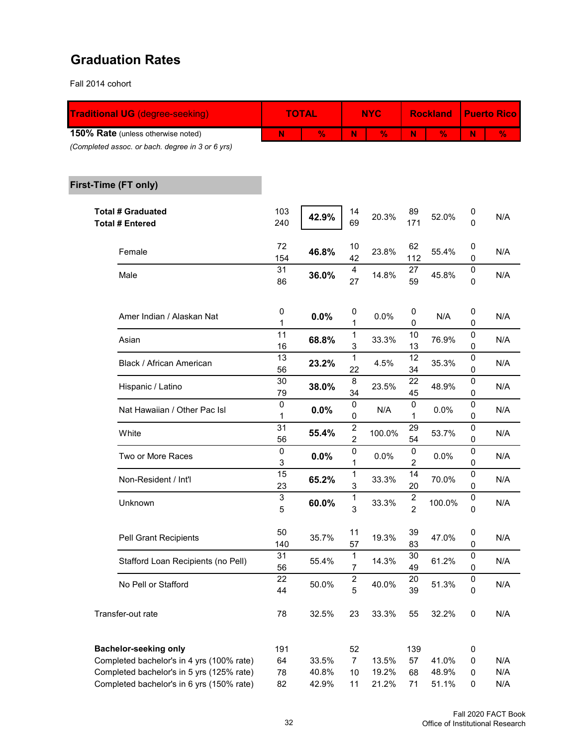## Graduation Rates

Fall 2014 cohort

| **Traditional UG** (degree-seeking) | TOTAL | | NYC | | Rockland | | Puerto Rico | |
|---|---|---|---|---|---|---|---|---|
| **150% Rate** (unless otherwise noted) *(Completed assoc. or bach. degree in 3 or 6 yrs)* | N | % | N | % | N | % | N | % |
| **First-Time (FT only)** | | | | | | | | |
| **Total # Graduated** | 103 | **42.9%** | 14 | 20.3% | 89 | 52.0% | 0 | N/A |
| **Total # Entered** | 240 | | 69 | | 171 | | 0 | |
| Female | 72 | **46.8%** | 10 | 23.8% | 62 | 55.4% | 0 | N/A |
| | 154 | | 42 | | 112 | | 0 | |
| Male | 31 | **36.0%** | 4 | 14.8% | 27 | 45.8% | 0 | N/A |
| | 86 | | 27 | | 59 | | 0 | |
| Amer Indian / Alaskan Nat | 0 | **0.0%** | 0 | 0.0% | 0 | N/A | 0 | N/A |
| | 1 | | 1 | | 0 | | 0 | |
| Asian | 11 | **68.8%** | 1 | 33.3% | 10 | 76.9% | 0 | N/A |
| | 16 | | 3 | | 13 | | 0 | |
| Black / African American | 13 | **23.2%** | 1 | 4.5% | 12 | 35.3% | 0 | N/A |
| | 56 | | 22 | | 34 | | 0 | |
| Hispanic / Latino | 30 | **38.0%** | 8 | 23.5% | 22 | 48.9% | 0 | N/A |
| | 79 | | 34 | | 45 | | 0 | |
| Nat Hawaiian / Other Pac Isl | 0 | **0.0%** | 0 | N/A | 0 | 0.0% | 0 | N/A |
| | 1 | | 0 | | 1 | | 0 | |
| White | 31 | **55.4%** | 2 | 100.0% | 29 | 53.7% | 0 | N/A |
| | 56 | | 2 | | 54 | | 0 | |
| Two or More Races | 0 | **0.0%** | 0 | 0.0% | 0 | 0.0% | 0 | N/A |
| | 3 | | 1 | | 2 | | 0 | |
| Non-Resident / Int'l | 15 | **65.2%** | 1 | 33.3% | 14 | 70.0% | 0 | N/A |
| | 23 | | 3 | | 20 | | 0 | |
| Unknown | 3 | **60.0%** | 1 | 33.3% | 2 | 100.0% | 0 | N/A |
| | 5 | | 3 | | 2 | | 0 | |
| Pell Grant Recipients | 50 | 35.7% | 11 | 19.3% | 39 | 47.0% | 0 | N/A |
| | 140 | | 57 | | 83 | | 0 | |
| Stafford Loan Recipients (no Pell) | 31 | 55.4% | 1 | 14.3% | 30 | 61.2% | 0 | N/A |
| | 56 | | 7 | | 49 | | 0 | |
| No Pell or Stafford | 22 | 50.0% | 2 | 40.0% | 20 | 51.3% | 0 | N/A |
| | 44 | | 5 | | 39 | | 0 | |
| Transfer-out rate | 78 | 32.5% | 23 | 33.3% | 55 | 32.2% | 0 | N/A |
| **Bachelor-seeking only** | 191 | | 52 | | 139 | | 0 | |
| Completed bachelor's in 4 yrs (100% rate) | 64 | 33.5% | 7 | 13.5% | 57 | 41.0% | 0 | N/A |
| Completed bachelor's in 5 yrs (125% rate) | 78 | 40.8% | 10 | 19.2% | 68 | 48.9% | 0 | N/A |
| Completed bachelor's in 6 yrs (150% rate) | 82 | 42.9% | 11 | 21.2% | 71 | 51.1% | 0 | N/A |

Fall 2020 FACT Book
Office of Institutional Research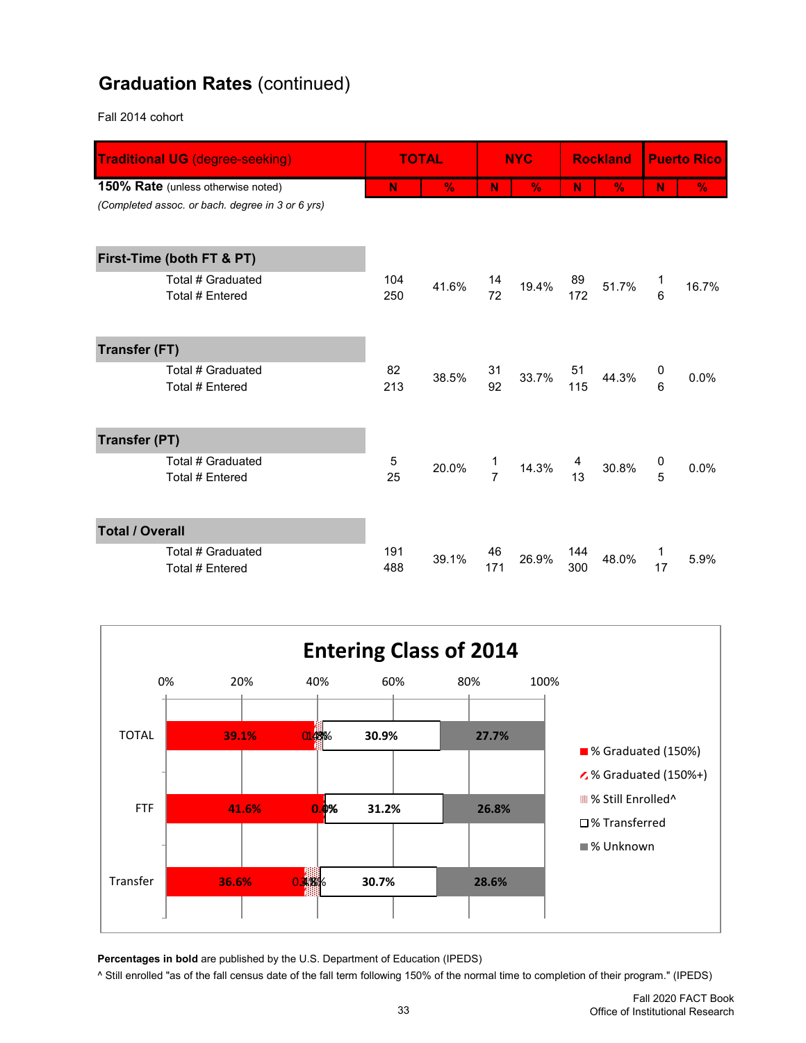## **Graduation Rates** (continued)

Fall 2014 cohort

| **Traditional UG** (degree-seeking) | **TOTAL** | | **NYC** | | **Rockland** | | **Puerto Rico** | |
|---|---|---|---|---|---|---|---|---|
| **150% Rate** (unless otherwise noted) | N | % | N | % | N | % | N | % |
| *(Completed assoc. or bach. degree in 3 or 6 yrs)* | | | | | | | | |
| **First-Time (both FT & PT)** | | | | | | | | |
| Total # Graduated | 104 | 41.6% | 14 | 19.4% | 89 | 51.7% | 1 | 16.7% |
| Total # Entered | 250 | | 72 | | 172 | | 6 | |
| **Transfer (FT)** | | | | | | | | |
| Total # Graduated | 82 | 38.5% | 31 | 33.7% | 51 | 44.3% | 0 | 0.0% |
| Total # Entered | 213 | | 92 | | 115 | | 6 | |
| **Transfer (PT)** | | | | | | | | |
| Total # Graduated | 5 | 20.0% | 1 | 14.3% | 4 | 30.8% | 0 | 0.0% |
| Total # Entered | 25 | | 7 | | 13 | | 5 | |
| **Total / Overall** | | | | | | | | |
| Total # Graduated | 191 | 39.1% | 46 | 26.9% | 144 | 48.0% | 1 | 5.9% |
| Total # Entered | 488 | | 171 | | 300 | | 17 | |

**Entering Class of 2014**

| | % Graduated (150%) | % Graduated (150%+) | % Still Enrolled^ | % Transferred | % Unknown |
|---|---|---|---|---|---|
| TOTAL | 39.1% | 0.4% | 1.8% | 30.9% | 27.7% |
| FTF | 41.6% | 0.0% | 0.4% | 31.2% | 26.8% |
| Transfer | 36.6% | 0.4% | 3.6% | 30.7% | 28.6% |

**Percentages in bold** are published by the U.S. Department of Education (IPEDS)

^ Still enrolled "as of the fall census date of the fall term following 150% of the normal time to completion of their program." (IPEDS)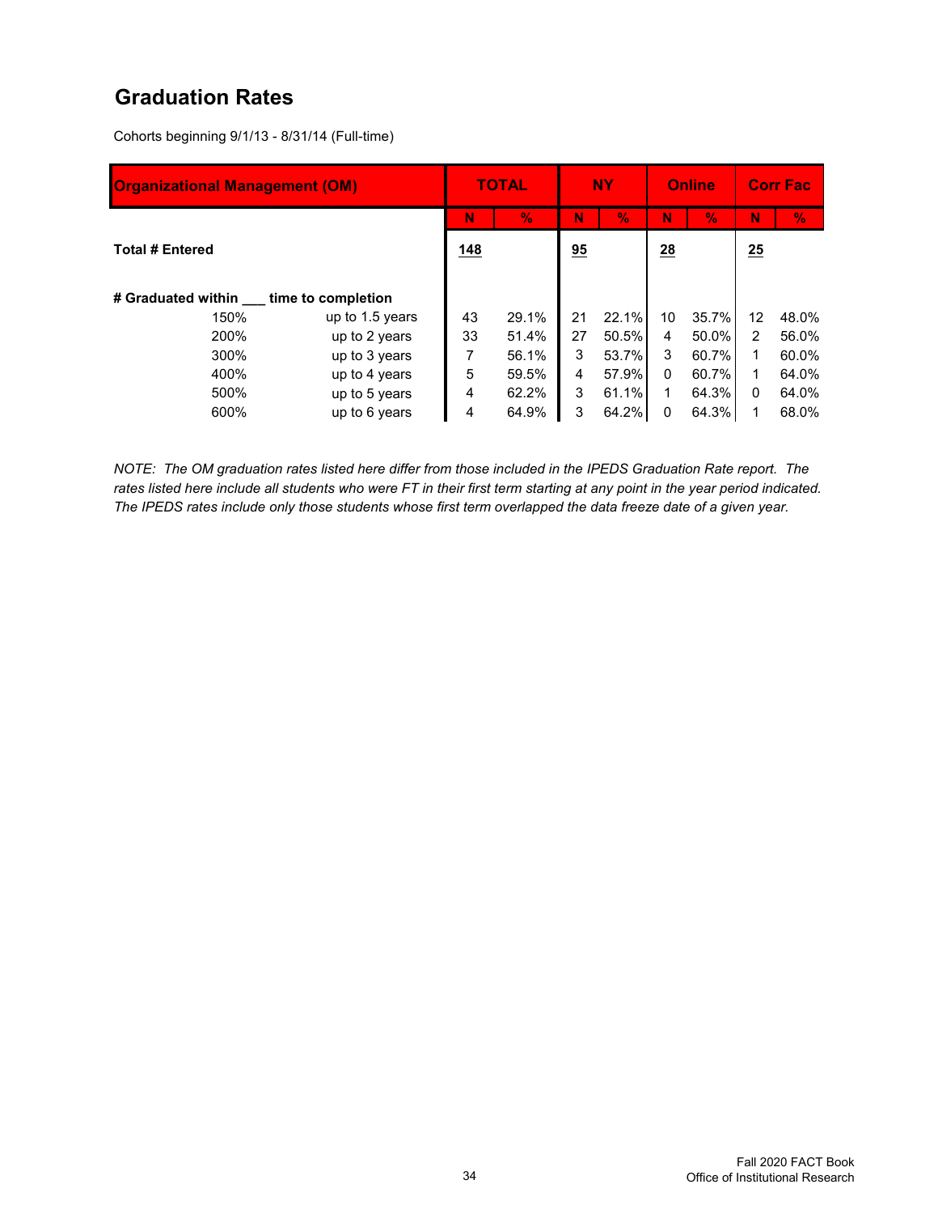## Graduation Rates

Cohorts beginning 9/1/13 - 8/31/14 (Full-time)

| Organizational Management (OM) | | TOTAL | | NY | | Online | | Corr Fac | |
|---|---|---|---|---|---|---|---|---|---|
| | | N | % | N | % | N | % | N | % |
| **Total # Entered** | | **148** | | **95** | | **28** | | **25** | |
| **# Graduated within ___ time to completion** | | | | | | | | | |
| 150% | up to 1.5 years | 43 | 29.1% | 21 | 22.1% | 10 | 35.7% | 12 | 48.0% |
| 200% | up to 2 years | 33 | 51.4% | 27 | 50.5% | 4 | 50.0% | 2 | 56.0% |
| 300% | up to 3 years | 7 | 56.1% | 3 | 53.7% | 3 | 60.7% | 1 | 60.0% |
| 400% | up to 4 years | 5 | 59.5% | 4 | 57.9% | 0 | 60.7% | 1 | 64.0% |
| 500% | up to 5 years | 4 | 62.2% | 3 | 61.1% | 1 | 64.3% | 0 | 64.0% |
| 600% | up to 6 years | 4 | 64.9% | 3 | 64.2% | 0 | 64.3% | 1 | 68.0% |

*NOTE: The OM graduation rates listed here differ from those included in the IPEDS Graduation Rate report. The rates listed here include all students who were FT in their first term starting at any point in the year period indicated. The IPEDS rates include only those students whose first term overlapped the data freeze date of a given year.*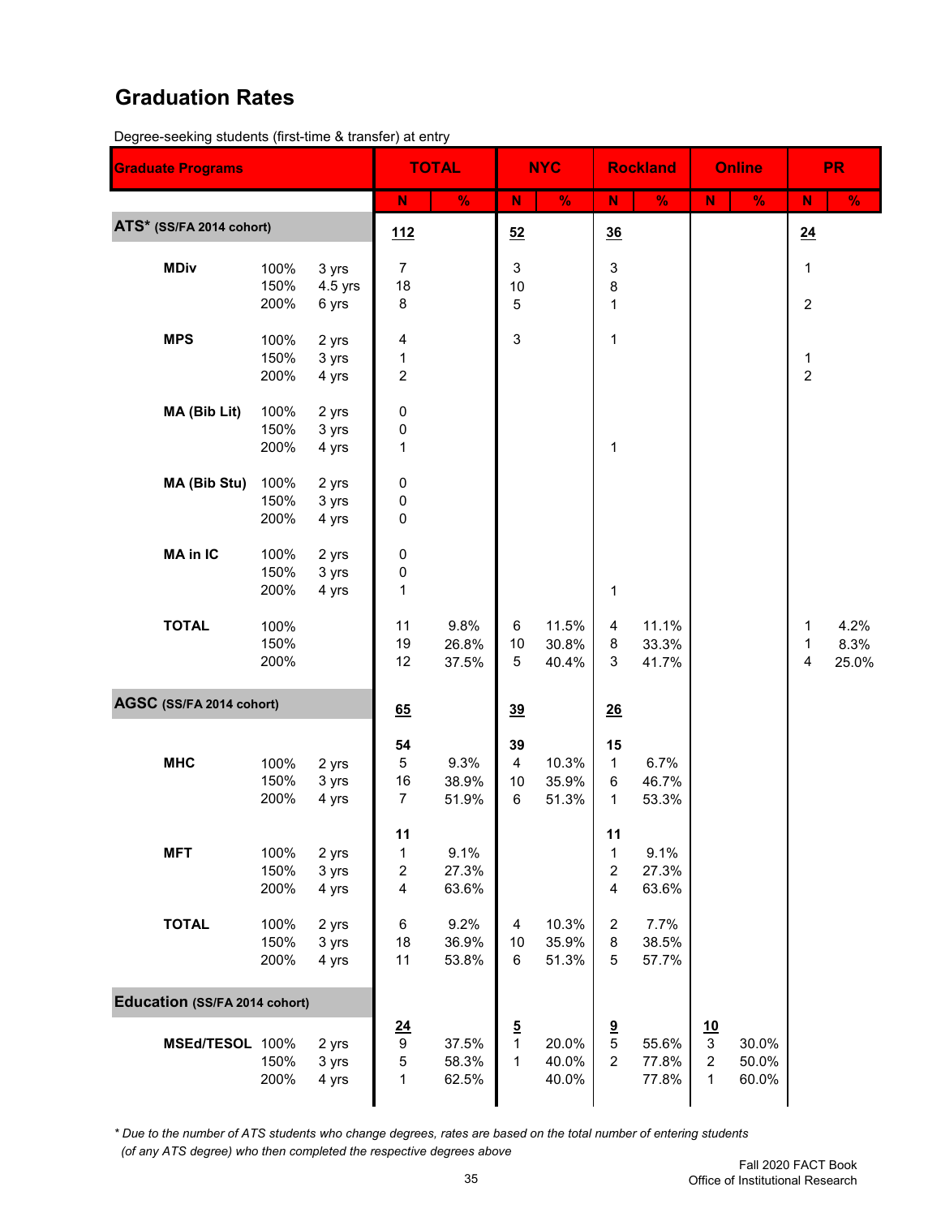## Graduation Rates

Degree-seeking students (first-time & transfer) at entry

| Graduate Programs | | | TOTAL | | NYC | | Rockland | | Online | | PR | |
|---|---|---|---|---|---|---|---|---|---|---|---|---|
| | | | N | % | N | % | N | % | N | % | N | % |
| **ATS*** (SS/FA 2014 cohort) | | | 112 | | 52 | | 36 | | | | 24 | |
| **MDiv** | 100% | 3 yrs | 7 | | 3 | | 3 | | | | 1 | |
| | 150% | 4.5 yrs | 18 | | 10 | | 8 | | | | | |
| | 200% | 6 yrs | 8 | | 5 | | 1 | | | | 2 | |
| **MPS** | 100% | 2 yrs | 4 | | 3 | | 1 | | | | | |
| | 150% | 3 yrs | 1 | | | | | | | | 1 | |
| | 200% | 4 yrs | 2 | | | | | | | | 2 | |
| **MA (Bib Lit)** | 100% | 2 yrs | 0 | | | | | | | | | |
| | 150% | 3 yrs | 0 | | | | | | | | | |
| | 200% | 4 yrs | 1 | | | | 1 | | | | | |
| **MA (Bib Stu)** | 100% | 2 yrs | 0 | | | | | | | | | |
| | 150% | 3 yrs | 0 | | | | | | | | | |
| | 200% | 4 yrs | 0 | | | | | | | | | |
| **MA in IC** | 100% | 2 yrs | 0 | | | | | | | | | |
| | 150% | 3 yrs | 0 | | | | | | | | | |
| | 200% | 4 yrs | 1 | | | | 1 | | | | | |
| **TOTAL** | 100% | | 11 | 9.8% | 6 | 11.5% | 4 | 11.1% | | | 1 | 4.2% |
| | 150% | | 19 | 26.8% | 10 | 30.8% | 8 | 33.3% | | | 1 | 8.3% |
| | 200% | | 12 | 37.5% | 5 | 40.4% | 3 | 41.7% | | | 4 | 25.0% |
| **AGSC** (SS/FA 2014 cohort) | | | 65 | | 39 | | 26 | | | | | |
| | | | 54 | | 39 | | 15 | | | | | |
| **MHC** | 100% | 2 yrs | 5 | 9.3% | 4 | 10.3% | 1 | 6.7% | | | | |
| | 150% | 3 yrs | 16 | 38.9% | 10 | 35.9% | 6 | 46.7% | | | | |
| | 200% | 4 yrs | 7 | 51.9% | 6 | 51.3% | 1 | 53.3% | | | | |
| | | | 11 | | | | 11 | | | | | |
| **MFT** | 100% | 2 yrs | 1 | 9.1% | | | 1 | 9.1% | | | | |
| | 150% | 3 yrs | 2 | 27.3% | | | 2 | 27.3% | | | | |
| | 200% | 4 yrs | 4 | 63.6% | | | 4 | 63.6% | | | | |
| **TOTAL** | 100% | 2 yrs | 6 | 9.2% | 4 | 10.3% | 2 | 7.7% | | | | |
| | 150% | 3 yrs | 18 | 36.9% | 10 | 35.9% | 8 | 38.5% | | | | |
| | 200% | 4 yrs | 11 | 53.8% | 6 | 51.3% | 5 | 57.7% | | | | |
| **Education** (SS/FA 2014 cohort) | | | 24 | | 5 | | 9 | | 10 | | | |
| **MSEd/TESOL** | 100% | 2 yrs | 9 | 37.5% | 1 | 20.0% | 5 | 55.6% | 3 | 30.0% | | |
| | 150% | 3 yrs | 5 | 58.3% | 1 | 40.0% | 2 | 77.8% | 2 | 50.0% | | |
| | 200% | 4 yrs | 1 | 62.5% | | 40.0% | | 77.8% | 1 | 60.0% | | |

*\* Due to the number of ATS students who change degrees, rates are based on the total number of entering students (of any ATS degree) who then completed the respective degrees above*

Fall 2020 FACT Book
Office of Institutional Research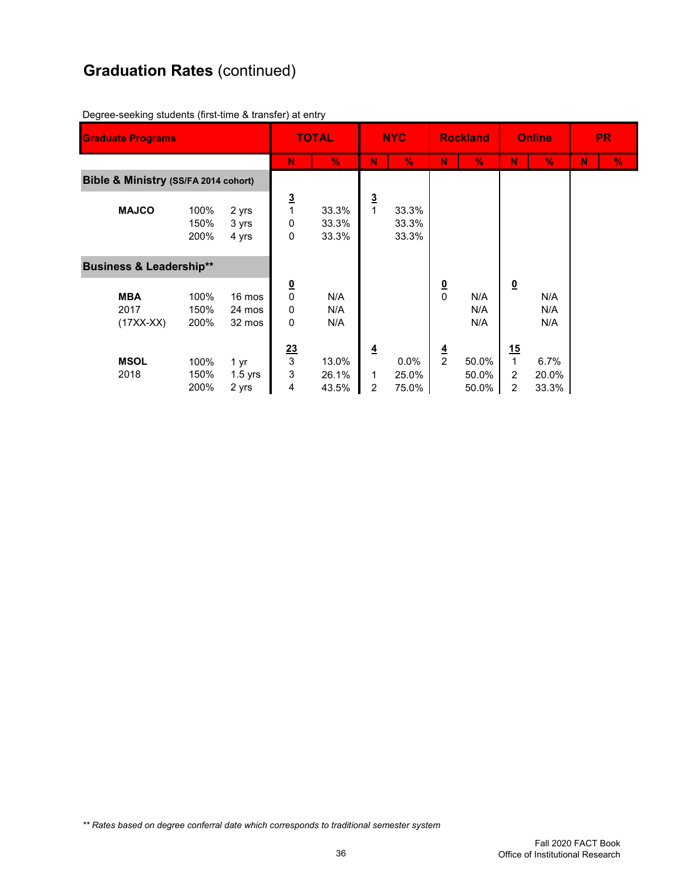## **Graduation Rates** (continued)

Degree-seeking students (first-time & transfer) at entry

| Graduate Programs | | | TOTAL | | NYC | | Rockland | | Online | | PR | |
|---|---|---|---|---|---|---|---|---|---|---|---|---|
| | | | N | % | N | % | N | % | N | % | N | % |
| **Bible & Ministry (SS/FA 2014 cohort)** | | | | | | | | | | | | |
| | | | **3** | | **3** | | | | | | | |
| **MAJCO** | 100% | 2 yrs | 1 | 33.3% | 1 | 33.3% | | | | | | |
| | 150% | 3 yrs | 0 | 33.3% | | 33.3% | | | | | | |
| | 200% | 4 yrs | 0 | 33.3% | | 33.3% | | | | | | |
| **Business & Leadership**** | | | | | | | | | | | | |
| | | | **0** | | | | **0** | | **0** | | | |
| **MBA** | 100% | 16 mos | 0 | N/A | | | 0 | N/A | | N/A | | |
| 2017 | 150% | 24 mos | 0 | N/A | | | | N/A | | N/A | | |
| (17XX-XX) | 200% | 32 mos | 0 | N/A | | | | N/A | | N/A | | |
| | | | **23** | | **4** | | **4** | | **15** | | | |
| **MSOL** | 100% | 1 yr | 3 | 13.0% | | 0.0% | 2 | 50.0% | 1 | 6.7% | | |
| 2018 | 150% | 1.5 yrs | 3 | 26.1% | 1 | 25.0% | | 50.0% | 2 | 20.0% | | |
| | 200% | 2 yrs | 4 | 43.5% | 2 | 75.0% | | 50.0% | 2 | 33.3% | | |

*** Rates based on degree conferral date which corresponds to traditional semester system*

Fall 2020 FACT Book
Office of Institutional Research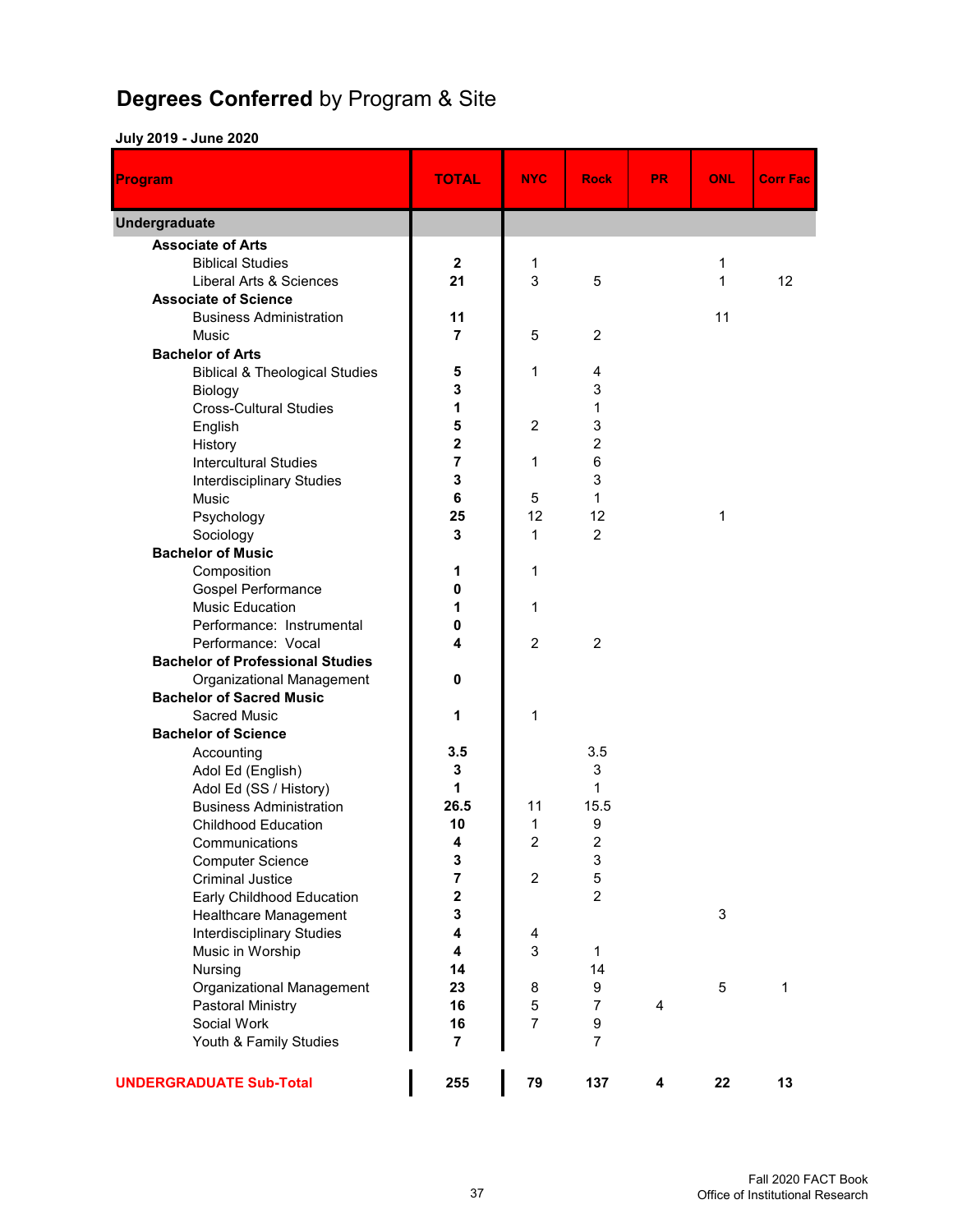# Degrees Conferred by Program & Site

**July 2019 - June 2020**

| Program | TOTAL | NYC | Rock | PR | ONL | Corr Fac |
|---|---|---|---|---|---|---|
| **Undergraduate** | | | | | | |
| **Associate of Arts** | | | | | | |
| Biblical Studies | **2** | 1 | | | 1 | |
| Liberal Arts & Sciences | **21** | 3 | 5 | | 1 | 12 |
| **Associate of Science** | | | | | | |
| Business Administration | **11** | | | | 11 | |
| Music | **7** | 5 | 2 | | | |
| **Bachelor of Arts** | | | | | | |
| Biblical & Theological Studies | **5** | 1 | 4 | | | |
| Biology | **3** | | 3 | | | |
| Cross-Cultural Studies | **1** | | 1 | | | |
| English | **5** | 2 | 3 | | | |
| History | **2** | | 2 | | | |
| Intercultural Studies | **7** | 1 | 6 | | | |
| Interdisciplinary Studies | **3** | | 3 | | | |
| Music | **6** | 5 | 1 | | | |
| Psychology | **25** | 12 | 12 | | 1 | |
| Sociology | **3** | 1 | 2 | | | |
| **Bachelor of Music** | | | | | | |
| Composition | **1** | 1 | | | | |
| Gospel Performance | **0** | | | | | |
| Music Education | **1** | 1 | | | | |
| Performance: Instrumental | **0** | | | | | |
| Performance: Vocal | **4** | 2 | 2 | | | |
| **Bachelor of Professional Studies** | | | | | | |
| Organizational Management | **0** | | | | | |
| **Bachelor of Sacred Music** | | | | | | |
| Sacred Music | **1** | 1 | | | | |
| **Bachelor of Science** | | | | | | |
| Accounting | **3.5** | | 3.5 | | | |
| Adol Ed (English) | **3** | | 3 | | | |
| Adol Ed (SS / History) | **1** | | 1 | | | |
| Business Administration | **26.5** | 11 | 15.5 | | | |
| Childhood Education | **10** | 1 | 9 | | | |
| Communications | **4** | 2 | 2 | | | |
| Computer Science | **3** | | 3 | | | |
| Criminal Justice | **7** | 2 | 5 | | | |
| Early Childhood Education | **2** | | 2 | | | |
| Healthcare Management | **3** | | | | 3 | |
| Interdisciplinary Studies | **4** | 4 | | | | |
| Music in Worship | **4** | 3 | 1 | | | |
| Nursing | **14** | | 14 | | | |
| Organizational Management | **23** | 8 | 9 | | 5 | 1 |
| Pastoral Ministry | **16** | 5 | 7 | 4 | | |
| Social Work | **16** | 7 | 9 | | | |
| Youth & Family Studies | **7** | | 7 | | | |
| **UNDERGRADUATE Sub-Total** | **255** | **79** | **137** | **4** | **22** | **13** |

Fall 2020 FACT Book
Office of Institutional Research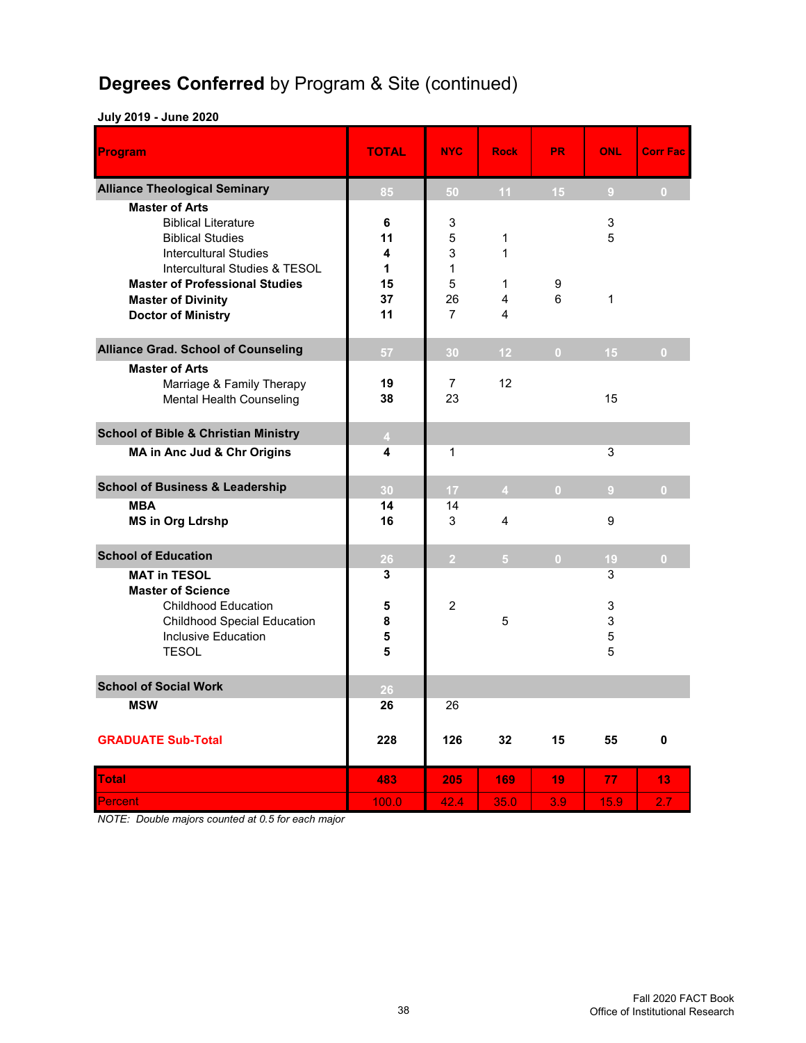## **Degrees Conferred** by Program & Site (continued)

**July 2019 - June 2020**

| Program | TOTAL | NYC | Rock | PR | ONL | Corr Fac |
|---|---|---|---|---|---|---|
| **Alliance Theological Seminary** | 85 | 50 | 11 | 15 | 9 | 0 |
| **Master of Arts** | | | | | | |
| Biblical Literature | **6** | 3 | | | 3 | |
| Biblical Studies | **11** | 5 | 1 | | 5 | |
| Intercultural Studies | **4** | 3 | 1 | | | |
| Intercultural Studies & TESOL | **1** | 1 | | | | |
| **Master of Professional Studies** | **15** | 5 | 1 | 9 | | |
| **Master of Divinity** | **37** | 26 | 4 | 6 | 1 | |
| **Doctor of Ministry** | **11** | 7 | 4 | | | |
| **Alliance Grad. School of Counseling** | 57 | 30 | 12 | 0 | 15 | 0 |
| **Master of Arts** | | | | | | |
| Marriage & Family Therapy | **19** | 7 | 12 | | | |
| Mental Health Counseling | **38** | 23 | | | 15 | |
| **School of Bible & Christian Ministry** | 4 | | | | | |
| **MA in Anc Jud & Chr Origins** | **4** | 1 | | | 3 | |
| **School of Business & Leadership** | 30 | 17 | 4 | 0 | 9 | 0 |
| **MBA** | **14** | 14 | | | | |
| **MS in Org Ldrshp** | **16** | 3 | 4 | | 9 | |
| **School of Education** | 26 | 2 | 5 | 0 | 19 | 0 |
| **MAT in TESOL** | **3** | | | | 3 | |
| **Master of Science** | | | | | | |
| Childhood Education | **5** | 2 | | | 3 | |
| Childhood Special Education | **8** | | 5 | | 3 | |
| Inclusive Education | **5** | | | | 5 | |
| TESOL | **5** | | | | 5 | |
| **School of Social Work** | 26 | | | | | |
| **MSW** | **26** | 26 | | | | |
| **GRADUATE Sub-Total** | **228** | **126** | **32** | **15** | **55** | **0** |
| **Total** | **483** | **205** | **169** | **19** | **77** | **13** |
| Percent | 100.0 | 42.4 | 35.0 | 3.9 | 15.9 | 2.7 |

*NOTE: Double majors counted at 0.5 for each major*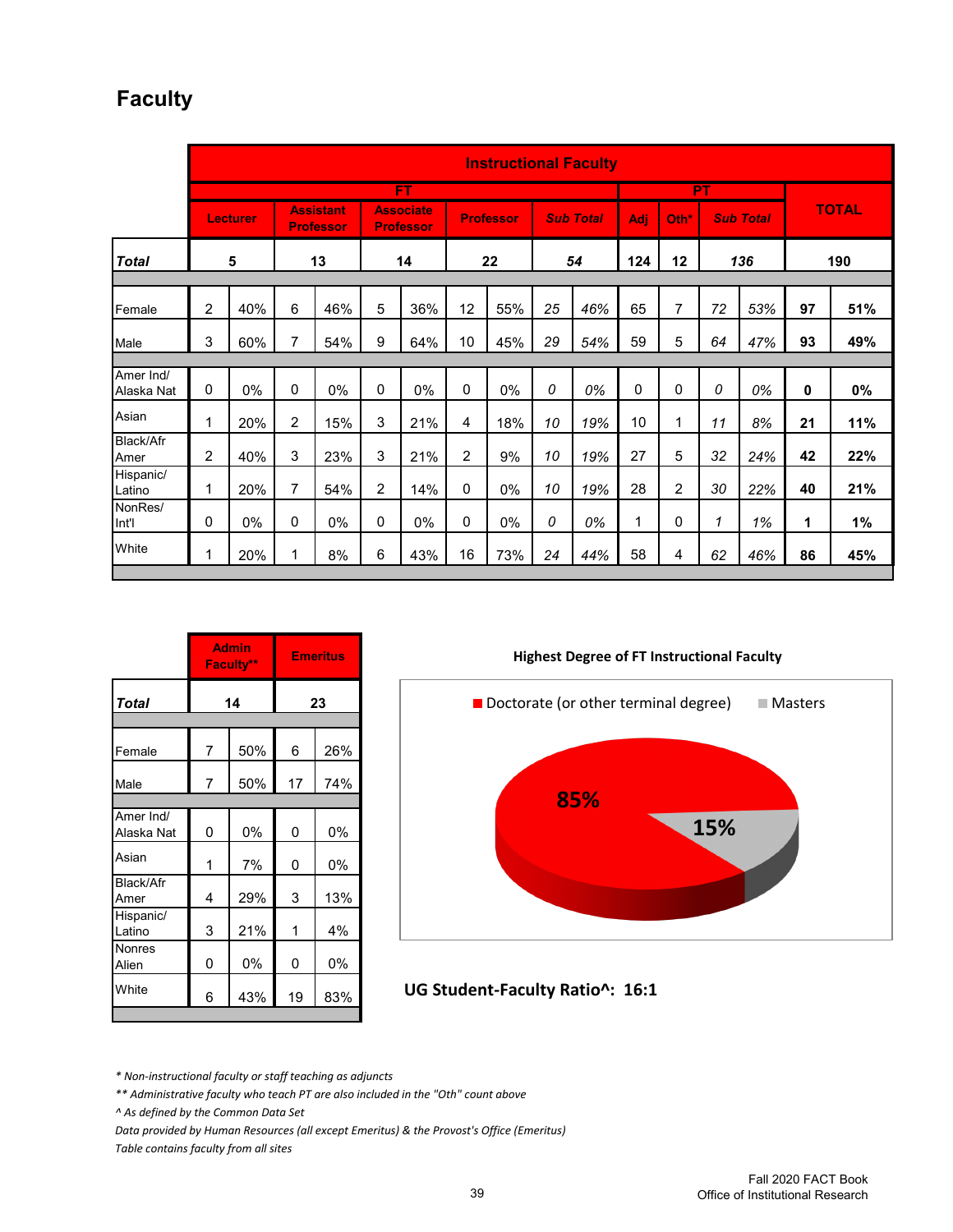# Faculty

| | Instructional Faculty | | | | | | | | | | | | | | | |
|---|---|---|---|---|---|---|---|---|---|---|---|---|---|---|---|---|
| | FT | | | | | | | | | | PT | | | | TOTAL | |
| | Lecturer | | Assistant Professor | | Associate Professor | | Professor | | Sub Total | | Adj | Oth* | Sub Total | | | |
| ***Total*** | 5 | | 13 | | 14 | | 22 | | *54* | | 124 | 12 | *136* | | 190 | |
| Female | 2 | 40% | 6 | 46% | 5 | 36% | 12 | 55% | *25* | *46%* | 65 | 7 | *72* | *53%* | **97** | **51%** |
| Male | 3 | 60% | 7 | 54% | 9 | 64% | 10 | 45% | *29* | *54%* | 59 | 5 | *64* | *47%* | **93** | **49%** |
| Amer Ind/ Alaska Nat | 0 | 0% | 0 | 0% | 0 | 0% | 0 | 0% | *0* | *0%* | 0 | 0 | *0* | *0%* | **0** | **0%** |
| Asian | 1 | 20% | 2 | 15% | 3 | 21% | 4 | 18% | *10* | *19%* | 10 | 1 | *11* | *8%* | **21** | **11%** |
| Black/Afr Amer | 2 | 40% | 3 | 23% | 3 | 21% | 2 | 9% | *10* | *19%* | 27 | 5 | *32* | *24%* | **42** | **22%** |
| Hispanic/ Latino | 1 | 20% | 7 | 54% | 2 | 14% | 0 | 0% | *10* | *19%* | 28 | 2 | *30* | *22%* | **40** | **21%** |
| NonRes/ Int'l | 0 | 0% | 0 | 0% | 0 | 0% | 0 | 0% | *0* | *0%* | 1 | 0 | *1* | *1%* | **1** | **1%** |
| White | 1 | 20% | 1 | 8% | 6 | 43% | 16 | 73% | *24* | *44%* | 58 | 4 | *62* | *46%* | **86** | **45%** |

| | Admin Faculty** | | Emeritus | |
|---|---|---|---|---|
| ***Total*** | 14 | | 23 | |
| Female | 7 | 50% | 6 | 26% |
| Male | 7 | 50% | 17 | 74% |
| Amer Ind/ Alaska Nat | 0 | 0% | 0 | 0% |
| Asian | 1 | 7% | 0 | 0% |
| Black/Afr Amer | 4 | 29% | 3 | 13% |
| Hispanic/ Latino | 3 | 21% | 1 | 4% |
| Nonres Alien | 0 | 0% | 0 | 0% |
| White | 6 | 43% | 19 | 83% |

**Highest Degree of FT Instructional Faculty**

- Doctorate (or other terminal degree): 85%
- Masters: 15%

**UG Student-Faculty Ratio^: 16:1**

*\* Non-instructional faculty or staff teaching as adjuncts*

*\*\* Administrative faculty who teach PT are also included in the "Oth" count above*

*^ As defined by the Common Data Set*

*Data provided by Human Resources (all except Emeritus) & the Provost's Office (Emeritus)*

*Table contains faculty from all sites*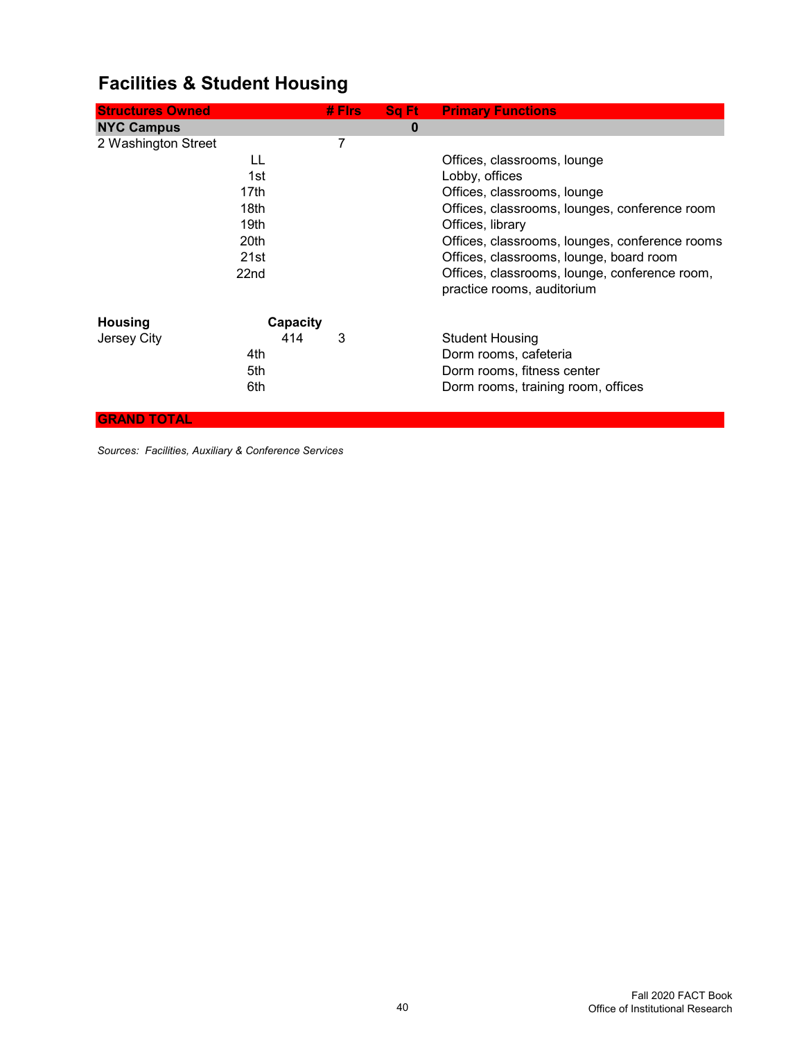## Facilities & Student Housing

| Structures Owned | | # Flrs | Sq Ft | Primary Functions |
|---|---|---|---|---|
| **NYC Campus** | | | **0** | |
| 2 Washington Street | | 7 | | |
| | LL | | | Offices, classrooms, lounge |
| | 1st | | | Lobby, offices |
| | 17th | | | Offices, classrooms, lounge |
| | 18th | | | Offices, classrooms, lounges, conference room |
| | 19th | | | Offices, library |
| | 20th | | | Offices, classrooms, lounges, conference rooms |
| | 21st | | | Offices, classrooms, lounge, board room |
| | 22nd | | | Offices, classrooms, lounge, conference room, practice rooms, auditorium |
| **Housing** | **Capacity** | | | |
| Jersey City | 414 | 3 | | Student Housing |
| | 4th | | | Dorm rooms, cafeteria |
| | 5th | | | Dorm rooms, fitness center |
| | 6th | | | Dorm rooms, training room, offices |
| **GRAND TOTAL** | | | | |

*Sources: Facilities, Auxiliary & Conference Services*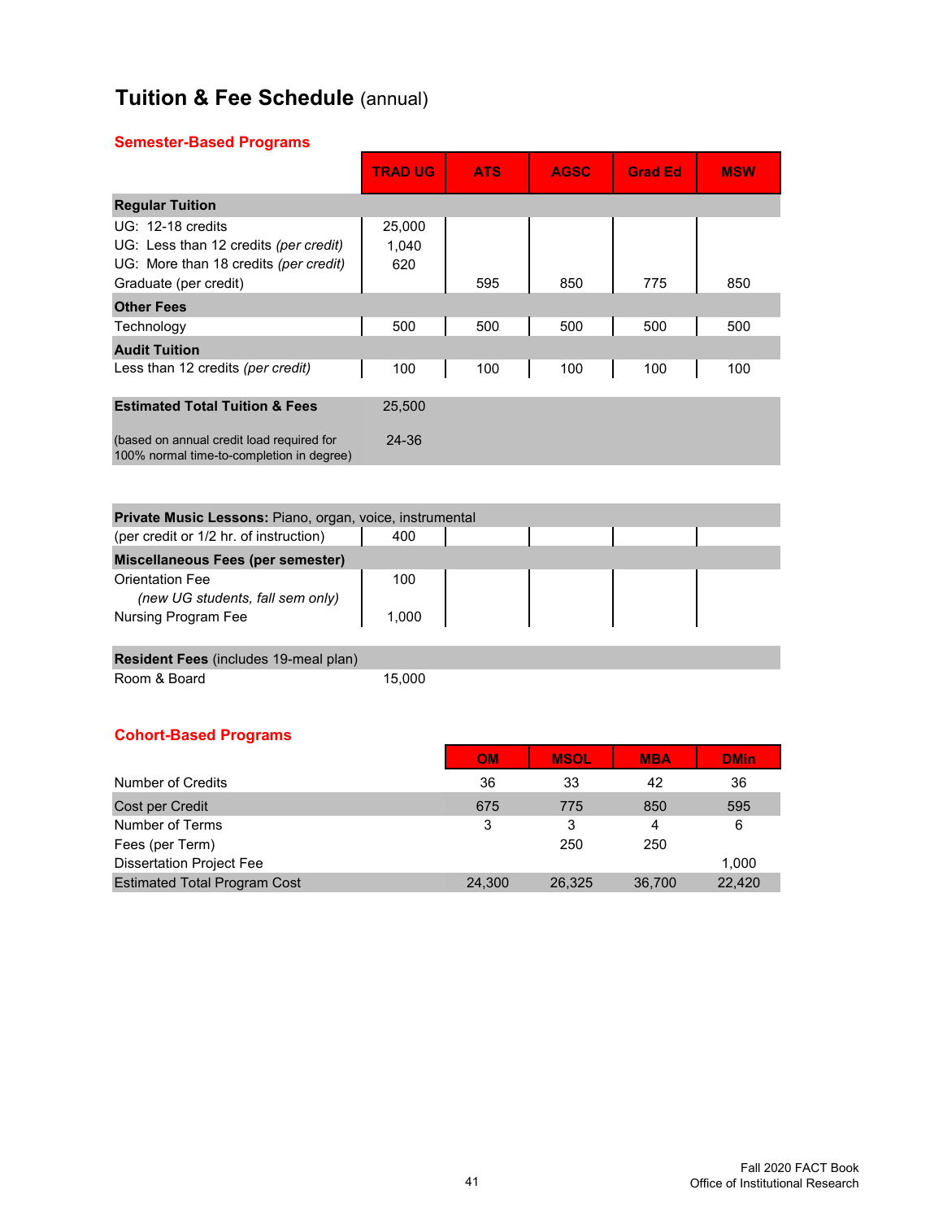# Tuition & Fee Schedule (annual)

## Semester-Based Programs

| | TRAD UG | ATS | AGSC | Grad Ed | MSW |
|---|---|---|---|---|---|
| **Regular Tuition** | | | | | |
| UG: 12-18 credits | 25,000 | | | | |
| UG: Less than 12 credits *(per credit)* | 1,040 | | | | |
| UG: More than 18 credits *(per credit)* | 620 | | | | |
| Graduate (per credit) | | 595 | 850 | 775 | 850 |
| **Other Fees** | | | | | |
| Technology | 500 | 500 | 500 | 500 | 500 |
| **Audit Tuition** | | | | | |
| Less than 12 credits *(per credit)* | 100 | 100 | 100 | 100 | 100 |
| **Estimated Total Tuition & Fees** | 25,500 | | | | |
| (based on annual credit load required for 100% normal time-to-completion in degree) | 24-36 | | | | |

| | | | | | |
|---|---|---|---|---|---|
| **Private Music Lessons:** Piano, organ, voice, instrumental | | | | | |
| (per credit or 1/2 hr. of instruction) | 400 | | | | |
| **Miscellaneous Fees (per semester)** | | | | | |
| Orientation Fee *(new UG students, fall sem only)* | 100 | | | | |
| Nursing Program Fee | 1,000 | | | | |

| | |
|---|---|
| **Resident Fees** (includes 19-meal plan) | |
| Room & Board | 15,000 |

## Cohort-Based Programs

| | OM | MSOL | MBA | DMin |
|---|---|---|---|---|
| Number of Credits | 36 | 33 | 42 | 36 |
| Cost per Credit | 675 | 775 | 850 | 595 |
| Number of Terms | 3 | 3 | 4 | 6 |
| Fees (per Term) | | 250 | 250 | |
| Dissertation Project Fee | | | | 1,000 |
| Estimated Total Program Cost | 24,300 | 26,325 | 36,700 | 22,420 |

Fall 2020 FACT Book
Office of Institutional Research